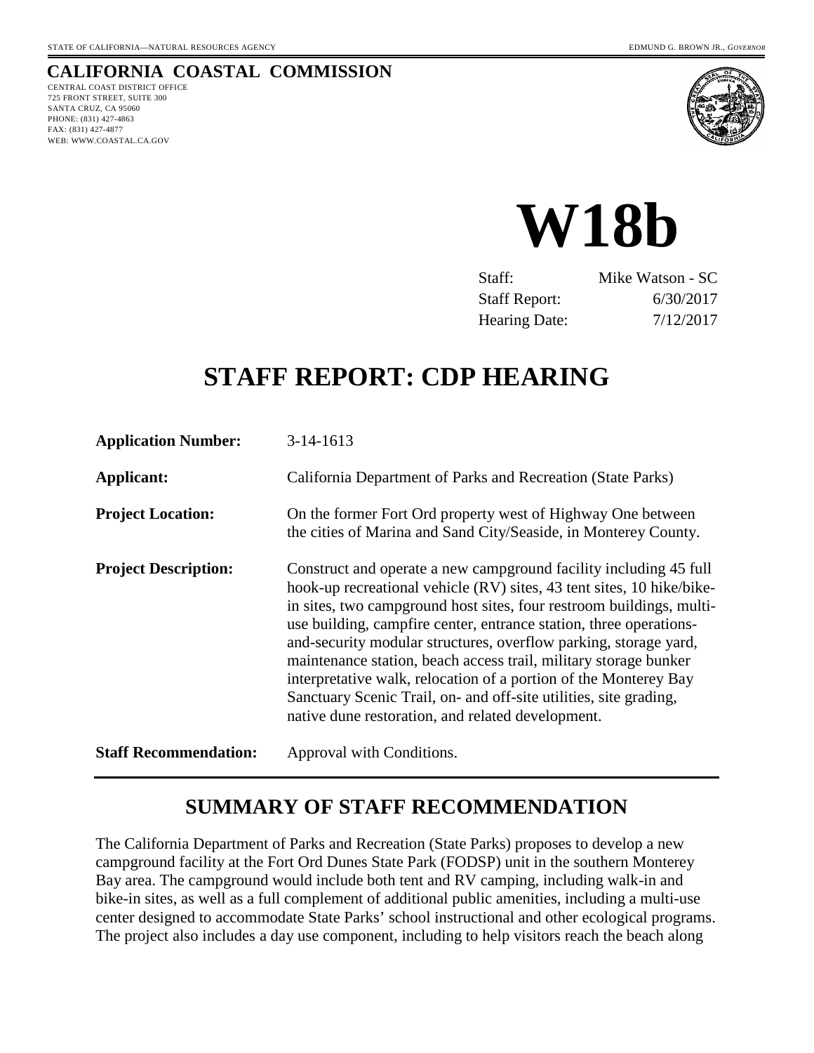STATE OF CALIFORNIA—NATURAL RESOURCES AGENCY

EDMUND G. BROWN JR., *GOVERNOR*

**CALIFORNIA COASTAL COMMISSION**
CENTRAL COAST DISTRICT OFFICE
725 FRONT STREET, SUITE 300
SANTA CRUZ, CA 95060
PHONE: (831) 427-4863
FAX: (831) 427-4877
WEB: WWW.COASTAL.CA.GOV

# W18b

| | |
|---|---|
| Staff: | Mike Watson - SC |
| Staff Report: | 6/30/2017 |
| Hearing Date: | 7/12/2017 |

# STAFF REPORT: CDP HEARING

| | |
|---|---|
| **Application Number:** | 3-14-1613 |
| **Applicant:** | California Department of Parks and Recreation (State Parks) |
| **Project Location:** | On the former Fort Ord property west of Highway One between the cities of Marina and Sand City/Seaside, in Monterey County. |
| **Project Description:** | Construct and operate a new campground facility including 45 full hook-up recreational vehicle (RV) sites, 43 tent sites, 10 hike/bike-in sites, two campground host sites, four restroom buildings, multi-use building, campfire center, entrance station, three operations-and-security modular structures, overflow parking, storage yard, maintenance station, beach access trail, military storage bunker interpretative walk, relocation of a portion of the Monterey Bay Sanctuary Scenic Trail, on- and off-site utilities, site grading, native dune restoration, and related development. |
| **Staff Recommendation:** | Approval with Conditions. |

## SUMMARY OF STAFF RECOMMENDATION

The California Department of Parks and Recreation (State Parks) proposes to develop a new campground facility at the Fort Ord Dunes State Park (FODSP) unit in the southern Monterey Bay area. The campground would include both tent and RV camping, including walk-in and bike-in sites, as well as a full complement of additional public amenities, including a multi-use center designed to accommodate State Parks' school instructional and other ecological programs. The project also includes a day use component, including to help visitors reach the beach along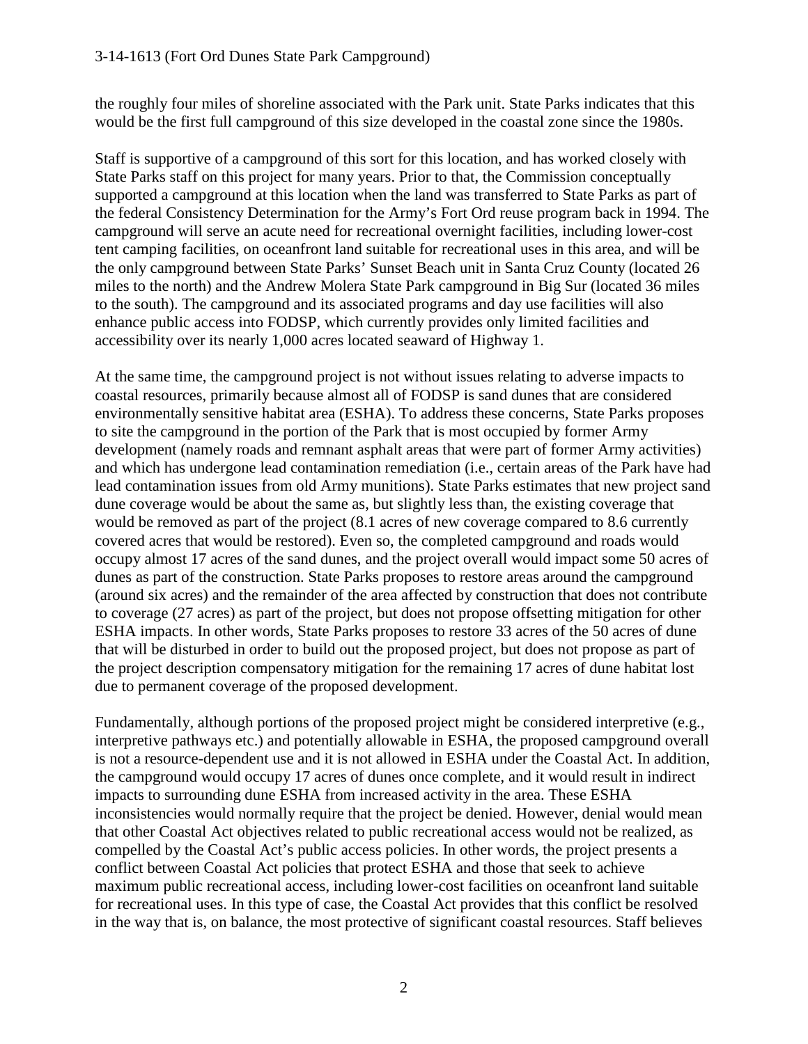the roughly four miles of shoreline associated with the Park unit. State Parks indicates that this would be the first full campground of this size developed in the coastal zone since the 1980s.

Staff is supportive of a campground of this sort for this location, and has worked closely with State Parks staff on this project for many years. Prior to that, the Commission conceptually supported a campground at this location when the land was transferred to State Parks as part of the federal Consistency Determination for the Army's Fort Ord reuse program back in 1994. The campground will serve an acute need for recreational overnight facilities, including lower-cost tent camping facilities, on oceanfront land suitable for recreational uses in this area, and will be the only campground between State Parks' Sunset Beach unit in Santa Cruz County (located 26 miles to the north) and the Andrew Molera State Park campground in Big Sur (located 36 miles to the south). The campground and its associated programs and day use facilities will also enhance public access into FODSP, which currently provides only limited facilities and accessibility over its nearly 1,000 acres located seaward of Highway 1.

At the same time, the campground project is not without issues relating to adverse impacts to coastal resources, primarily because almost all of FODSP is sand dunes that are considered environmentally sensitive habitat area (ESHA). To address these concerns, State Parks proposes to site the campground in the portion of the Park that is most occupied by former Army development (namely roads and remnant asphalt areas that were part of former Army activities) and which has undergone lead contamination remediation (i.e., certain areas of the Park have had lead contamination issues from old Army munitions). State Parks estimates that new project sand dune coverage would be about the same as, but slightly less than, the existing coverage that would be removed as part of the project (8.1 acres of new coverage compared to 8.6 currently covered acres that would be restored). Even so, the completed campground and roads would occupy almost 17 acres of the sand dunes, and the project overall would impact some 50 acres of dunes as part of the construction. State Parks proposes to restore areas around the campground (around six acres) and the remainder of the area affected by construction that does not contribute to coverage (27 acres) as part of the project, but does not propose offsetting mitigation for other ESHA impacts. In other words, State Parks proposes to restore 33 acres of the 50 acres of dune that will be disturbed in order to build out the proposed project, but does not propose as part of the project description compensatory mitigation for the remaining 17 acres of dune habitat lost due to permanent coverage of the proposed development.

Fundamentally, although portions of the proposed project might be considered interpretive (e.g., interpretive pathways etc.) and potentially allowable in ESHA, the proposed campground overall is not a resource-dependent use and it is not allowed in ESHA under the Coastal Act. In addition, the campground would occupy 17 acres of dunes once complete, and it would result in indirect impacts to surrounding dune ESHA from increased activity in the area. These ESHA inconsistencies would normally require that the project be denied. However, denial would mean that other Coastal Act objectives related to public recreational access would not be realized, as compelled by the Coastal Act's public access policies. In other words, the project presents a conflict between Coastal Act policies that protect ESHA and those that seek to achieve maximum public recreational access, including lower-cost facilities on oceanfront land suitable for recreational uses. In this type of case, the Coastal Act provides that this conflict be resolved in the way that is, on balance, the most protective of significant coastal resources. Staff believes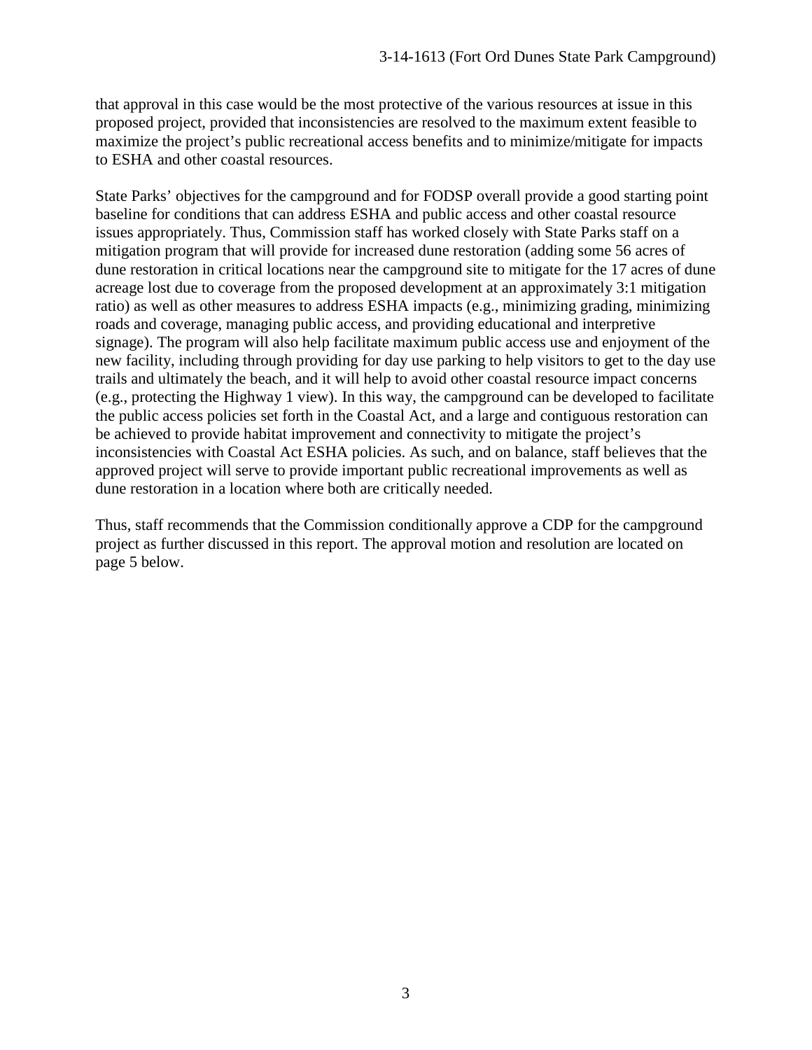that approval in this case would be the most protective of the various resources at issue in this proposed project, provided that inconsistencies are resolved to the maximum extent feasible to maximize the project's public recreational access benefits and to minimize/mitigate for impacts to ESHA and other coastal resources.

State Parks' objectives for the campground and for FODSP overall provide a good starting point baseline for conditions that can address ESHA and public access and other coastal resource issues appropriately. Thus, Commission staff has worked closely with State Parks staff on a mitigation program that will provide for increased dune restoration (adding some 56 acres of dune restoration in critical locations near the campground site to mitigate for the 17 acres of dune acreage lost due to coverage from the proposed development at an approximately 3:1 mitigation ratio) as well as other measures to address ESHA impacts (e.g., minimizing grading, minimizing roads and coverage, managing public access, and providing educational and interpretive signage). The program will also help facilitate maximum public access use and enjoyment of the new facility, including through providing for day use parking to help visitors to get to the day use trails and ultimately the beach, and it will help to avoid other coastal resource impact concerns (e.g., protecting the Highway 1 view). In this way, the campground can be developed to facilitate the public access policies set forth in the Coastal Act, and a large and contiguous restoration can be achieved to provide habitat improvement and connectivity to mitigate the project's inconsistencies with Coastal Act ESHA policies. As such, and on balance, staff believes that the approved project will serve to provide important public recreational improvements as well as dune restoration in a location where both are critically needed.

Thus, staff recommends that the Commission conditionally approve a CDP for the campground project as further discussed in this report. The approval motion and resolution are located on page 5 below.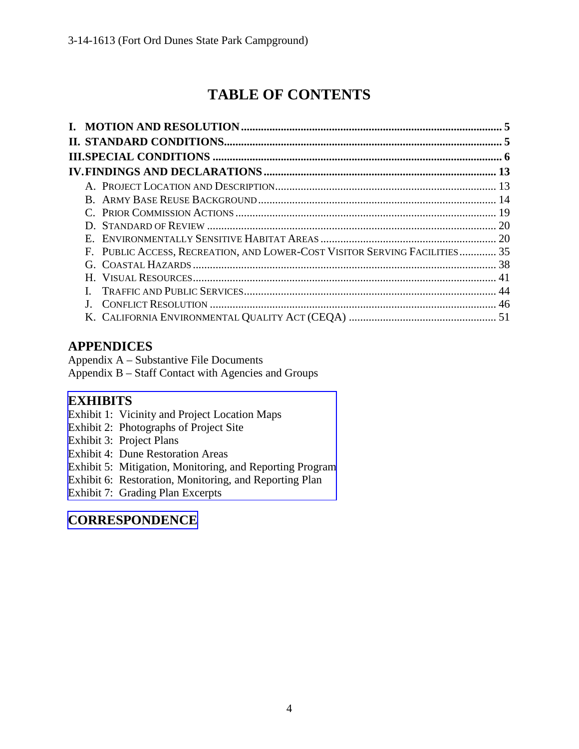# TABLE OF CONTENTS

**I. MOTION AND RESOLUTION** .......... **5**
**II. STANDARD CONDITIONS** .......... **5**
**III. SPECIAL CONDITIONS** .......... **6**
**IV. FINDINGS AND DECLARATIONS** .......... **13**

- A. Project Location and Description .......... 13
- B. Army Base Reuse Background .......... 14
- C. Prior Commission Actions .......... 19
- D. Standard of Review .......... 20
- E. Environmentally Sensitive Habitat Areas .......... 20
- F. Public Access, Recreation, and Lower-Cost Visitor Serving Facilities .......... 35
- G. Coastal Hazards .......... 38
- H. Visual Resources .......... 41
- I. Traffic and Public Services .......... 44
- J. Conflict Resolution .......... 46
- K. California Environmental Quality Act (CEQA) .......... 51

## APPENDICES

Appendix A – Substantive File Documents
Appendix B – Staff Contact with Agencies and Groups

## EXHIBITS

Exhibit 1: Vicinity and Project Location Maps
Exhibit 2: Photographs of Project Site
Exhibit 3: Project Plans
Exhibit 4: Dune Restoration Areas
Exhibit 5: Mitigation, Monitoring, and Reporting Program
Exhibit 6: Restoration, Monitoring, and Reporting Plan
Exhibit 7: Grading Plan Excerpts

## CORRESPONDENCE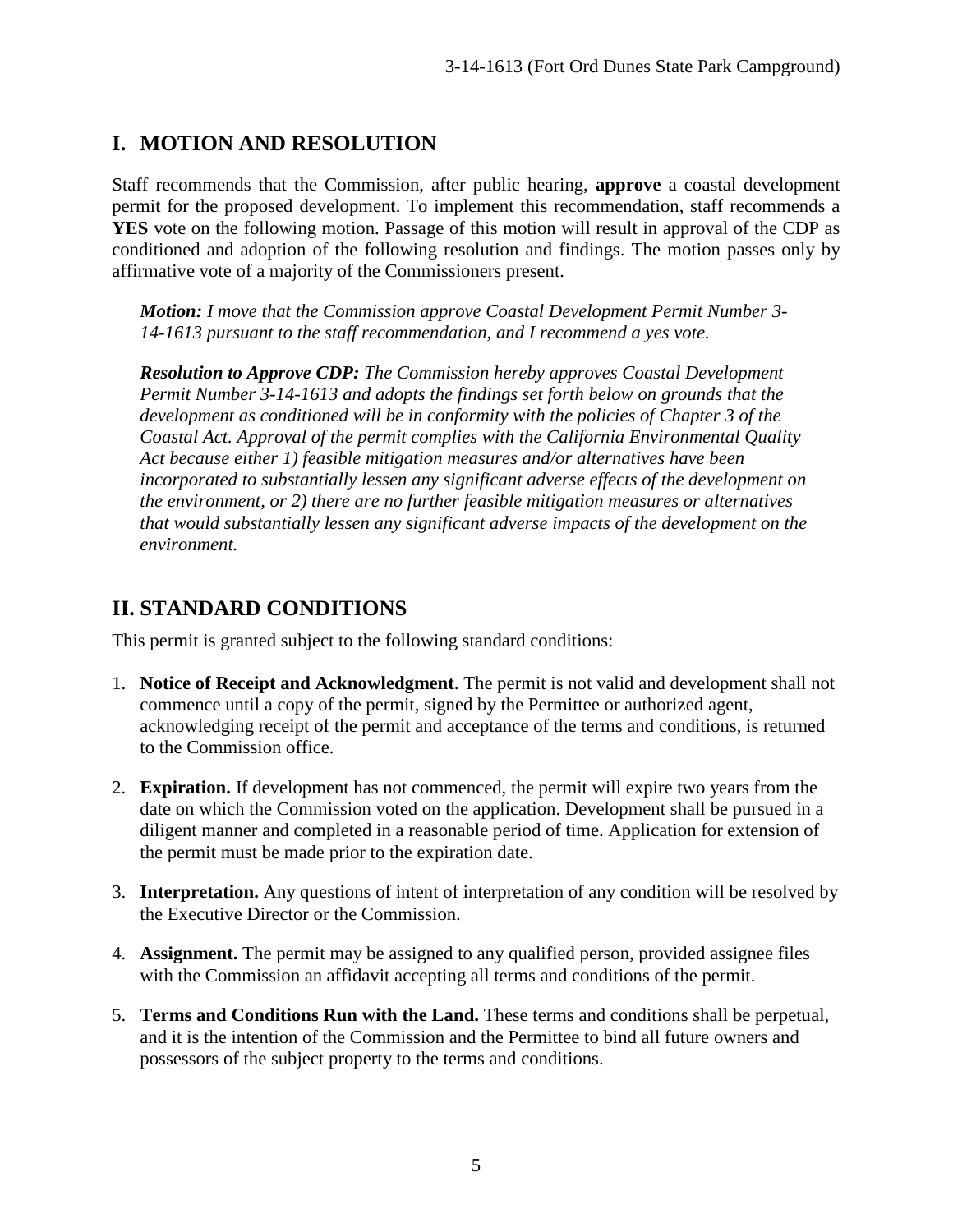## I. MOTION AND RESOLUTION

Staff recommends that the Commission, after public hearing, **approve** a coastal development permit for the proposed development. To implement this recommendation, staff recommends a **YES** vote on the following motion. Passage of this motion will result in approval of the CDP as conditioned and adoption of the following resolution and findings. The motion passes only by affirmative vote of a majority of the Commissioners present.

> ***Motion:*** *I move that the Commission approve Coastal Development Permit Number 3-14-1613 pursuant to the staff recommendation, and I recommend a yes vote.*
>
> ***Resolution to Approve CDP:*** *The Commission hereby approves Coastal Development Permit Number 3-14-1613 and adopts the findings set forth below on grounds that the development as conditioned will be in conformity with the policies of Chapter 3 of the Coastal Act. Approval of the permit complies with the California Environmental Quality Act because either 1) feasible mitigation measures and/or alternatives have been incorporated to substantially lessen any significant adverse effects of the development on the environment, or 2) there are no further feasible mitigation measures or alternatives that would substantially lessen any significant adverse impacts of the development on the environment.*

## II. STANDARD CONDITIONS

This permit is granted subject to the following standard conditions:

1. **Notice of Receipt and Acknowledgment**. The permit is not valid and development shall not commence until a copy of the permit, signed by the Permittee or authorized agent, acknowledging receipt of the permit and acceptance of the terms and conditions, is returned to the Commission office.

2. **Expiration.** If development has not commenced, the permit will expire two years from the date on which the Commission voted on the application. Development shall be pursued in a diligent manner and completed in a reasonable period of time. Application for extension of the permit must be made prior to the expiration date.

3. **Interpretation.** Any questions of intent of interpretation of any condition will be resolved by the Executive Director or the Commission.

4. **Assignment.** The permit may be assigned to any qualified person, provided assignee files with the Commission an affidavit accepting all terms and conditions of the permit.

5. **Terms and Conditions Run with the Land.** These terms and conditions shall be perpetual, and it is the intention of the Commission and the Permittee to bind all future owners and possessors of the subject property to the terms and conditions.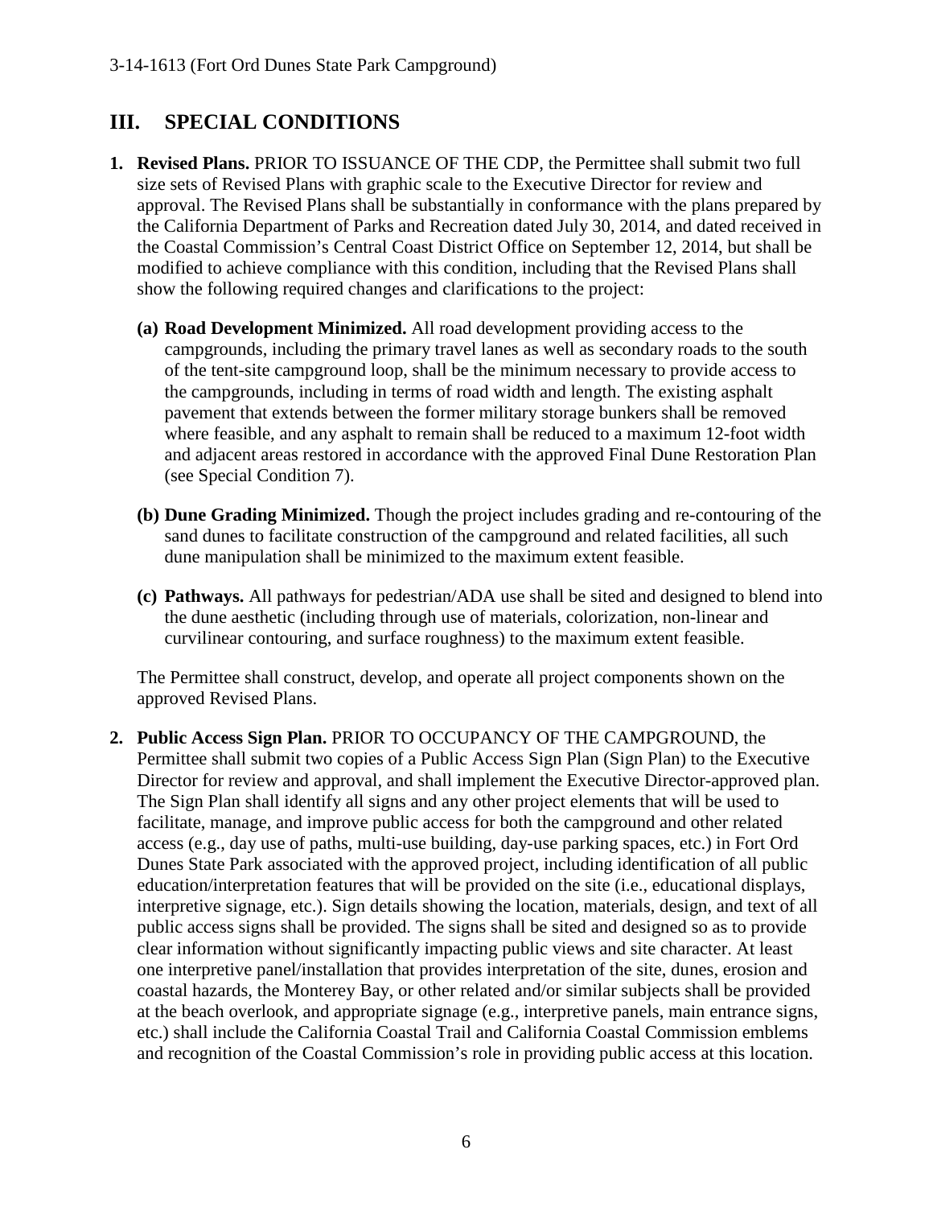## III. SPECIAL CONDITIONS

1. **Revised Plans.** PRIOR TO ISSUANCE OF THE CDP, the Permittee shall submit two full size sets of Revised Plans with graphic scale to the Executive Director for review and approval. The Revised Plans shall be substantially in conformance with the plans prepared by the California Department of Parks and Recreation dated July 30, 2014, and dated received in the Coastal Commission's Central Coast District Office on September 12, 2014, but shall be modified to achieve compliance with this condition, including that the Revised Plans shall show the following required changes and clarifications to the project:

   **(a) Road Development Minimized.** All road development providing access to the campgrounds, including the primary travel lanes as well as secondary roads to the south of the tent-site campground loop, shall be the minimum necessary to provide access to the campgrounds, including in terms of road width and length. The existing asphalt pavement that extends between the former military storage bunkers shall be removed where feasible, and any asphalt to remain shall be reduced to a maximum 12-foot width and adjacent areas restored in accordance with the approved Final Dune Restoration Plan (see Special Condition 7).

   **(b) Dune Grading Minimized.** Though the project includes grading and re-contouring of the sand dunes to facilitate construction of the campground and related facilities, all such dune manipulation shall be minimized to the maximum extent feasible.

   **(c) Pathways.** All pathways for pedestrian/ADA use shall be sited and designed to blend into the dune aesthetic (including through use of materials, colorization, non-linear and curvilinear contouring, and surface roughness) to the maximum extent feasible.

   The Permittee shall construct, develop, and operate all project components shown on the approved Revised Plans.

2. **Public Access Sign Plan.** PRIOR TO OCCUPANCY OF THE CAMPGROUND, the Permittee shall submit two copies of a Public Access Sign Plan (Sign Plan) to the Executive Director for review and approval, and shall implement the Executive Director-approved plan. The Sign Plan shall identify all signs and any other project elements that will be used to facilitate, manage, and improve public access for both the campground and other related access (e.g., day use of paths, multi-use building, day-use parking spaces, etc.) in Fort Ord Dunes State Park associated with the approved project, including identification of all public education/interpretation features that will be provided on the site (i.e., educational displays, interpretive signage, etc.). Sign details showing the location, materials, design, and text of all public access signs shall be provided. The signs shall be sited and designed so as to provide clear information without significantly impacting public views and site character. At least one interpretive panel/installation that provides interpretation of the site, dunes, erosion and coastal hazards, the Monterey Bay, or other related and/or similar subjects shall be provided at the beach overlook, and appropriate signage (e.g., interpretive panels, main entrance signs, etc.) shall include the California Coastal Trail and California Coastal Commission emblems and recognition of the Coastal Commission's role in providing public access at this location.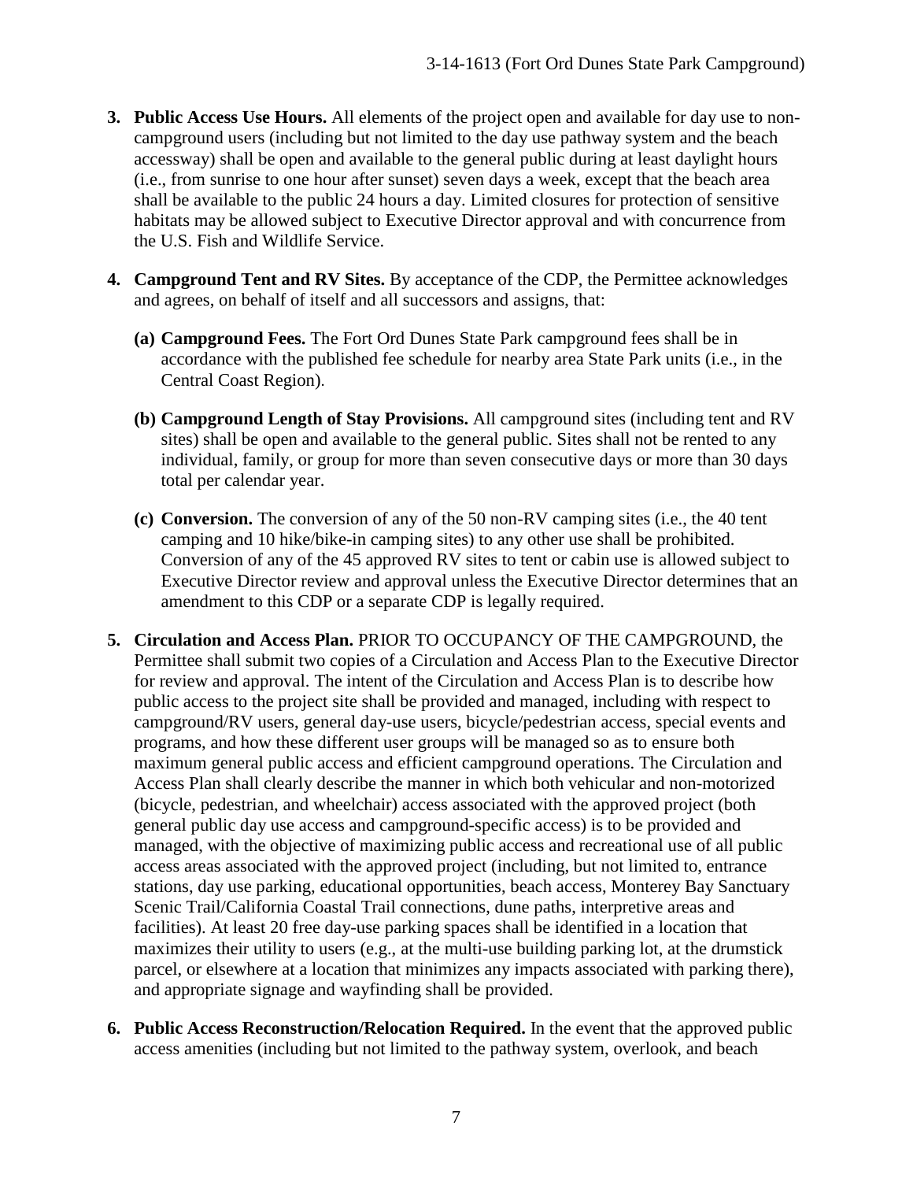3. **Public Access Use Hours.** All elements of the project open and available for day use to non-campground users (including but not limited to the day use pathway system and the beach accessway) shall be open and available to the general public during at least daylight hours (i.e., from sunrise to one hour after sunset) seven days a week, except that the beach area shall be available to the public 24 hours a day. Limited closures for protection of sensitive habitats may be allowed subject to Executive Director approval and with concurrence from the U.S. Fish and Wildlife Service.

4. **Campground Tent and RV Sites.** By acceptance of the CDP, the Permittee acknowledges and agrees, on behalf of itself and all successors and assigns, that:

   **(a) Campground Fees.** The Fort Ord Dunes State Park campground fees shall be in accordance with the published fee schedule for nearby area State Park units (i.e., in the Central Coast Region).

   **(b) Campground Length of Stay Provisions.** All campground sites (including tent and RV sites) shall be open and available to the general public. Sites shall not be rented to any individual, family, or group for more than seven consecutive days or more than 30 days total per calendar year.

   **(c) Conversion.** The conversion of any of the 50 non-RV camping sites (i.e., the 40 tent camping and 10 hike/bike-in camping sites) to any other use shall be prohibited. Conversion of any of the 45 approved RV sites to tent or cabin use is allowed subject to Executive Director review and approval unless the Executive Director determines that an amendment to this CDP or a separate CDP is legally required.

5. **Circulation and Access Plan.** PRIOR TO OCCUPANCY OF THE CAMPGROUND, the Permittee shall submit two copies of a Circulation and Access Plan to the Executive Director for review and approval. The intent of the Circulation and Access Plan is to describe how public access to the project site shall be provided and managed, including with respect to campground/RV users, general day-use users, bicycle/pedestrian access, special events and programs, and how these different user groups will be managed so as to ensure both maximum general public access and efficient campground operations. The Circulation and Access Plan shall clearly describe the manner in which both vehicular and non-motorized (bicycle, pedestrian, and wheelchair) access associated with the approved project (both general public day use access and campground-specific access) is to be provided and managed, with the objective of maximizing public access and recreational use of all public access areas associated with the approved project (including, but not limited to, entrance stations, day use parking, educational opportunities, beach access, Monterey Bay Sanctuary Scenic Trail/California Coastal Trail connections, dune paths, interpretive areas and facilities). At least 20 free day-use parking spaces shall be identified in a location that maximizes their utility to users (e.g., at the multi-use building parking lot, at the drumstick parcel, or elsewhere at a location that minimizes any impacts associated with parking there), and appropriate signage and wayfinding shall be provided.

6. **Public Access Reconstruction/Relocation Required.** In the event that the approved public access amenities (including but not limited to the pathway system, overlook, and beach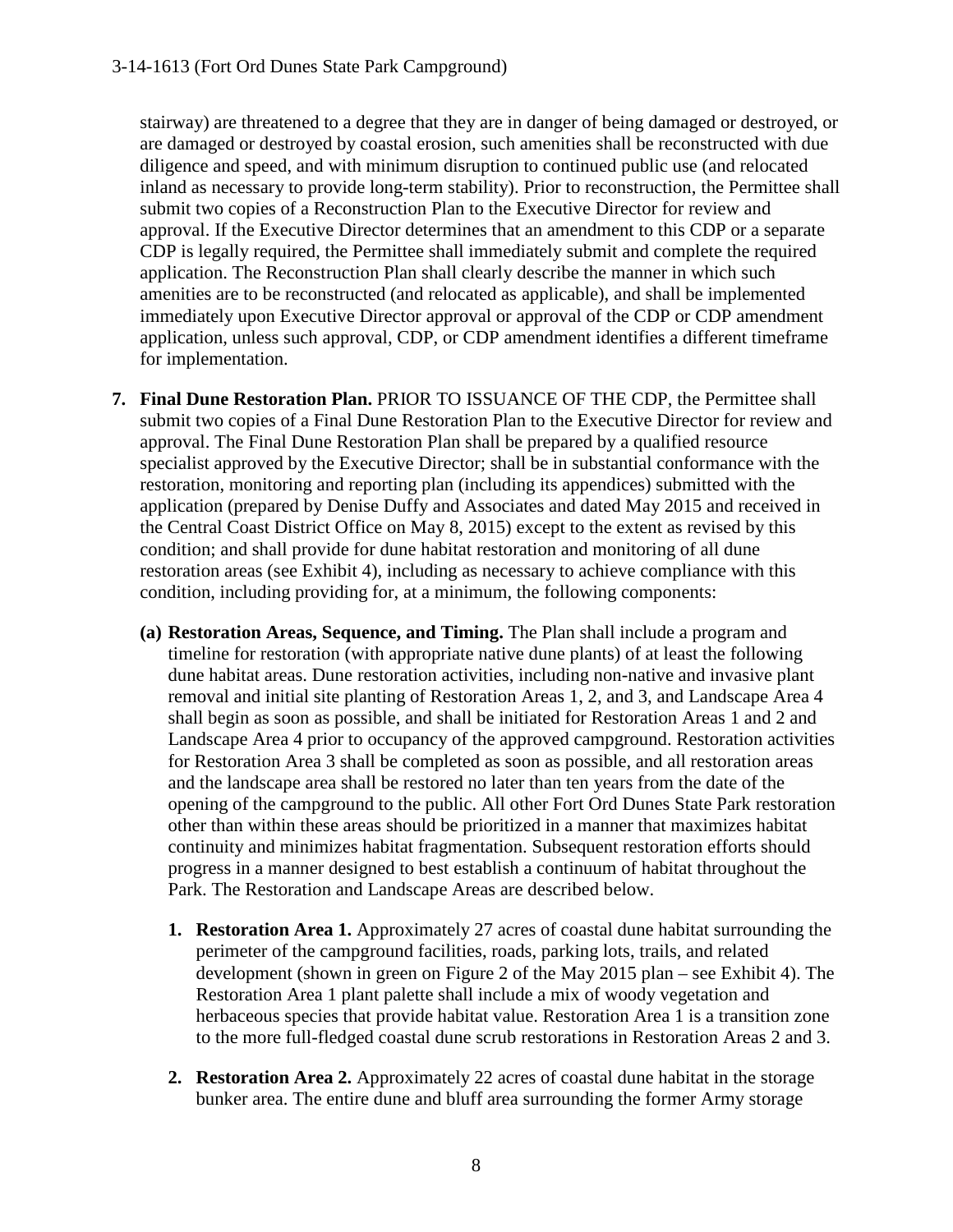stairway) are threatened to a degree that they are in danger of being damaged or destroyed, or are damaged or destroyed by coastal erosion, such amenities shall be reconstructed with due diligence and speed, and with minimum disruption to continued public use (and relocated inland as necessary to provide long-term stability). Prior to reconstruction, the Permittee shall submit two copies of a Reconstruction Plan to the Executive Director for review and approval. If the Executive Director determines that an amendment to this CDP or a separate CDP is legally required, the Permittee shall immediately submit and complete the required application. The Reconstruction Plan shall clearly describe the manner in which such amenities are to be reconstructed (and relocated as applicable), and shall be implemented immediately upon Executive Director approval or approval of the CDP or CDP amendment application, unless such approval, CDP, or CDP amendment identifies a different timeframe for implementation.

7. **Final Dune Restoration Plan.** PRIOR TO ISSUANCE OF THE CDP, the Permittee shall submit two copies of a Final Dune Restoration Plan to the Executive Director for review and approval. The Final Dune Restoration Plan shall be prepared by a qualified resource specialist approved by the Executive Director; shall be in substantial conformance with the restoration, monitoring and reporting plan (including its appendices) submitted with the application (prepared by Denise Duffy and Associates and dated May 2015 and received in the Central Coast District Office on May 8, 2015) except to the extent as revised by this condition; and shall provide for dune habitat restoration and monitoring of all dune restoration areas (see Exhibit 4), including as necessary to achieve compliance with this condition, including providing for, at a minimum, the following components:

   **(a) Restoration Areas, Sequence, and Timing.** The Plan shall include a program and timeline for restoration (with appropriate native dune plants) of at least the following dune habitat areas. Dune restoration activities, including non-native and invasive plant removal and initial site planting of Restoration Areas 1, 2, and 3, and Landscape Area 4 shall begin as soon as possible, and shall be initiated for Restoration Areas 1 and 2 and Landscape Area 4 prior to occupancy of the approved campground. Restoration activities for Restoration Area 3 shall be completed as soon as possible, and all restoration areas and the landscape area shall be restored no later than ten years from the date of the opening of the campground to the public. All other Fort Ord Dunes State Park restoration other than within these areas should be prioritized in a manner that maximizes habitat continuity and minimizes habitat fragmentation. Subsequent restoration efforts should progress in a manner designed to best establish a continuum of habitat throughout the Park. The Restoration and Landscape Areas are described below.

      1. **Restoration Area 1.** Approximately 27 acres of coastal dune habitat surrounding the perimeter of the campground facilities, roads, parking lots, trails, and related development (shown in green on Figure 2 of the May 2015 plan – see Exhibit 4). The Restoration Area 1 plant palette shall include a mix of woody vegetation and herbaceous species that provide habitat value. Restoration Area 1 is a transition zone to the more full-fledged coastal dune scrub restorations in Restoration Areas 2 and 3.

      2. **Restoration Area 2.** Approximately 22 acres of coastal dune habitat in the storage bunker area. The entire dune and bluff area surrounding the former Army storage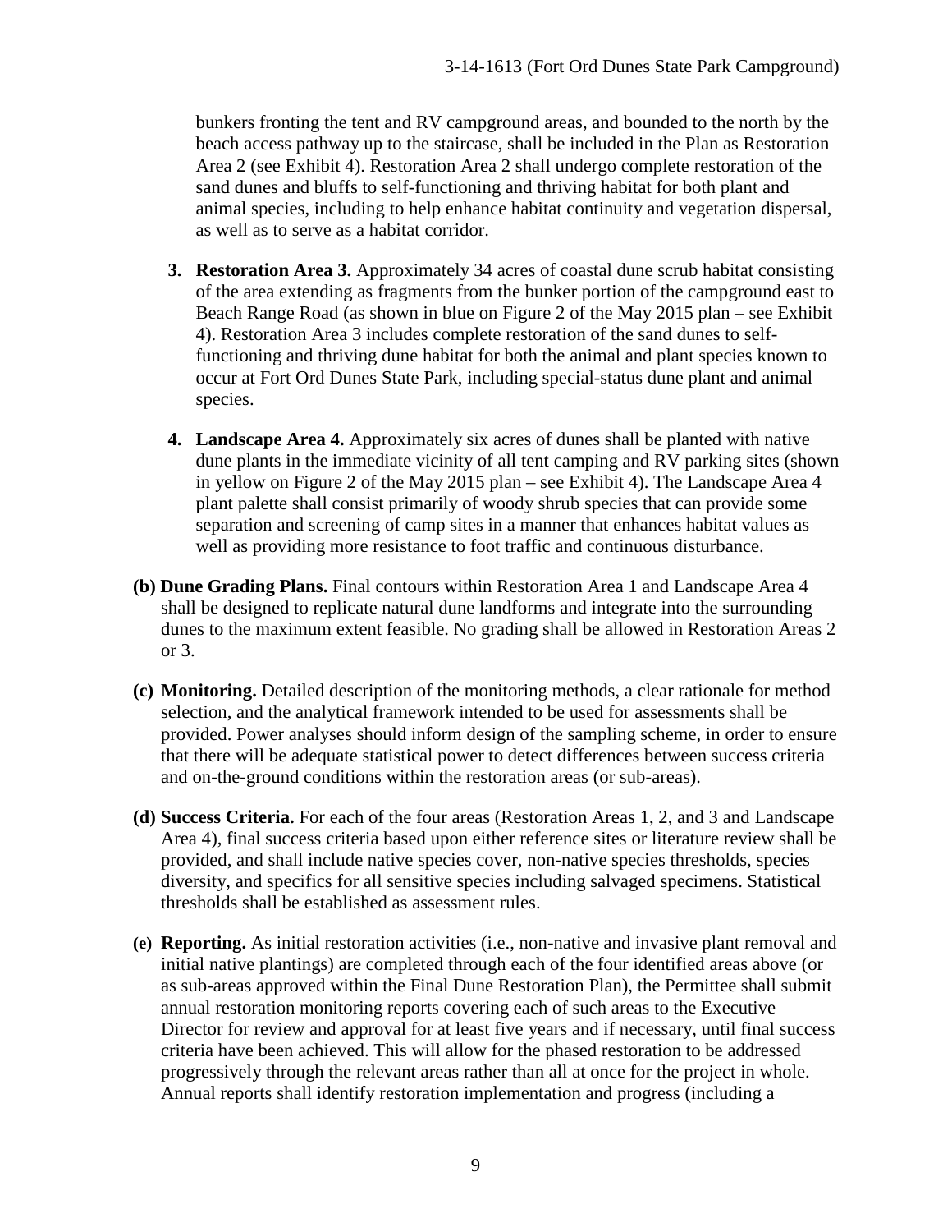bunkers fronting the tent and RV campground areas, and bounded to the north by the beach access pathway up to the staircase, shall be included in the Plan as Restoration Area 2 (see Exhibit 4). Restoration Area 2 shall undergo complete restoration of the sand dunes and bluffs to self-functioning and thriving habitat for both plant and animal species, including to help enhance habitat continuity and vegetation dispersal, as well as to serve as a habitat corridor.

3. **Restoration Area 3.** Approximately 34 acres of coastal dune scrub habitat consisting of the area extending as fragments from the bunker portion of the campground east to Beach Range Road (as shown in blue on Figure 2 of the May 2015 plan – see Exhibit 4). Restoration Area 3 includes complete restoration of the sand dunes to self-functioning and thriving dune habitat for both the animal and plant species known to occur at Fort Ord Dunes State Park, including special-status dune plant and animal species.

4. **Landscape Area 4.** Approximately six acres of dunes shall be planted with native dune plants in the immediate vicinity of all tent camping and RV parking sites (shown in yellow on Figure 2 of the May 2015 plan – see Exhibit 4). The Landscape Area 4 plant palette shall consist primarily of woody shrub species that can provide some separation and screening of camp sites in a manner that enhances habitat values as well as providing more resistance to foot traffic and continuous disturbance.

**(b) Dune Grading Plans.** Final contours within Restoration Area 1 and Landscape Area 4 shall be designed to replicate natural dune landforms and integrate into the surrounding dunes to the maximum extent feasible. No grading shall be allowed in Restoration Areas 2 or 3.

**(c) Monitoring.** Detailed description of the monitoring methods, a clear rationale for method selection, and the analytical framework intended to be used for assessments shall be provided. Power analyses should inform design of the sampling scheme, in order to ensure that there will be adequate statistical power to detect differences between success criteria and on-the-ground conditions within the restoration areas (or sub-areas).

**(d) Success Criteria.** For each of the four areas (Restoration Areas 1, 2, and 3 and Landscape Area 4), final success criteria based upon either reference sites or literature review shall be provided, and shall include native species cover, non-native species thresholds, species diversity, and specifics for all sensitive species including salvaged specimens. Statistical thresholds shall be established as assessment rules.

**(e) Reporting.** As initial restoration activities (i.e., non-native and invasive plant removal and initial native plantings) are completed through each of the four identified areas above (or as sub-areas approved within the Final Dune Restoration Plan), the Permittee shall submit annual restoration monitoring reports covering each of such areas to the Executive Director for review and approval for at least five years and if necessary, until final success criteria have been achieved. This will allow for the phased restoration to be addressed progressively through the relevant areas rather than all at once for the project in whole. Annual reports shall identify restoration implementation and progress (including a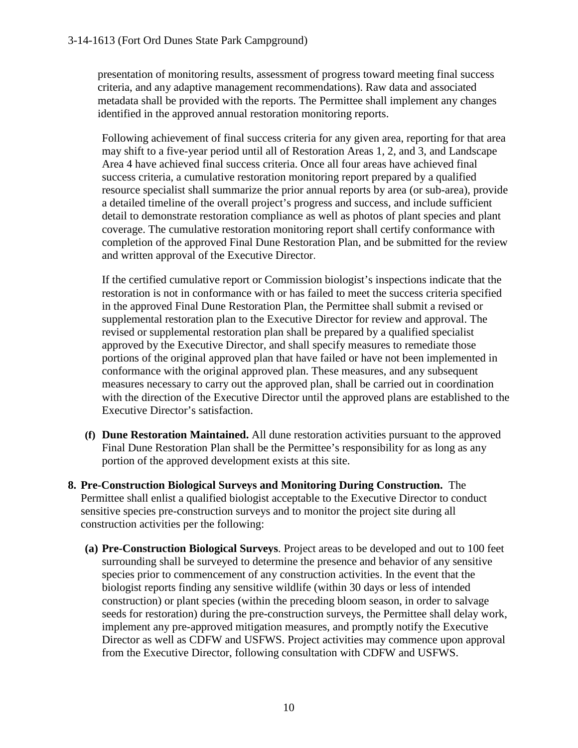presentation of monitoring results, assessment of progress toward meeting final success criteria, and any adaptive management recommendations). Raw data and associated metadata shall be provided with the reports. The Permittee shall implement any changes identified in the approved annual restoration monitoring reports.

Following achievement of final success criteria for any given area, reporting for that area may shift to a five-year period until all of Restoration Areas 1, 2, and 3, and Landscape Area 4 have achieved final success criteria. Once all four areas have achieved final success criteria, a cumulative restoration monitoring report prepared by a qualified resource specialist shall summarize the prior annual reports by area (or sub-area), provide a detailed timeline of the overall project's progress and success, and include sufficient detail to demonstrate restoration compliance as well as photos of plant species and plant coverage. The cumulative restoration monitoring report shall certify conformance with completion of the approved Final Dune Restoration Plan, and be submitted for the review and written approval of the Executive Director.

If the certified cumulative report or Commission biologist's inspections indicate that the restoration is not in conformance with or has failed to meet the success criteria specified in the approved Final Dune Restoration Plan, the Permittee shall submit a revised or supplemental restoration plan to the Executive Director for review and approval. The revised or supplemental restoration plan shall be prepared by a qualified specialist approved by the Executive Director, and shall specify measures to remediate those portions of the original approved plan that have failed or have not been implemented in conformance with the original approved plan. These measures, and any subsequent measures necessary to carry out the approved plan, shall be carried out in coordination with the direction of the Executive Director until the approved plans are established to the Executive Director's satisfaction.

**(f) Dune Restoration Maintained.** All dune restoration activities pursuant to the approved Final Dune Restoration Plan shall be the Permittee's responsibility for as long as any portion of the approved development exists at this site.

**8. Pre-Construction Biological Surveys and Monitoring During Construction.** The Permittee shall enlist a qualified biologist acceptable to the Executive Director to conduct sensitive species pre-construction surveys and to monitor the project site during all construction activities per the following:

**(a) Pre-Construction Biological Surveys**. Project areas to be developed and out to 100 feet surrounding shall be surveyed to determine the presence and behavior of any sensitive species prior to commencement of any construction activities. In the event that the biologist reports finding any sensitive wildlife (within 30 days or less of intended construction) or plant species (within the preceding bloom season, in order to salvage seeds for restoration) during the pre-construction surveys, the Permittee shall delay work, implement any pre-approved mitigation measures, and promptly notify the Executive Director as well as CDFW and USFWS. Project activities may commence upon approval from the Executive Director, following consultation with CDFW and USFWS.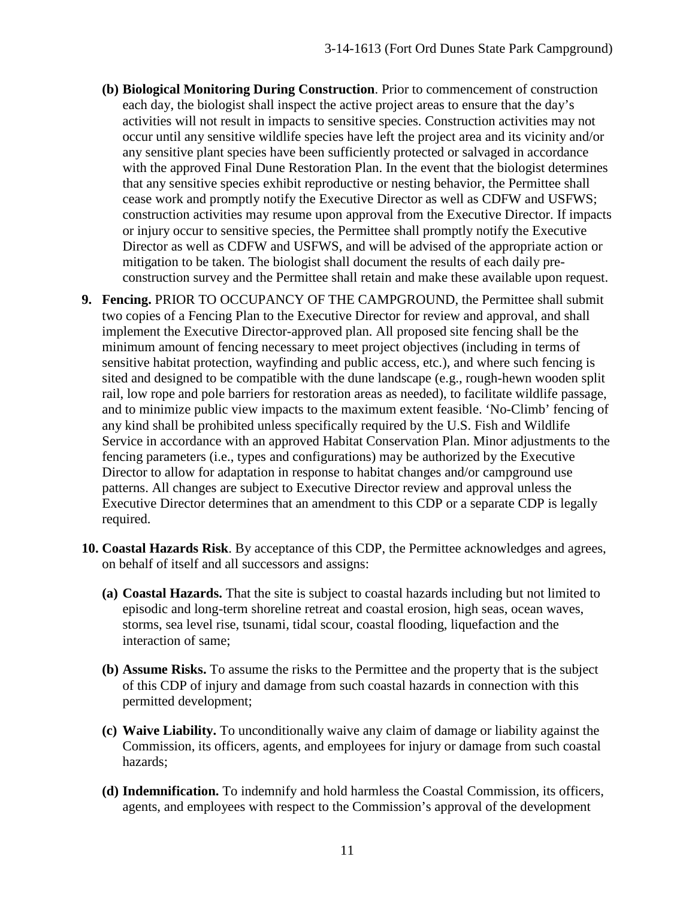**(b) Biological Monitoring During Construction**. Prior to commencement of construction each day, the biologist shall inspect the active project areas to ensure that the day's activities will not result in impacts to sensitive species. Construction activities may not occur until any sensitive wildlife species have left the project area and its vicinity and/or any sensitive plant species have been sufficiently protected or salvaged in accordance with the approved Final Dune Restoration Plan. In the event that the biologist determines that any sensitive species exhibit reproductive or nesting behavior, the Permittee shall cease work and promptly notify the Executive Director as well as CDFW and USFWS; construction activities may resume upon approval from the Executive Director. If impacts or injury occur to sensitive species, the Permittee shall promptly notify the Executive Director as well as CDFW and USFWS, and will be advised of the appropriate action or mitigation to be taken. The biologist shall document the results of each daily pre-construction survey and the Permittee shall retain and make these available upon request.

**9. Fencing.** PRIOR TO OCCUPANCY OF THE CAMPGROUND, the Permittee shall submit two copies of a Fencing Plan to the Executive Director for review and approval, and shall implement the Executive Director-approved plan. All proposed site fencing shall be the minimum amount of fencing necessary to meet project objectives (including in terms of sensitive habitat protection, wayfinding and public access, etc.), and where such fencing is sited and designed to be compatible with the dune landscape (e.g., rough-hewn wooden split rail, low rope and pole barriers for restoration areas as needed), to facilitate wildlife passage, and to minimize public view impacts to the maximum extent feasible. 'No-Climb' fencing of any kind shall be prohibited unless specifically required by the U.S. Fish and Wildlife Service in accordance with an approved Habitat Conservation Plan. Minor adjustments to the fencing parameters (i.e., types and configurations) may be authorized by the Executive Director to allow for adaptation in response to habitat changes and/or campground use patterns. All changes are subject to Executive Director review and approval unless the Executive Director determines that an amendment to this CDP or a separate CDP is legally required.

**10. Coastal Hazards Risk**. By acceptance of this CDP, the Permittee acknowledges and agrees, on behalf of itself and all successors and assigns:

**(a) Coastal Hazards.** That the site is subject to coastal hazards including but not limited to episodic and long-term shoreline retreat and coastal erosion, high seas, ocean waves, storms, sea level rise, tsunami, tidal scour, coastal flooding, liquefaction and the interaction of same;

**(b) Assume Risks.** To assume the risks to the Permittee and the property that is the subject of this CDP of injury and damage from such coastal hazards in connection with this permitted development;

**(c) Waive Liability.** To unconditionally waive any claim of damage or liability against the Commission, its officers, agents, and employees for injury or damage from such coastal hazards;

**(d) Indemnification.** To indemnify and hold harmless the Coastal Commission, its officers, agents, and employees with respect to the Commission's approval of the development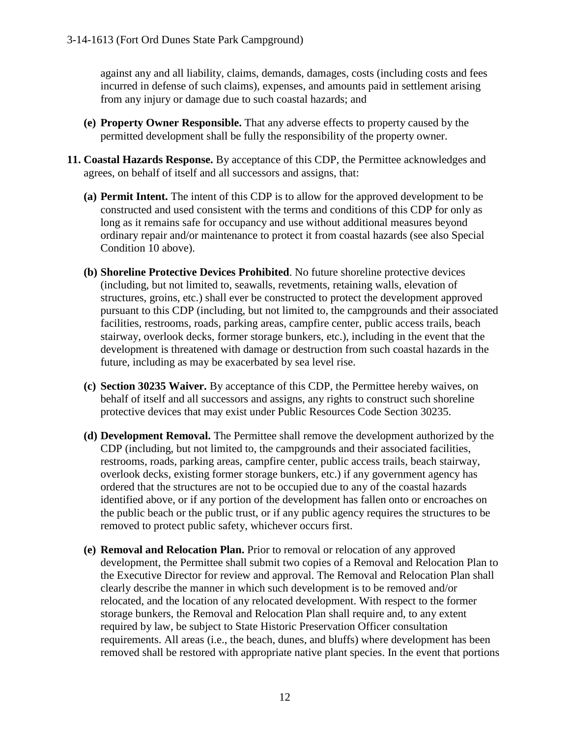against any and all liability, claims, demands, damages, costs (including costs and fees incurred in defense of such claims), expenses, and amounts paid in settlement arising from any injury or damage due to such coastal hazards; and

**(e) Property Owner Responsible.** That any adverse effects to property caused by the permitted development shall be fully the responsibility of the property owner.

**11. Coastal Hazards Response.** By acceptance of this CDP, the Permittee acknowledges and agrees, on behalf of itself and all successors and assigns, that:

**(a) Permit Intent.** The intent of this CDP is to allow for the approved development to be constructed and used consistent with the terms and conditions of this CDP for only as long as it remains safe for occupancy and use without additional measures beyond ordinary repair and/or maintenance to protect it from coastal hazards (see also Special Condition 10 above).

**(b) Shoreline Protective Devices Prohibited**. No future shoreline protective devices (including, but not limited to, seawalls, revetments, retaining walls, elevation of structures, groins, etc.) shall ever be constructed to protect the development approved pursuant to this CDP (including, but not limited to, the campgrounds and their associated facilities, restrooms, roads, parking areas, campfire center, public access trails, beach stairway, overlook decks, former storage bunkers, etc.), including in the event that the development is threatened with damage or destruction from such coastal hazards in the future, including as may be exacerbated by sea level rise.

**(c) Section 30235 Waiver.** By acceptance of this CDP, the Permittee hereby waives, on behalf of itself and all successors and assigns, any rights to construct such shoreline protective devices that may exist under Public Resources Code Section 30235.

**(d) Development Removal.** The Permittee shall remove the development authorized by the CDP (including, but not limited to, the campgrounds and their associated facilities, restrooms, roads, parking areas, campfire center, public access trails, beach stairway, overlook decks, existing former storage bunkers, etc.) if any government agency has ordered that the structures are not to be occupied due to any of the coastal hazards identified above, or if any portion of the development has fallen onto or encroaches on the public beach or the public trust, or if any public agency requires the structures to be removed to protect public safety, whichever occurs first.

**(e) Removal and Relocation Plan.** Prior to removal or relocation of any approved development, the Permittee shall submit two copies of a Removal and Relocation Plan to the Executive Director for review and approval. The Removal and Relocation Plan shall clearly describe the manner in which such development is to be removed and/or relocated, and the location of any relocated development. With respect to the former storage bunkers, the Removal and Relocation Plan shall require and, to any extent required by law, be subject to State Historic Preservation Officer consultation requirements. All areas (i.e., the beach, dunes, and bluffs) where development has been removed shall be restored with appropriate native plant species. In the event that portions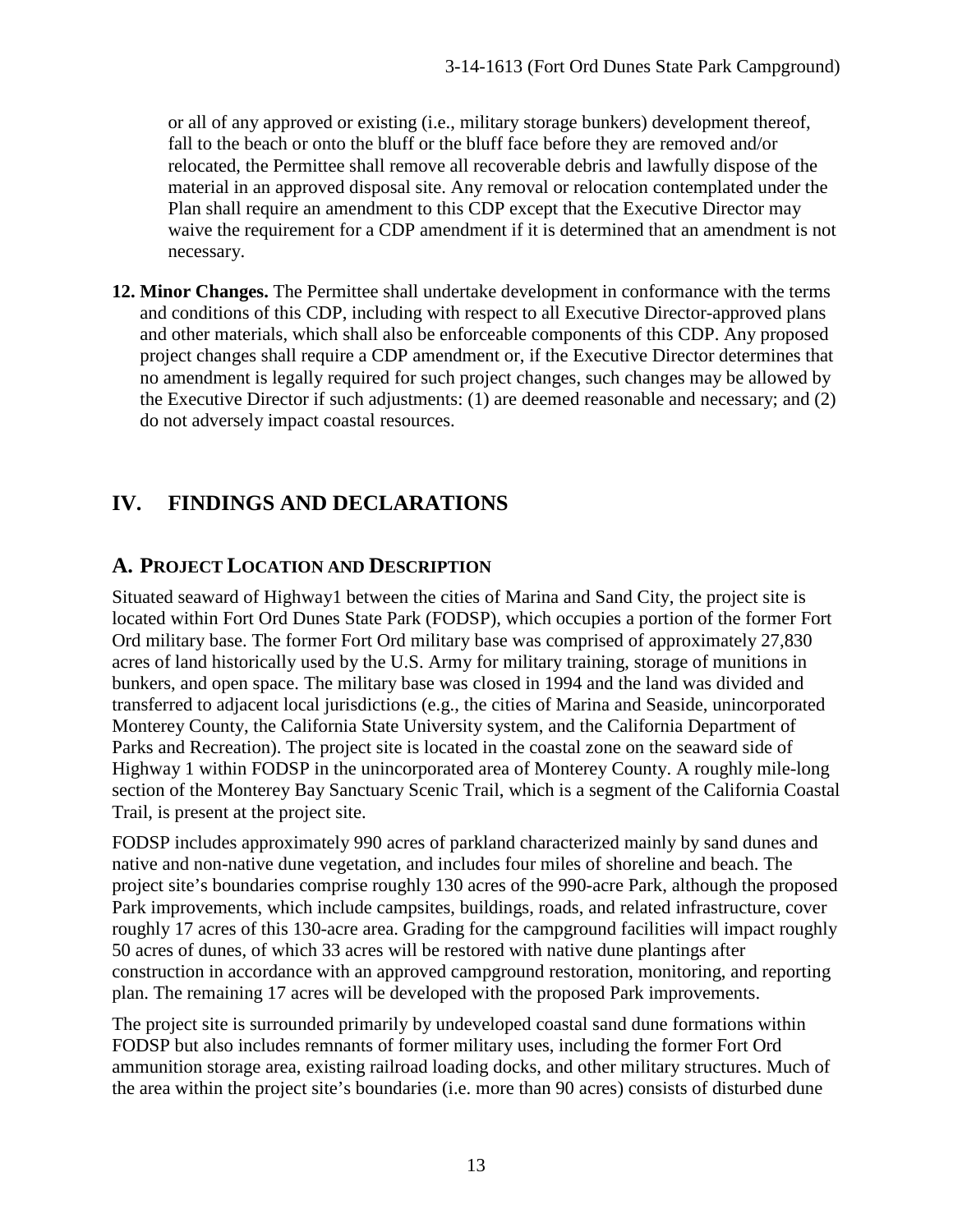or all of any approved or existing (i.e., military storage bunkers) development thereof, fall to the beach or onto the bluff or the bluff face before they are removed and/or relocated, the Permittee shall remove all recoverable debris and lawfully dispose of the material in an approved disposal site. Any removal or relocation contemplated under the Plan shall require an amendment to this CDP except that the Executive Director may waive the requirement for a CDP amendment if it is determined that an amendment is not necessary.

**12. Minor Changes.** The Permittee shall undertake development in conformance with the terms and conditions of this CDP, including with respect to all Executive Director-approved plans and other materials, which shall also be enforceable components of this CDP. Any proposed project changes shall require a CDP amendment or, if the Executive Director determines that no amendment is legally required for such project changes, such changes may be allowed by the Executive Director if such adjustments: (1) are deemed reasonable and necessary; and (2) do not adversely impact coastal resources.

# IV. FINDINGS AND DECLARATIONS

## A. Project Location and Description

Situated seaward of Highway1 between the cities of Marina and Sand City, the project site is located within Fort Ord Dunes State Park (FODSP), which occupies a portion of the former Fort Ord military base. The former Fort Ord military base was comprised of approximately 27,830 acres of land historically used by the U.S. Army for military training, storage of munitions in bunkers, and open space. The military base was closed in 1994 and the land was divided and transferred to adjacent local jurisdictions (e.g., the cities of Marina and Seaside, unincorporated Monterey County, the California State University system, and the California Department of Parks and Recreation). The project site is located in the coastal zone on the seaward side of Highway 1 within FODSP in the unincorporated area of Monterey County. A roughly mile-long section of the Monterey Bay Sanctuary Scenic Trail, which is a segment of the California Coastal Trail, is present at the project site.

FODSP includes approximately 990 acres of parkland characterized mainly by sand dunes and native and non-native dune vegetation, and includes four miles of shoreline and beach. The project site's boundaries comprise roughly 130 acres of the 990-acre Park, although the proposed Park improvements, which include campsites, buildings, roads, and related infrastructure, cover roughly 17 acres of this 130-acre area. Grading for the campground facilities will impact roughly 50 acres of dunes, of which 33 acres will be restored with native dune plantings after construction in accordance with an approved campground restoration, monitoring, and reporting plan. The remaining 17 acres will be developed with the proposed Park improvements.

The project site is surrounded primarily by undeveloped coastal sand dune formations within FODSP but also includes remnants of former military uses, including the former Fort Ord ammunition storage area, existing railroad loading docks, and other military structures. Much of the area within the project site's boundaries (i.e. more than 90 acres) consists of disturbed dune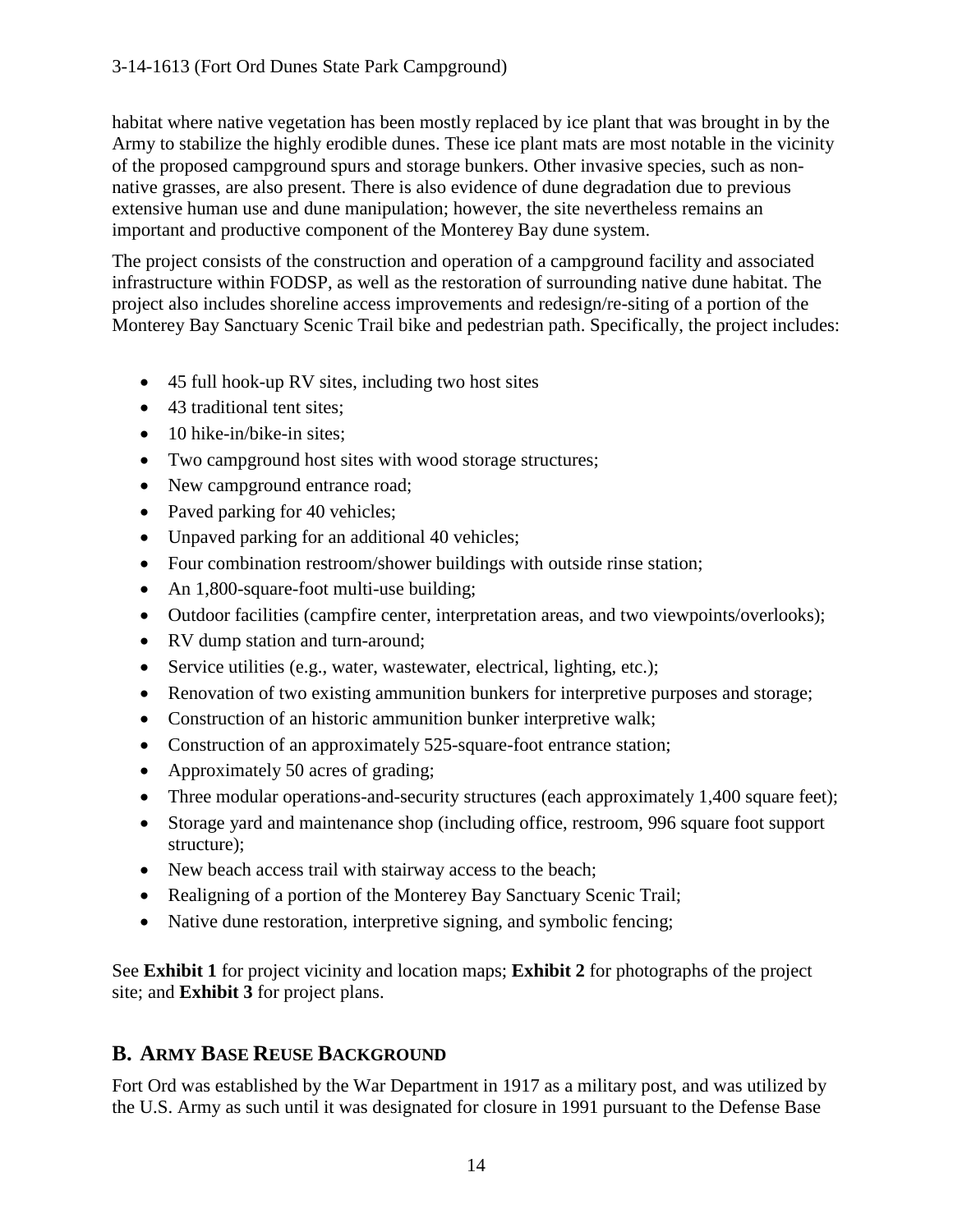habitat where native vegetation has been mostly replaced by ice plant that was brought in by the Army to stabilize the highly erodible dunes. These ice plant mats are most notable in the vicinity of the proposed campground spurs and storage bunkers. Other invasive species, such as non-native grasses, are also present. There is also evidence of dune degradation due to previous extensive human use and dune manipulation; however, the site nevertheless remains an important and productive component of the Monterey Bay dune system.

The project consists of the construction and operation of a campground facility and associated infrastructure within FODSP, as well as the restoration of surrounding native dune habitat. The project also includes shoreline access improvements and redesign/re-siting of a portion of the Monterey Bay Sanctuary Scenic Trail bike and pedestrian path. Specifically, the project includes:

- 45 full hook-up RV sites, including two host sites
- 43 traditional tent sites;
- 10 hike-in/bike-in sites;
- Two campground host sites with wood storage structures;
- New campground entrance road;
- Paved parking for 40 vehicles;
- Unpaved parking for an additional 40 vehicles;
- Four combination restroom/shower buildings with outside rinse station;
- An 1,800-square-foot multi-use building;
- Outdoor facilities (campfire center, interpretation areas, and two viewpoints/overlooks);
- RV dump station and turn-around;
- Service utilities (e.g., water, wastewater, electrical, lighting, etc.);
- Renovation of two existing ammunition bunkers for interpretive purposes and storage;
- Construction of an historic ammunition bunker interpretive walk;
- Construction of an approximately 525-square-foot entrance station;
- Approximately 50 acres of grading;
- Three modular operations-and-security structures (each approximately 1,400 square feet);
- Storage yard and maintenance shop (including office, restroom, 996 square foot support structure);
- New beach access trail with stairway access to the beach;
- Realigning of a portion of the Monterey Bay Sanctuary Scenic Trail;
- Native dune restoration, interpretive signing, and symbolic fencing;

See **Exhibit 1** for project vicinity and location maps; **Exhibit 2** for photographs of the project site; and **Exhibit 3** for project plans.

## B. Army Base Reuse Background

Fort Ord was established by the War Department in 1917 as a military post, and was utilized by the U.S. Army as such until it was designated for closure in 1991 pursuant to the Defense Base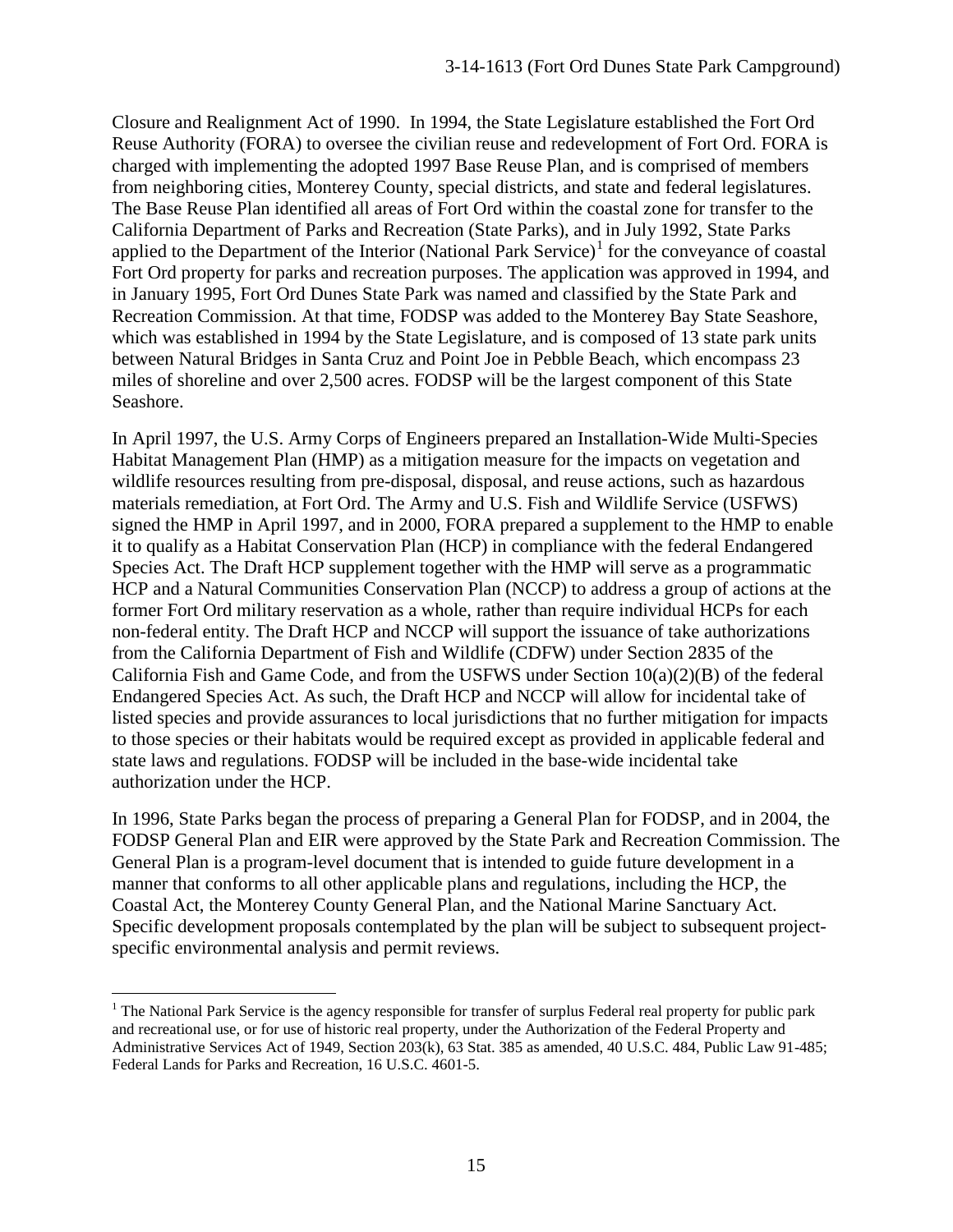Closure and Realignment Act of 1990. In 1994, the State Legislature established the Fort Ord Reuse Authority (FORA) to oversee the civilian reuse and redevelopment of Fort Ord. FORA is charged with implementing the adopted 1997 Base Reuse Plan, and is comprised of members from neighboring cities, Monterey County, special districts, and state and federal legislatures. The Base Reuse Plan identified all areas of Fort Ord within the coastal zone for transfer to the California Department of Parks and Recreation (State Parks), and in July 1992, State Parks applied to the Department of the Interior (National Park Service)[1] for the conveyance of coastal Fort Ord property for parks and recreation purposes. The application was approved in 1994, and in January 1995, Fort Ord Dunes State Park was named and classified by the State Park and Recreation Commission. At that time, FODSP was added to the Monterey Bay State Seashore, which was established in 1994 by the State Legislature, and is composed of 13 state park units between Natural Bridges in Santa Cruz and Point Joe in Pebble Beach, which encompass 23 miles of shoreline and over 2,500 acres. FODSP will be the largest component of this State Seashore.

In April 1997, the U.S. Army Corps of Engineers prepared an Installation-Wide Multi-Species Habitat Management Plan (HMP) as a mitigation measure for the impacts on vegetation and wildlife resources resulting from pre-disposal, disposal, and reuse actions, such as hazardous materials remediation, at Fort Ord. The Army and U.S. Fish and Wildlife Service (USFWS) signed the HMP in April 1997, and in 2000, FORA prepared a supplement to the HMP to enable it to qualify as a Habitat Conservation Plan (HCP) in compliance with the federal Endangered Species Act. The Draft HCP supplement together with the HMP will serve as a programmatic HCP and a Natural Communities Conservation Plan (NCCP) to address a group of actions at the former Fort Ord military reservation as a whole, rather than require individual HCPs for each non-federal entity. The Draft HCP and NCCP will support the issuance of take authorizations from the California Department of Fish and Wildlife (CDFW) under Section 2835 of the California Fish and Game Code, and from the USFWS under Section 10(a)(2)(B) of the federal Endangered Species Act. As such, the Draft HCP and NCCP will allow for incidental take of listed species and provide assurances to local jurisdictions that no further mitigation for impacts to those species or their habitats would be required except as provided in applicable federal and state laws and regulations. FODSP will be included in the base-wide incidental take authorization under the HCP.

In 1996, State Parks began the process of preparing a General Plan for FODSP, and in 2004, the FODSP General Plan and EIR were approved by the State Park and Recreation Commission. The General Plan is a program-level document that is intended to guide future development in a manner that conforms to all other applicable plans and regulations, including the HCP, the Coastal Act, the Monterey County General Plan, and the National Marine Sanctuary Act. Specific development proposals contemplated by the plan will be subject to subsequent project-specific environmental analysis and permit reviews.

---

[1] The National Park Service is the agency responsible for transfer of surplus Federal real property for public park and recreational use, or for use of historic real property, under the Authorization of the Federal Property and Administrative Services Act of 1949, Section 203(k), 63 Stat. 385 as amended, 40 U.S.C. 484, Public Law 91-485; Federal Lands for Parks and Recreation, 16 U.S.C. 4601-5.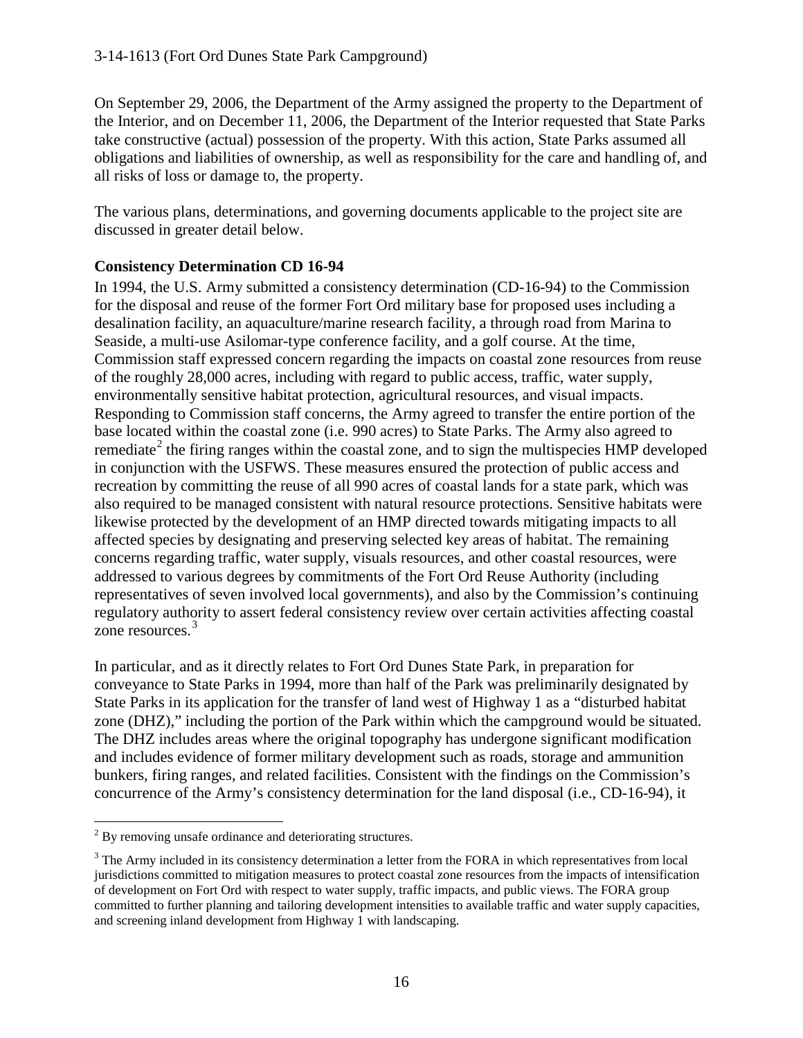On September 29, 2006, the Department of the Army assigned the property to the Department of the Interior, and on December 11, 2006, the Department of the Interior requested that State Parks take constructive (actual) possession of the property. With this action, State Parks assumed all obligations and liabilities of ownership, as well as responsibility for the care and handling of, and all risks of loss or damage to, the property.

The various plans, determinations, and governing documents applicable to the project site are discussed in greater detail below.

**Consistency Determination CD 16-94**

In 1994, the U.S. Army submitted a consistency determination (CD-16-94) to the Commission for the disposal and reuse of the former Fort Ord military base for proposed uses including a desalination facility, an aquaculture/marine research facility, a through road from Marina to Seaside, a multi-use Asilomar-type conference facility, and a golf course. At the time, Commission staff expressed concern regarding the impacts on coastal zone resources from reuse of the roughly 28,000 acres, including with regard to public access, traffic, water supply, environmentally sensitive habitat protection, agricultural resources, and visual impacts. Responding to Commission staff concerns, the Army agreed to transfer the entire portion of the base located within the coastal zone (i.e. 990 acres) to State Parks. The Army also agreed to remediate[2] the firing ranges within the coastal zone, and to sign the multispecies HMP developed in conjunction with the USFWS. These measures ensured the protection of public access and recreation by committing the reuse of all 990 acres of coastal lands for a state park, which was also required to be managed consistent with natural resource protections. Sensitive habitats were likewise protected by the development of an HMP directed towards mitigating impacts to all affected species by designating and preserving selected key areas of habitat. The remaining concerns regarding traffic, water supply, visuals resources, and other coastal resources, were addressed to various degrees by commitments of the Fort Ord Reuse Authority (including representatives of seven involved local governments), and also by the Commission's continuing regulatory authority to assert federal consistency review over certain activities affecting coastal zone resources.[3]

In particular, and as it directly relates to Fort Ord Dunes State Park, in preparation for conveyance to State Parks in 1994, more than half of the Park was preliminarily designated by State Parks in its application for the transfer of land west of Highway 1 as a "disturbed habitat zone (DHZ)," including the portion of the Park within which the campground would be situated. The DHZ includes areas where the original topography has undergone significant modification and includes evidence of former military development such as roads, storage and ammunition bunkers, firing ranges, and related facilities. Consistent with the findings on the Commission's concurrence of the Army's consistency determination for the land disposal (i.e., CD-16-94), it

[2] By removing unsafe ordinance and deteriorating structures.

[3] The Army included in its consistency determination a letter from the FORA in which representatives from local jurisdictions committed to mitigation measures to protect coastal zone resources from the impacts of intensification of development on Fort Ord with respect to water supply, traffic impacts, and public views. The FORA group committed to further planning and tailoring development intensities to available traffic and water supply capacities, and screening inland development from Highway 1 with landscaping.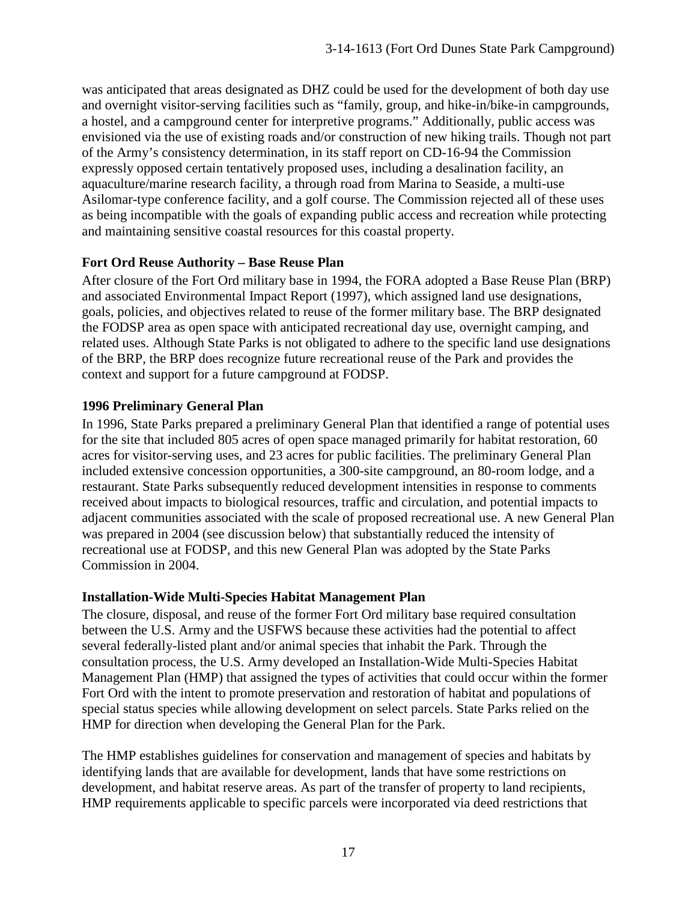was anticipated that areas designated as DHZ could be used for the development of both day use and overnight visitor-serving facilities such as "family, group, and hike-in/bike-in campgrounds, a hostel, and a campground center for interpretive programs." Additionally, public access was envisioned via the use of existing roads and/or construction of new hiking trails. Though not part of the Army's consistency determination, in its staff report on CD-16-94 the Commission expressly opposed certain tentatively proposed uses, including a desalination facility, an aquaculture/marine research facility, a through road from Marina to Seaside, a multi-use Asilomar-type conference facility, and a golf course. The Commission rejected all of these uses as being incompatible with the goals of expanding public access and recreation while protecting and maintaining sensitive coastal resources for this coastal property.

**Fort Ord Reuse Authority – Base Reuse Plan**

After closure of the Fort Ord military base in 1994, the FORA adopted a Base Reuse Plan (BRP) and associated Environmental Impact Report (1997), which assigned land use designations, goals, policies, and objectives related to reuse of the former military base. The BRP designated the FODSP area as open space with anticipated recreational day use, overnight camping, and related uses. Although State Parks is not obligated to adhere to the specific land use designations of the BRP, the BRP does recognize future recreational reuse of the Park and provides the context and support for a future campground at FODSP.

**1996 Preliminary General Plan**

In 1996, State Parks prepared a preliminary General Plan that identified a range of potential uses for the site that included 805 acres of open space managed primarily for habitat restoration, 60 acres for visitor-serving uses, and 23 acres for public facilities. The preliminary General Plan included extensive concession opportunities, a 300-site campground, an 80-room lodge, and a restaurant. State Parks subsequently reduced development intensities in response to comments received about impacts to biological resources, traffic and circulation, and potential impacts to adjacent communities associated with the scale of proposed recreational use. A new General Plan was prepared in 2004 (see discussion below) that substantially reduced the intensity of recreational use at FODSP, and this new General Plan was adopted by the State Parks Commission in 2004.

**Installation-Wide Multi-Species Habitat Management Plan**

The closure, disposal, and reuse of the former Fort Ord military base required consultation between the U.S. Army and the USFWS because these activities had the potential to affect several federally-listed plant and/or animal species that inhabit the Park. Through the consultation process, the U.S. Army developed an Installation-Wide Multi-Species Habitat Management Plan (HMP) that assigned the types of activities that could occur within the former Fort Ord with the intent to promote preservation and restoration of habitat and populations of special status species while allowing development on select parcels. State Parks relied on the HMP for direction when developing the General Plan for the Park.

The HMP establishes guidelines for conservation and management of species and habitats by identifying lands that are available for development, lands that have some restrictions on development, and habitat reserve areas. As part of the transfer of property to land recipients, HMP requirements applicable to specific parcels were incorporated via deed restrictions that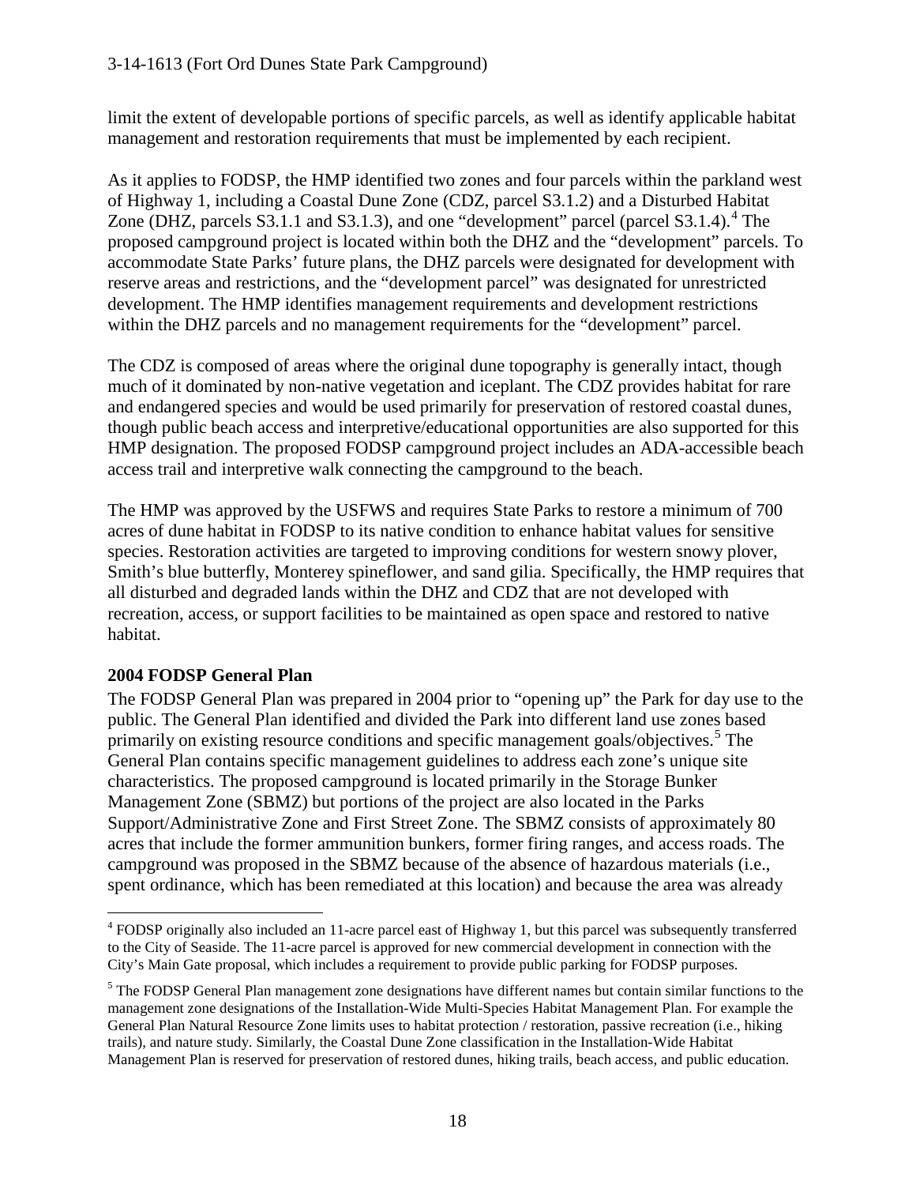limit the extent of developable portions of specific parcels, as well as identify applicable habitat management and restoration requirements that must be implemented by each recipient.

As it applies to FODSP, the HMP identified two zones and four parcels within the parkland west of Highway 1, including a Coastal Dune Zone (CDZ, parcel S3.1.2) and a Disturbed Habitat Zone (DHZ, parcels S3.1.1 and S3.1.3), and one "development" parcel (parcel S3.1.4).[4] The proposed campground project is located within both the DHZ and the "development" parcels. To accommodate State Parks' future plans, the DHZ parcels were designated for development with reserve areas and restrictions, and the "development parcel" was designated for unrestricted development. The HMP identifies management requirements and development restrictions within the DHZ parcels and no management requirements for the "development" parcel.

The CDZ is composed of areas where the original dune topography is generally intact, though much of it dominated by non-native vegetation and iceplant. The CDZ provides habitat for rare and endangered species and would be used primarily for preservation of restored coastal dunes, though public beach access and interpretive/educational opportunities are also supported for this HMP designation. The proposed FODSP campground project includes an ADA-accessible beach access trail and interpretive walk connecting the campground to the beach.

The HMP was approved by the USFWS and requires State Parks to restore a minimum of 700 acres of dune habitat in FODSP to its native condition to enhance habitat values for sensitive species. Restoration activities are targeted to improving conditions for western snowy plover, Smith's blue butterfly, Monterey spineflower, and sand gilia. Specifically, the HMP requires that all disturbed and degraded lands within the DHZ and CDZ that are not developed with recreation, access, or support facilities to be maintained as open space and restored to native habitat.

**2004 FODSP General Plan**

The FODSP General Plan was prepared in 2004 prior to "opening up" the Park for day use to the public. The General Plan identified and divided the Park into different land use zones based primarily on existing resource conditions and specific management goals/objectives.[5] The General Plan contains specific management guidelines to address each zone's unique site characteristics. The proposed campground is located primarily in the Storage Bunker Management Zone (SBMZ) but portions of the project are also located in the Parks Support/Administrative Zone and First Street Zone. The SBMZ consists of approximately 80 acres that include the former ammunition bunkers, former firing ranges, and access roads. The campground was proposed in the SBMZ because of the absence of hazardous materials (i.e., spent ordinance, which has been remediated at this location) and because the area was already

[4] FODSP originally also included an 11-acre parcel east of Highway 1, but this parcel was subsequently transferred to the City of Seaside. The 11-acre parcel is approved for new commercial development in connection with the City's Main Gate proposal, which includes a requirement to provide public parking for FODSP purposes.

[5] The FODSP General Plan management zone designations have different names but contain similar functions to the management zone designations of the Installation-Wide Multi-Species Habitat Management Plan. For example the General Plan Natural Resource Zone limits uses to habitat protection / restoration, passive recreation (i.e., hiking trails), and nature study. Similarly, the Coastal Dune Zone classification in the Installation-Wide Habitat Management Plan is reserved for preservation of restored dunes, hiking trails, beach access, and public education.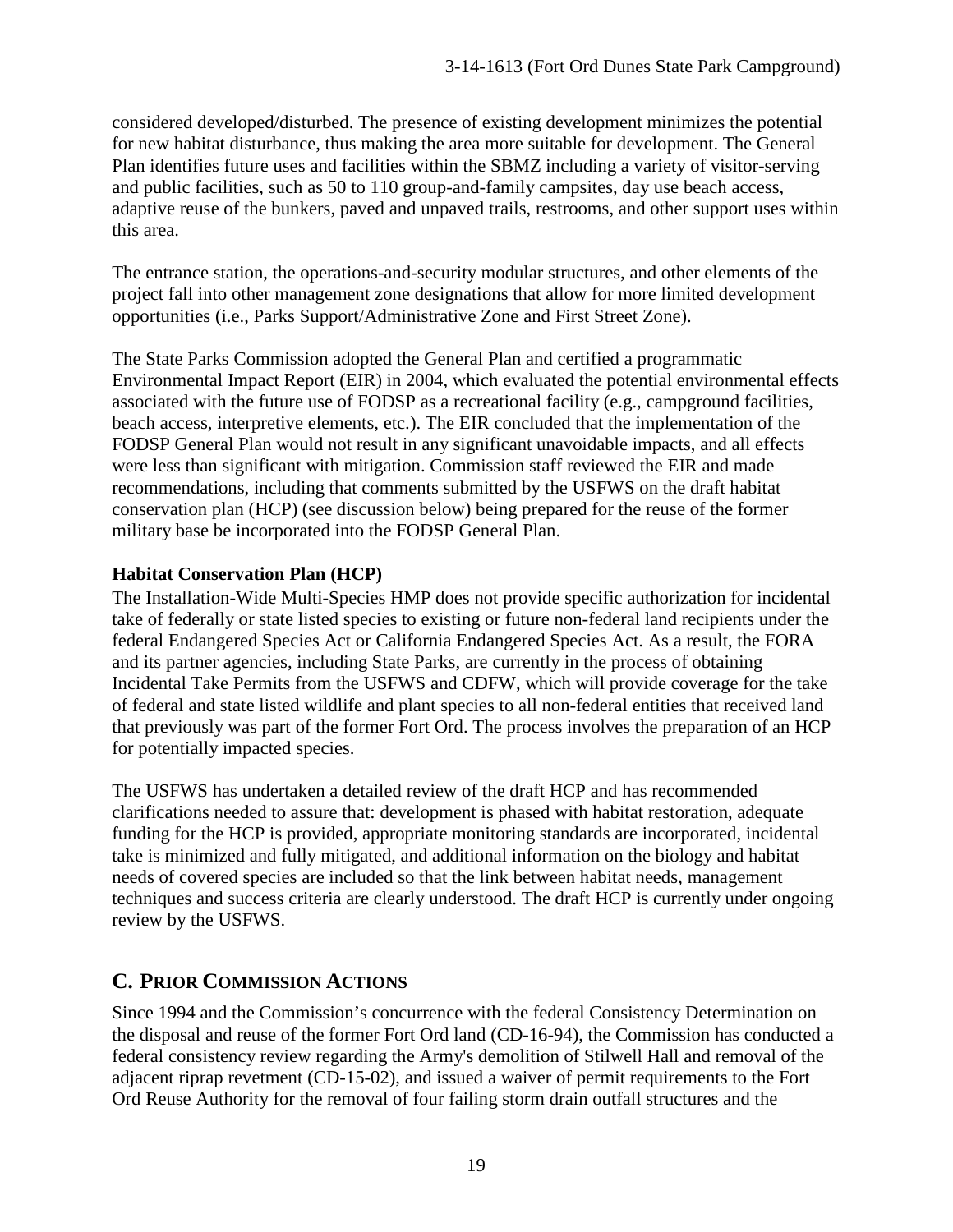considered developed/disturbed. The presence of existing development minimizes the potential for new habitat disturbance, thus making the area more suitable for development. The General Plan identifies future uses and facilities within the SBMZ including a variety of visitor-serving and public facilities, such as 50 to 110 group-and-family campsites, day use beach access, adaptive reuse of the bunkers, paved and unpaved trails, restrooms, and other support uses within this area.

The entrance station, the operations-and-security modular structures, and other elements of the project fall into other management zone designations that allow for more limited development opportunities (i.e., Parks Support/Administrative Zone and First Street Zone).

The State Parks Commission adopted the General Plan and certified a programmatic Environmental Impact Report (EIR) in 2004, which evaluated the potential environmental effects associated with the future use of FODSP as a recreational facility (e.g., campground facilities, beach access, interpretive elements, etc.). The EIR concluded that the implementation of the FODSP General Plan would not result in any significant unavoidable impacts, and all effects were less than significant with mitigation. Commission staff reviewed the EIR and made recommendations, including that comments submitted by the USFWS on the draft habitat conservation plan (HCP) (see discussion below) being prepared for the reuse of the former military base be incorporated into the FODSP General Plan.

**Habitat Conservation Plan (HCP)**

The Installation-Wide Multi-Species HMP does not provide specific authorization for incidental take of federally or state listed species to existing or future non-federal land recipients under the federal Endangered Species Act or California Endangered Species Act. As a result, the FORA and its partner agencies, including State Parks, are currently in the process of obtaining Incidental Take Permits from the USFWS and CDFW, which will provide coverage for the take of federal and state listed wildlife and plant species to all non-federal entities that received land that previously was part of the former Fort Ord. The process involves the preparation of an HCP for potentially impacted species.

The USFWS has undertaken a detailed review of the draft HCP and has recommended clarifications needed to assure that: development is phased with habitat restoration, adequate funding for the HCP is provided, appropriate monitoring standards are incorporated, incidental take is minimized and fully mitigated, and additional information on the biology and habitat needs of covered species are included so that the link between habitat needs, management techniques and success criteria are clearly understood. The draft HCP is currently under ongoing review by the USFWS.

## C. Prior Commission Actions

Since 1994 and the Commission's concurrence with the federal Consistency Determination on the disposal and reuse of the former Fort Ord land (CD-16-94), the Commission has conducted a federal consistency review regarding the Army's demolition of Stilwell Hall and removal of the adjacent riprap revetment (CD-15-02), and issued a waiver of permit requirements to the Fort Ord Reuse Authority for the removal of four failing storm drain outfall structures and the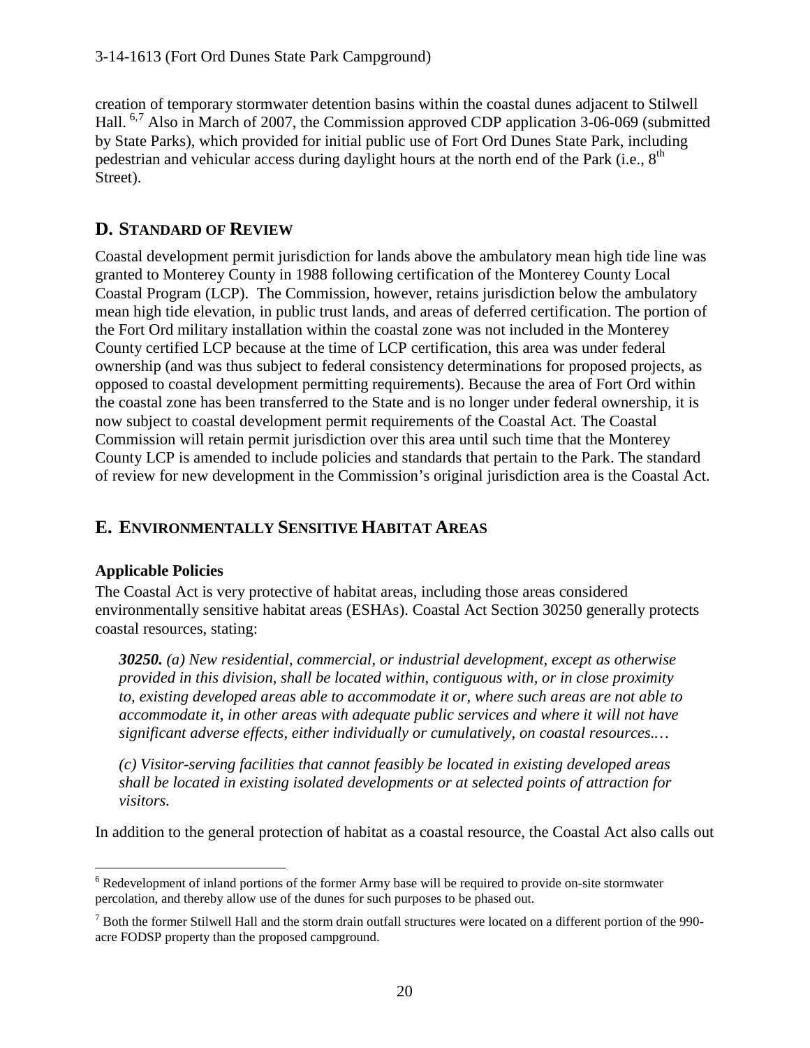creation of temporary stormwater detention basins within the coastal dunes adjacent to Stilwell Hall. [6,7] Also in March of 2007, the Commission approved CDP application 3-06-069 (submitted by State Parks), which provided for initial public use of Fort Ord Dunes State Park, including pedestrian and vehicular access during daylight hours at the north end of the Park (i.e., 8th Street).

## D. Standard of Review

Coastal development permit jurisdiction for lands above the ambulatory mean high tide line was granted to Monterey County in 1988 following certification of the Monterey County Local Coastal Program (LCP). The Commission, however, retains jurisdiction below the ambulatory mean high tide elevation, in public trust lands, and areas of deferred certification. The portion of the Fort Ord military installation within the coastal zone was not included in the Monterey County certified LCP because at the time of LCP certification, this area was under federal ownership (and was thus subject to federal consistency determinations for proposed projects, as opposed to coastal development permitting requirements). Because the area of Fort Ord within the coastal zone has been transferred to the State and is no longer under federal ownership, it is now subject to coastal development permit requirements of the Coastal Act. The Coastal Commission will retain permit jurisdiction over this area until such time that the Monterey County LCP is amended to include policies and standards that pertain to the Park. The standard of review for new development in the Commission's original jurisdiction area is the Coastal Act.

## E. Environmentally Sensitive Habitat Areas

### Applicable Policies

The Coastal Act is very protective of habitat areas, including those areas considered environmentally sensitive habitat areas (ESHAs). Coastal Act Section 30250 generally protects coastal resources, stating:

> ***30250.*** *(a) New residential, commercial, or industrial development, except as otherwise provided in this division, shall be located within, contiguous with, or in close proximity to, existing developed areas able to accommodate it or, where such areas are not able to accommodate it, in other areas with adequate public services and where it will not have significant adverse effects, either individually or cumulatively, on coastal resources.…*
>
> *(c) Visitor-serving facilities that cannot feasibly be located in existing developed areas shall be located in existing isolated developments or at selected points of attraction for visitors.*

In addition to the general protection of habitat as a coastal resource, the Coastal Act also calls out

---

[6] Redevelopment of inland portions of the former Army base will be required to provide on-site stormwater percolation, and thereby allow use of the dunes for such purposes to be phased out.

[7] Both the former Stilwell Hall and the storm drain outfall structures were located on a different portion of the 990-acre FODSP property than the proposed campground.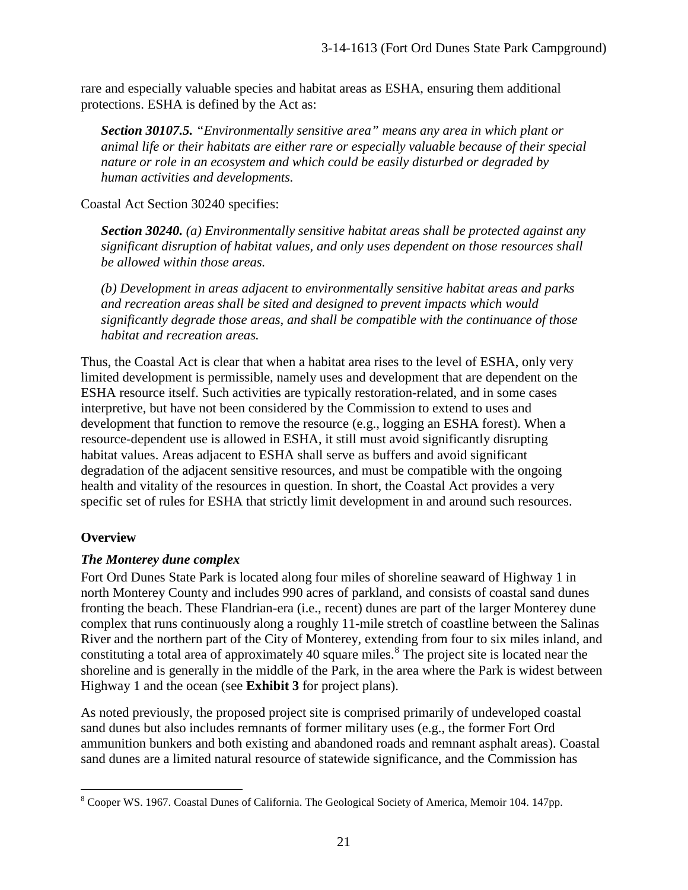rare and especially valuable species and habitat areas as ESHA, ensuring them additional protections. ESHA is defined by the Act as:

> ***Section 30107.5.*** *"Environmentally sensitive area" means any area in which plant or animal life or their habitats are either rare or especially valuable because of their special nature or role in an ecosystem and which could be easily disturbed or degraded by human activities and developments.*

Coastal Act Section 30240 specifies:

> ***Section 30240.*** *(a) Environmentally sensitive habitat areas shall be protected against any significant disruption of habitat values, and only uses dependent on those resources shall be allowed within those areas.*
>
> *(b) Development in areas adjacent to environmentally sensitive habitat areas and parks and recreation areas shall be sited and designed to prevent impacts which would significantly degrade those areas, and shall be compatible with the continuance of those habitat and recreation areas.*

Thus, the Coastal Act is clear that when a habitat area rises to the level of ESHA, only very limited development is permissible, namely uses and development that are dependent on the ESHA resource itself. Such activities are typically restoration-related, and in some cases interpretive, but have not been considered by the Commission to extend to uses and development that function to remove the resource (e.g., logging an ESHA forest). When a resource-dependent use is allowed in ESHA, it still must avoid significantly disrupting habitat values. Areas adjacent to ESHA shall serve as buffers and avoid significant degradation of the adjacent sensitive resources, and must be compatible with the ongoing health and vitality of the resources in question. In short, the Coastal Act provides a very specific set of rules for ESHA that strictly limit development in and around such resources.

**Overview**

***The Monterey dune complex***

Fort Ord Dunes State Park is located along four miles of shoreline seaward of Highway 1 in north Monterey County and includes 990 acres of parkland, and consists of coastal sand dunes fronting the beach. These Flandrian-era (i.e., recent) dunes are part of the larger Monterey dune complex that runs continuously along a roughly 11-mile stretch of coastline between the Salinas River and the northern part of the City of Monterey, extending from four to six miles inland, and constituting a total area of approximately 40 square miles.[8] The project site is located near the shoreline and is generally in the middle of the Park, in the area where the Park is widest between Highway 1 and the ocean (see **Exhibit 3** for project plans).

As noted previously, the proposed project site is comprised primarily of undeveloped coastal sand dunes but also includes remnants of former military uses (e.g., the former Fort Ord ammunition bunkers and both existing and abandoned roads and remnant asphalt areas). Coastal sand dunes are a limited natural resource of statewide significance, and the Commission has

[8] Cooper WS. 1967. Coastal Dunes of California. The Geological Society of America, Memoir 104. 147pp.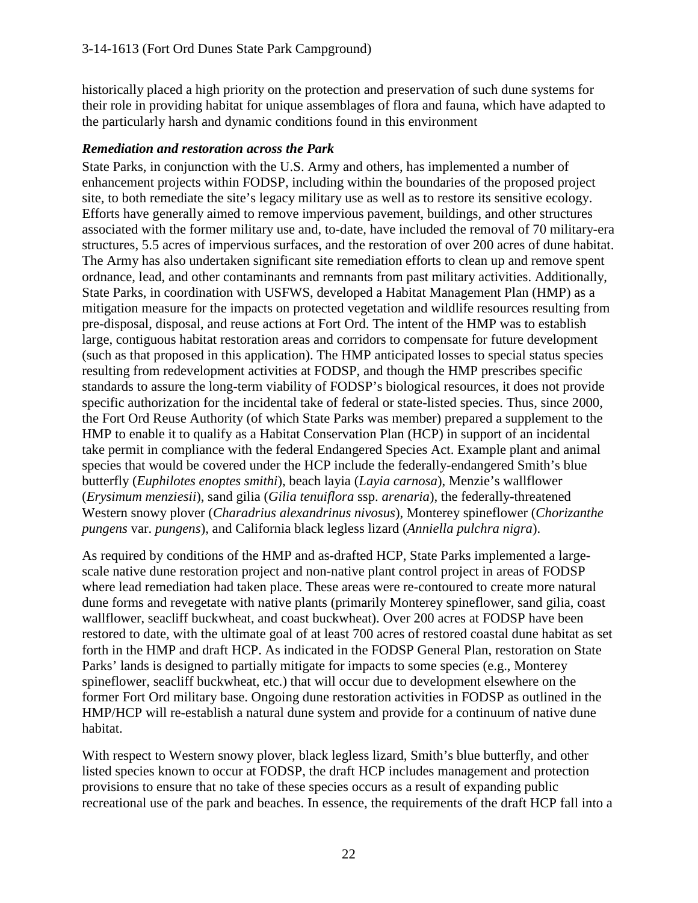historically placed a high priority on the protection and preservation of such dune systems for their role in providing habitat for unique assemblages of flora and fauna, which have adapted to the particularly harsh and dynamic conditions found in this environment

***Remediation and restoration across the Park***

State Parks, in conjunction with the U.S. Army and others, has implemented a number of enhancement projects within FODSP, including within the boundaries of the proposed project site, to both remediate the site's legacy military use as well as to restore its sensitive ecology. Efforts have generally aimed to remove impervious pavement, buildings, and other structures associated with the former military use and, to-date, have included the removal of 70 military-era structures, 5.5 acres of impervious surfaces, and the restoration of over 200 acres of dune habitat. The Army has also undertaken significant site remediation efforts to clean up and remove spent ordnance, lead, and other contaminants and remnants from past military activities. Additionally, State Parks, in coordination with USFWS, developed a Habitat Management Plan (HMP) as a mitigation measure for the impacts on protected vegetation and wildlife resources resulting from pre-disposal, disposal, and reuse actions at Fort Ord. The intent of the HMP was to establish large, contiguous habitat restoration areas and corridors to compensate for future development (such as that proposed in this application). The HMP anticipated losses to special status species resulting from redevelopment activities at FODSP, and though the HMP prescribes specific standards to assure the long-term viability of FODSP's biological resources, it does not provide specific authorization for the incidental take of federal or state-listed species. Thus, since 2000, the Fort Ord Reuse Authority (of which State Parks was member) prepared a supplement to the HMP to enable it to qualify as a Habitat Conservation Plan (HCP) in support of an incidental take permit in compliance with the federal Endangered Species Act. Example plant and animal species that would be covered under the HCP include the federally-endangered Smith's blue butterfly (*Euphilotes enoptes smithi*), beach layia (*Layia carnosa*), Menzie's wallflower (*Erysimum menziesii*), sand gilia (*Gilia tenuiflora* ssp. *arenaria*), the federally-threatened Western snowy plover (*Charadrius alexandrinus nivosus*), Monterey spineflower (*Chorizanthe pungens* var. *pungens*), and California black legless lizard (*Anniella pulchra nigra*).

As required by conditions of the HMP and as-drafted HCP, State Parks implemented a large-scale native dune restoration project and non-native plant control project in areas of FODSP where lead remediation had taken place. These areas were re-contoured to create more natural dune forms and revegetate with native plants (primarily Monterey spineflower, sand gilia, coast wallflower, seacliff buckwheat, and coast buckwheat). Over 200 acres at FODSP have been restored to date, with the ultimate goal of at least 700 acres of restored coastal dune habitat as set forth in the HMP and draft HCP. As indicated in the FODSP General Plan, restoration on State Parks' lands is designed to partially mitigate for impacts to some species (e.g., Monterey spineflower, seacliff buckwheat, etc.) that will occur due to development elsewhere on the former Fort Ord military base. Ongoing dune restoration activities in FODSP as outlined in the HMP/HCP will re-establish a natural dune system and provide for a continuum of native dune habitat.

With respect to Western snowy plover, black legless lizard, Smith's blue butterfly, and other listed species known to occur at FODSP, the draft HCP includes management and protection provisions to ensure that no take of these species occurs as a result of expanding public recreational use of the park and beaches. In essence, the requirements of the draft HCP fall into a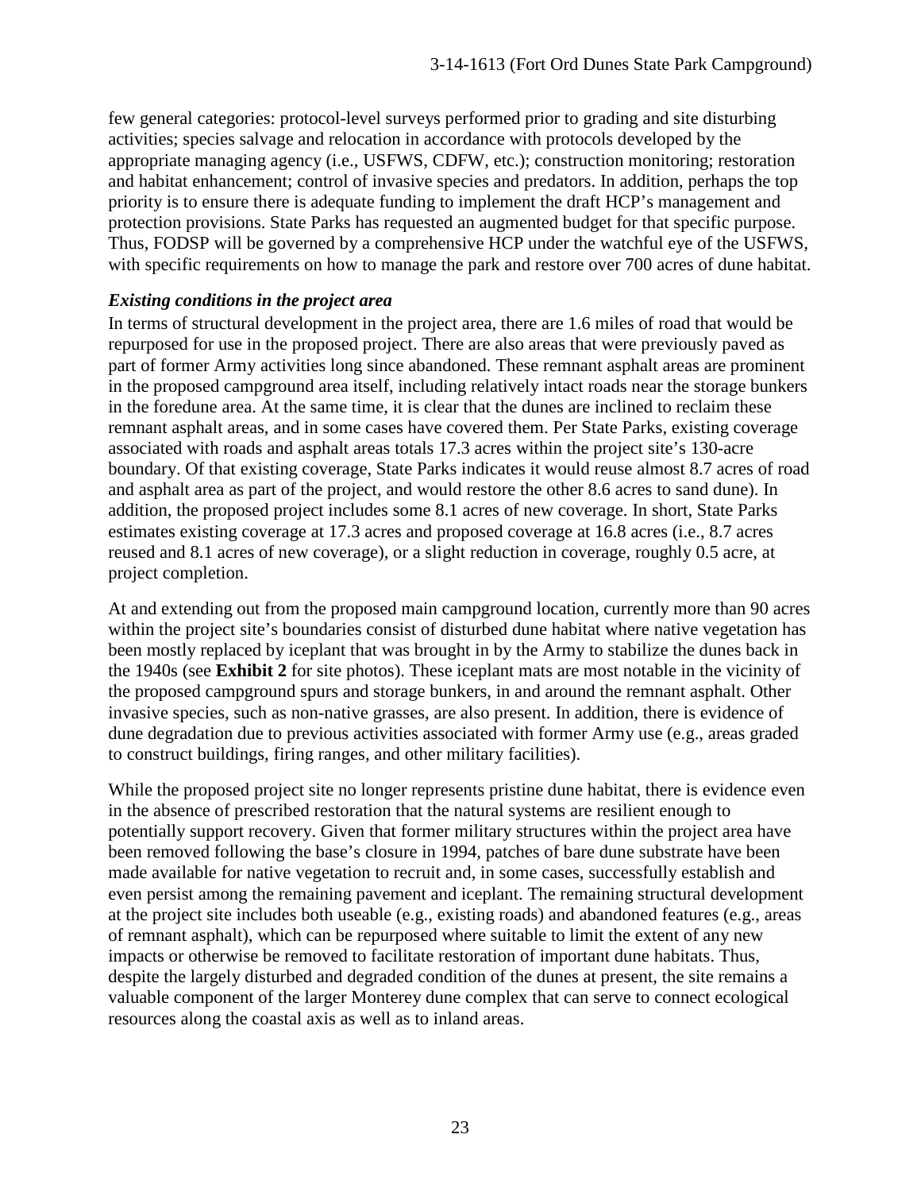few general categories: protocol-level surveys performed prior to grading and site disturbing activities; species salvage and relocation in accordance with protocols developed by the appropriate managing agency (i.e., USFWS, CDFW, etc.); construction monitoring; restoration and habitat enhancement; control of invasive species and predators. In addition, perhaps the top priority is to ensure there is adequate funding to implement the draft HCP's management and protection provisions. State Parks has requested an augmented budget for that specific purpose. Thus, FODSP will be governed by a comprehensive HCP under the watchful eye of the USFWS, with specific requirements on how to manage the park and restore over 700 acres of dune habitat.

***Existing conditions in the project area***

In terms of structural development in the project area, there are 1.6 miles of road that would be repurposed for use in the proposed project. There are also areas that were previously paved as part of former Army activities long since abandoned. These remnant asphalt areas are prominent in the proposed campground area itself, including relatively intact roads near the storage bunkers in the foredune area. At the same time, it is clear that the dunes are inclined to reclaim these remnant asphalt areas, and in some cases have covered them. Per State Parks, existing coverage associated with roads and asphalt areas totals 17.3 acres within the project site's 130-acre boundary. Of that existing coverage, State Parks indicates it would reuse almost 8.7 acres of road and asphalt area as part of the project, and would restore the other 8.6 acres to sand dune). In addition, the proposed project includes some 8.1 acres of new coverage. In short, State Parks estimates existing coverage at 17.3 acres and proposed coverage at 16.8 acres (i.e., 8.7 acres reused and 8.1 acres of new coverage), or a slight reduction in coverage, roughly 0.5 acre, at project completion.

At and extending out from the proposed main campground location, currently more than 90 acres within the project site's boundaries consist of disturbed dune habitat where native vegetation has been mostly replaced by iceplant that was brought in by the Army to stabilize the dunes back in the 1940s (see **Exhibit 2** for site photos). These iceplant mats are most notable in the vicinity of the proposed campground spurs and storage bunkers, in and around the remnant asphalt. Other invasive species, such as non-native grasses, are also present. In addition, there is evidence of dune degradation due to previous activities associated with former Army use (e.g., areas graded to construct buildings, firing ranges, and other military facilities).

While the proposed project site no longer represents pristine dune habitat, there is evidence even in the absence of prescribed restoration that the natural systems are resilient enough to potentially support recovery. Given that former military structures within the project area have been removed following the base's closure in 1994, patches of bare dune substrate have been made available for native vegetation to recruit and, in some cases, successfully establish and even persist among the remaining pavement and iceplant. The remaining structural development at the project site includes both useable (e.g., existing roads) and abandoned features (e.g., areas of remnant asphalt), which can be repurposed where suitable to limit the extent of any new impacts or otherwise be removed to facilitate restoration of important dune habitats. Thus, despite the largely disturbed and degraded condition of the dunes at present, the site remains a valuable component of the larger Monterey dune complex that can serve to connect ecological resources along the coastal axis as well as to inland areas.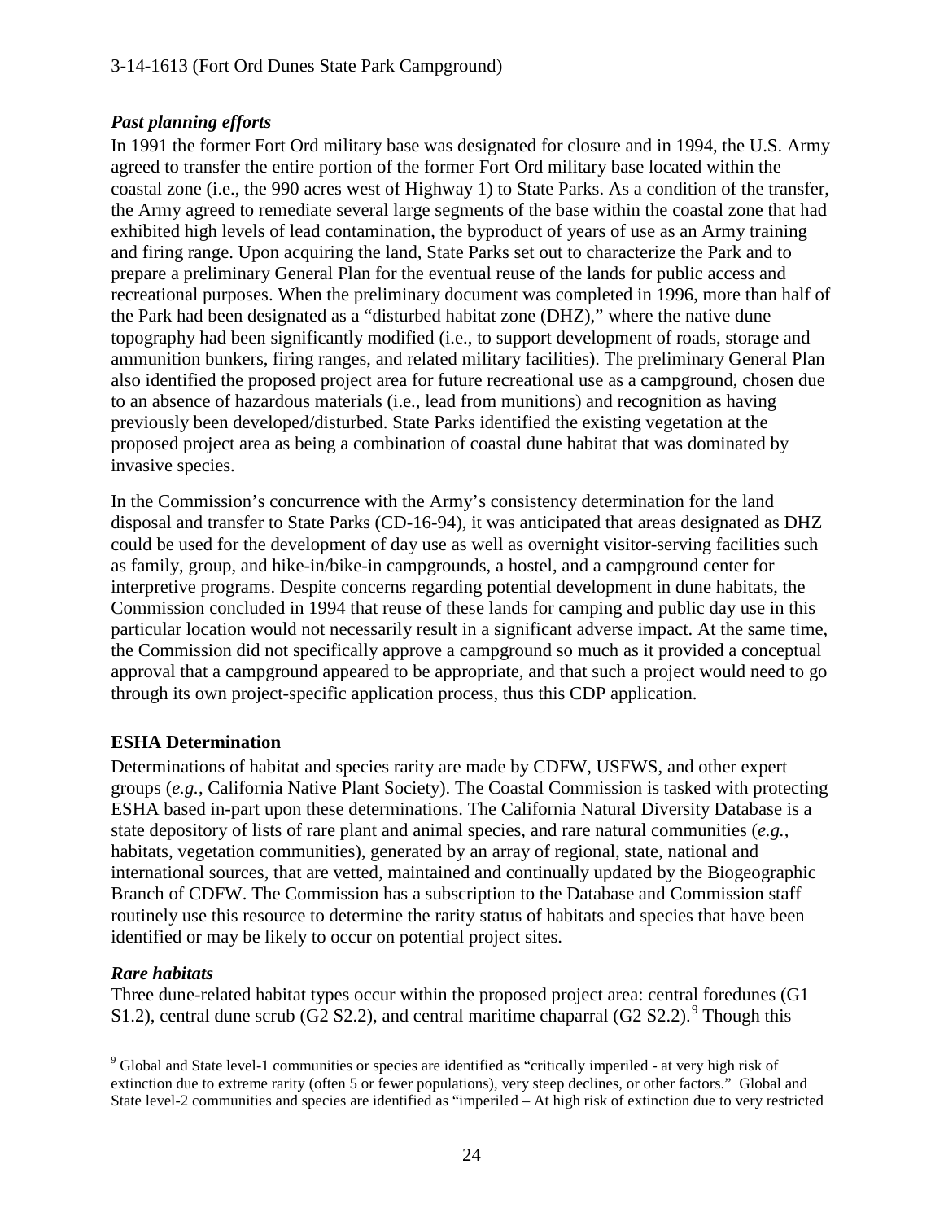### *Past planning efforts*

In 1991 the former Fort Ord military base was designated for closure and in 1994, the U.S. Army agreed to transfer the entire portion of the former Fort Ord military base located within the coastal zone (i.e., the 990 acres west of Highway 1) to State Parks. As a condition of the transfer, the Army agreed to remediate several large segments of the base within the coastal zone that had exhibited high levels of lead contamination, the byproduct of years of use as an Army training and firing range. Upon acquiring the land, State Parks set out to characterize the Park and to prepare a preliminary General Plan for the eventual reuse of the lands for public access and recreational purposes. When the preliminary document was completed in 1996, more than half of the Park had been designated as a "disturbed habitat zone (DHZ)," where the native dune topography had been significantly modified (i.e., to support development of roads, storage and ammunition bunkers, firing ranges, and related military facilities). The preliminary General Plan also identified the proposed project area for future recreational use as a campground, chosen due to an absence of hazardous materials (i.e., lead from munitions) and recognition as having previously been developed/disturbed. State Parks identified the existing vegetation at the proposed project area as being a combination of coastal dune habitat that was dominated by invasive species.

In the Commission's concurrence with the Army's consistency determination for the land disposal and transfer to State Parks (CD-16-94), it was anticipated that areas designated as DHZ could be used for the development of day use as well as overnight visitor-serving facilities such as family, group, and hike-in/bike-in campgrounds, a hostel, and a campground center for interpretive programs. Despite concerns regarding potential development in dune habitats, the Commission concluded in 1994 that reuse of these lands for camping and public day use in this particular location would not necessarily result in a significant adverse impact. At the same time, the Commission did not specifically approve a campground so much as it provided a conceptual approval that a campground appeared to be appropriate, and that such a project would need to go through its own project-specific application process, thus this CDP application.

## **ESHA Determination**

Determinations of habitat and species rarity are made by CDFW, USFWS, and other expert groups (*e.g.*, California Native Plant Society). The Coastal Commission is tasked with protecting ESHA based in-part upon these determinations. The California Natural Diversity Database is a state depository of lists of rare plant and animal species, and rare natural communities (*e.g.*, habitats, vegetation communities), generated by an array of regional, state, national and international sources, that are vetted, maintained and continually updated by the Biogeographic Branch of CDFW. The Commission has a subscription to the Database and Commission staff routinely use this resource to determine the rarity status of habitats and species that have been identified or may be likely to occur on potential project sites.

### *Rare habitats*

Three dune-related habitat types occur within the proposed project area: central foredunes (G1 S1.2), central dune scrub (G2 S2.2), and central maritime chaparral (G2 S2.2).[9] Though this

[9] Global and State level-1 communities or species are identified as "critically imperiled - at very high risk of extinction due to extreme rarity (often 5 or fewer populations), very steep declines, or other factors." Global and State level-2 communities and species are identified as "imperiled – At high risk of extinction due to very restricted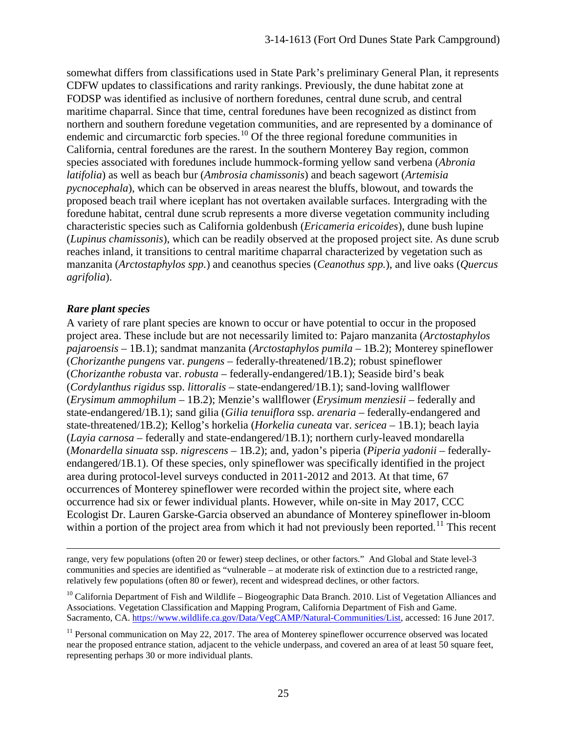somewhat differs from classifications used in State Park's preliminary General Plan, it represents CDFW updates to classifications and rarity rankings. Previously, the dune habitat zone at FODSP was identified as inclusive of northern foredunes, central dune scrub, and central maritime chaparral. Since that time, central foredunes have been recognized as distinct from northern and southern foredune vegetation communities, and are represented by a dominance of endemic and circumarctic forb species.[10] Of the three regional foredune communities in California, central foredunes are the rarest. In the southern Monterey Bay region, common species associated with foredunes include hummock-forming yellow sand verbena (*Abronia latifolia*) as well as beach bur (*Ambrosia chamissonis*) and beach sagewort (*Artemisia pycnocephala*), which can be observed in areas nearest the bluffs, blowout, and towards the proposed beach trail where iceplant has not overtaken available surfaces. Intergrading with the foredune habitat, central dune scrub represents a more diverse vegetation community including characteristic species such as California goldenbush (*Ericameria ericoides*), dune bush lupine (*Lupinus chamissonis*), which can be readily observed at the proposed project site. As dune scrub reaches inland, it transitions to central maritime chaparral characterized by vegetation such as manzanita (*Arctostaphylos spp.*) and ceanothus species (*Ceanothus spp.*), and live oaks (*Quercus agrifolia*).

***Rare plant species***

A variety of rare plant species are known to occur or have potential to occur in the proposed project area. These include but are not necessarily limited to: Pajaro manzanita (*Arctostaphylos pajaroensis* – 1B.1); sandmat manzanita (*Arctostaphylos pumila* – 1B.2); Monterey spineflower (*Chorizanthe pungens* var. *pungens* – federally-threatened/1B.2); robust spineflower (*Chorizanthe robusta* var. *robusta* – federally-endangered/1B.1); Seaside bird's beak (*Cordylanthus rigidus* ssp. *littoralis* – state-endangered/1B.1); sand-loving wallflower (*Erysimum ammophilum* – 1B.2); Menzie's wallflower (*Erysimum menziesii* – federally and state-endangered/1B.1); sand gilia (*Gilia tenuiflora* ssp. *arenaria* – federally-endangered and state-threatened/1B.2); Kellog's horkelia (*Horkelia cuneata* var. *sericea* – 1B.1); beach layia (*Layia carnosa* – federally and state-endangered/1B.1); northern curly-leaved mondarella (*Monardella sinuata* ssp. *nigrescens* – 1B.2); and, yadon's piperia (*Piperia yadonii* – federally-endangered/1B.1). Of these species, only spineflower was specifically identified in the project area during protocol-level surveys conducted in 2011-2012 and 2013. At that time, 67 occurrences of Monterey spineflower were recorded within the project site, where each occurrence had six or fewer individual plants. However, while on-site in May 2017, CCC Ecologist Dr. Lauren Garske-Garcia observed an abundance of Monterey spineflower in-bloom within a portion of the project area from which it had not previously been reported.[11] This recent

---

range, very few populations (often 20 or fewer) steep declines, or other factors." And Global and State level-3 communities and species are identified as "vulnerable – at moderate risk of extinction due to a restricted range, relatively few populations (often 80 or fewer), recent and widespread declines, or other factors.

[10] California Department of Fish and Wildlife – Biogeographic Data Branch. 2010. List of Vegetation Alliances and Associations. Vegetation Classification and Mapping Program, California Department of Fish and Game. Sacramento, CA. https://www.wildlife.ca.gov/Data/VegCAMP/Natural-Communities/List, accessed: 16 June 2017.

[11] Personal communication on May 22, 2017. The area of Monterey spineflower occurrence observed was located near the proposed entrance station, adjacent to the vehicle underpass, and covered an area of at least 50 square feet, representing perhaps 30 or more individual plants.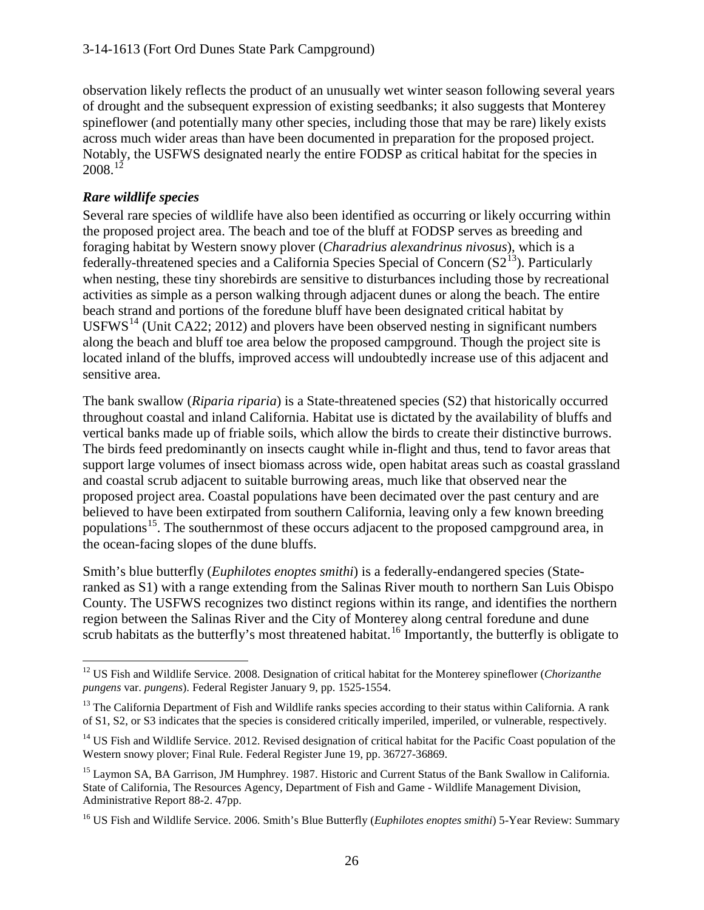observation likely reflects the product of an unusually wet winter season following several years of drought and the subsequent expression of existing seedbanks; it also suggests that Monterey spineflower (and potentially many other species, including those that may be rare) likely exists across much wider areas than have been documented in preparation for the proposed project. Notably, the USFWS designated nearly the entire FODSP as critical habitat for the species in 2008.[12]

***Rare wildlife species***

Several rare species of wildlife have also been identified as occurring or likely occurring within the proposed project area. The beach and toe of the bluff at FODSP serves as breeding and foraging habitat by Western snowy plover (*Charadrius alexandrinus nivosus*), which is a federally-threatened species and a California Species Special of Concern (S2[13]). Particularly when nesting, these tiny shorebirds are sensitive to disturbances including those by recreational activities as simple as a person walking through adjacent dunes or along the beach. The entire beach strand and portions of the foredune bluff have been designated critical habitat by USFWS[14] (Unit CA22; 2012) and plovers have been observed nesting in significant numbers along the beach and bluff toe area below the proposed campground. Though the project site is located inland of the bluffs, improved access will undoubtedly increase use of this adjacent and sensitive area.

The bank swallow (*Riparia riparia*) is a State-threatened species (S2) that historically occurred throughout coastal and inland California. Habitat use is dictated by the availability of bluffs and vertical banks made up of friable soils, which allow the birds to create their distinctive burrows. The birds feed predominantly on insects caught while in-flight and thus, tend to favor areas that support large volumes of insect biomass across wide, open habitat areas such as coastal grassland and coastal scrub adjacent to suitable burrowing areas, much like that observed near the proposed project area. Coastal populations have been decimated over the past century and are believed to have been extirpated from southern California, leaving only a few known breeding populations[15]. The southernmost of these occurs adjacent to the proposed campground area, in the ocean-facing slopes of the dune bluffs.

Smith's blue butterfly (*Euphilotes enoptes smithi*) is a federally-endangered species (State-ranked as S1) with a range extending from the Salinas River mouth to northern San Luis Obispo County. The USFWS recognizes two distinct regions within its range, and identifies the northern region between the Salinas River and the City of Monterey along central foredune and dune scrub habitats as the butterfly's most threatened habitat.[16] Importantly, the butterfly is obligate to

---

[12] US Fish and Wildlife Service. 2008. Designation of critical habitat for the Monterey spineflower (*Chorizanthe pungens* var. *pungens*). Federal Register January 9, pp. 1525-1554.

[13] The California Department of Fish and Wildlife ranks species according to their status within California. A rank of S1, S2, or S3 indicates that the species is considered critically imperiled, imperiled, or vulnerable, respectively.

[14] US Fish and Wildlife Service. 2012. Revised designation of critical habitat for the Pacific Coast population of the Western snowy plover; Final Rule. Federal Register June 19, pp. 36727-36869.

[15] Laymon SA, BA Garrison, JM Humphrey. 1987. Historic and Current Status of the Bank Swallow in California. State of California, The Resources Agency, Department of Fish and Game - Wildlife Management Division, Administrative Report 88-2. 47pp.

[16] US Fish and Wildlife Service. 2006. Smith's Blue Butterfly (*Euphilotes enoptes smithi*) 5-Year Review: Summary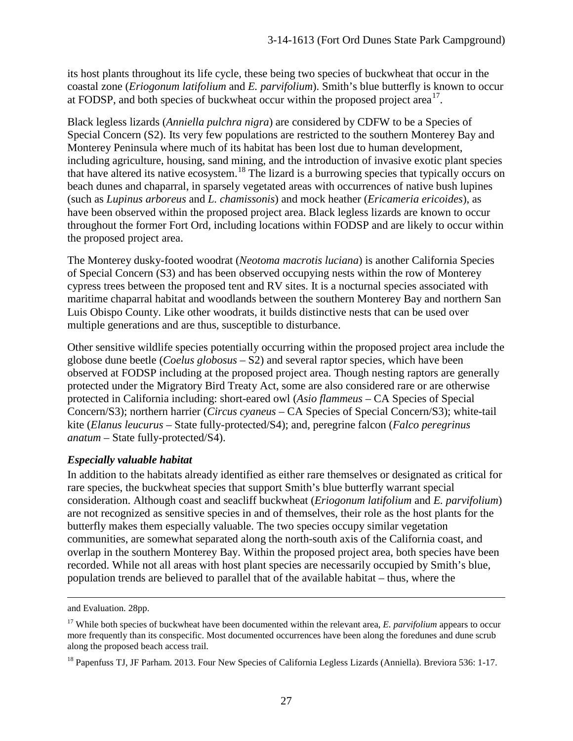its host plants throughout its life cycle, these being two species of buckwheat that occur in the coastal zone (*Eriogonum latifolium* and *E. parvifolium*). Smith's blue butterfly is known to occur at FODSP, and both species of buckwheat occur within the proposed project area[17].

Black legless lizards (*Anniella pulchra nigra*) are considered by CDFW to be a Species of Special Concern (S2). Its very few populations are restricted to the southern Monterey Bay and Monterey Peninsula where much of its habitat has been lost due to human development, including agriculture, housing, sand mining, and the introduction of invasive exotic plant species that have altered its native ecosystem.[18] The lizard is a burrowing species that typically occurs on beach dunes and chaparral, in sparsely vegetated areas with occurrences of native bush lupines (such as *Lupinus arboreus* and *L. chamissonis*) and mock heather (*Ericameria ericoides*), as have been observed within the proposed project area. Black legless lizards are known to occur throughout the former Fort Ord, including locations within FODSP and are likely to occur within the proposed project area.

The Monterey dusky-footed woodrat (*Neotoma macrotis luciana*) is another California Species of Special Concern (S3) and has been observed occupying nests within the row of Monterey cypress trees between the proposed tent and RV sites. It is a nocturnal species associated with maritime chaparral habitat and woodlands between the southern Monterey Bay and northern San Luis Obispo County. Like other woodrats, it builds distinctive nests that can be used over multiple generations and are thus, susceptible to disturbance.

Other sensitive wildlife species potentially occurring within the proposed project area include the globose dune beetle (*Coelus globosus* – S2) and several raptor species, which have been observed at FODSP including at the proposed project area. Though nesting raptors are generally protected under the Migratory Bird Treaty Act, some are also considered rare or are otherwise protected in California including: short-eared owl (*Asio flammeus* – CA Species of Special Concern/S3); northern harrier (*Circus cyaneus* – CA Species of Special Concern/S3); white-tail kite (*Elanus leucurus* – State fully-protected/S4); and, peregrine falcon (*Falco peregrinus anatum* – State fully-protected/S4).

***Especially valuable habitat***

In addition to the habitats already identified as either rare themselves or designated as critical for rare species, the buckwheat species that support Smith's blue butterfly warrant special consideration. Although coast and seacliff buckwheat (*Eriogonum latifolium* and *E. parvifolium*) are not recognized as sensitive species in and of themselves, their role as the host plants for the butterfly makes them especially valuable. The two species occupy similar vegetation communities, are somewhat separated along the north-south axis of the California coast, and overlap in the southern Monterey Bay. Within the proposed project area, both species have been recorded. While not all areas with host plant species are necessarily occupied by Smith's blue, population trends are believed to parallel that of the available habitat – thus, where the

---

and Evaluation. 28pp.

[17] While both species of buckwheat have been documented within the relevant area, *E. parvifolium* appears to occur more frequently than its conspecific. Most documented occurrences have been along the foredunes and dune scrub along the proposed beach access trail.

[18] Papenfuss TJ, JF Parham. 2013. Four New Species of California Legless Lizards (Anniella). Breviora 536: 1-17.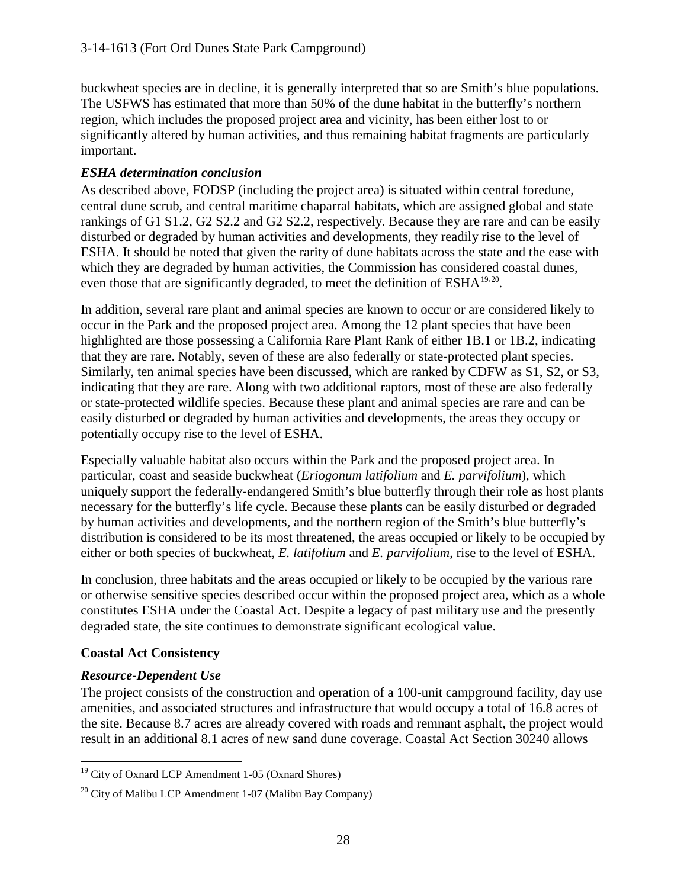buckwheat species are in decline, it is generally interpreted that so are Smith's blue populations. The USFWS has estimated that more than 50% of the dune habitat in the butterfly's northern region, which includes the proposed project area and vicinity, has been either lost to or significantly altered by human activities, and thus remaining habitat fragments are particularly important.

### *ESHA determination conclusion*

As described above, FODSP (including the project area) is situated within central foredune, central dune scrub, and central maritime chaparral habitats, which are assigned global and state rankings of G1 S1.2, G2 S2.2 and G2 S2.2, respectively. Because they are rare and can be easily disturbed or degraded by human activities and developments, they readily rise to the level of ESHA. It should be noted that given the rarity of dune habitats across the state and the ease with which they are degraded by human activities, the Commission has considered coastal dunes, even those that are significantly degraded, to meet the definition of ESHA[19,20].

In addition, several rare plant and animal species are known to occur or are considered likely to occur in the Park and the proposed project area. Among the 12 plant species that have been highlighted are those possessing a California Rare Plant Rank of either 1B.1 or 1B.2, indicating that they are rare. Notably, seven of these are also federally or state-protected plant species. Similarly, ten animal species have been discussed, which are ranked by CDFW as S1, S2, or S3, indicating that they are rare. Along with two additional raptors, most of these are also federally or state-protected wildlife species. Because these plant and animal species are rare and can be easily disturbed or degraded by human activities and developments, the areas they occupy or potentially occupy rise to the level of ESHA.

Especially valuable habitat also occurs within the Park and the proposed project area. In particular, coast and seaside buckwheat (*Eriogonum latifolium* and *E. parvifolium*), which uniquely support the federally-endangered Smith's blue butterfly through their role as host plants necessary for the butterfly's life cycle. Because these plants can be easily disturbed or degraded by human activities and developments, and the northern region of the Smith's blue butterfly's distribution is considered to be its most threatened, the areas occupied or likely to be occupied by either or both species of buckwheat, *E. latifolium* and *E. parvifolium*, rise to the level of ESHA.

In conclusion, three habitats and the areas occupied or likely to be occupied by the various rare or otherwise sensitive species described occur within the proposed project area, which as a whole constitutes ESHA under the Coastal Act. Despite a legacy of past military use and the presently degraded state, the site continues to demonstrate significant ecological value.

## Coastal Act Consistency

### *Resource-Dependent Use*

The project consists of the construction and operation of a 100-unit campground facility, day use amenities, and associated structures and infrastructure that would occupy a total of 16.8 acres of the site. Because 8.7 acres are already covered with roads and remnant asphalt, the project would result in an additional 8.1 acres of new sand dune coverage. Coastal Act Section 30240 allows

---

[19] City of Oxnard LCP Amendment 1-05 (Oxnard Shores)

[20] City of Malibu LCP Amendment 1-07 (Malibu Bay Company)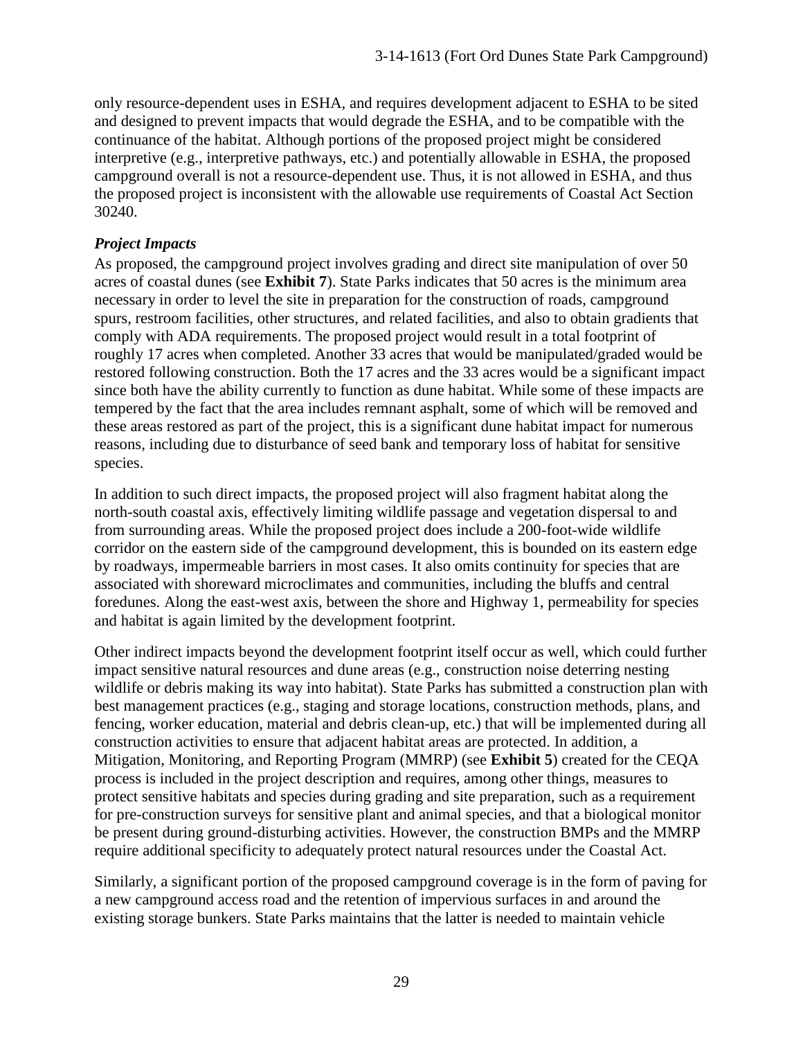only resource-dependent uses in ESHA, and requires development adjacent to ESHA to be sited and designed to prevent impacts that would degrade the ESHA, and to be compatible with the continuance of the habitat. Although portions of the proposed project might be considered interpretive (e.g., interpretive pathways, etc.) and potentially allowable in ESHA, the proposed campground overall is not a resource-dependent use. Thus, it is not allowed in ESHA, and thus the proposed project is inconsistent with the allowable use requirements of Coastal Act Section 30240.

***Project Impacts***

As proposed, the campground project involves grading and direct site manipulation of over 50 acres of coastal dunes (see **Exhibit 7**). State Parks indicates that 50 acres is the minimum area necessary in order to level the site in preparation for the construction of roads, campground spurs, restroom facilities, other structures, and related facilities, and also to obtain gradients that comply with ADA requirements. The proposed project would result in a total footprint of roughly 17 acres when completed. Another 33 acres that would be manipulated/graded would be restored following construction. Both the 17 acres and the 33 acres would be a significant impact since both have the ability currently to function as dune habitat. While some of these impacts are tempered by the fact that the area includes remnant asphalt, some of which will be removed and these areas restored as part of the project, this is a significant dune habitat impact for numerous reasons, including due to disturbance of seed bank and temporary loss of habitat for sensitive species.

In addition to such direct impacts, the proposed project will also fragment habitat along the north-south coastal axis, effectively limiting wildlife passage and vegetation dispersal to and from surrounding areas. While the proposed project does include a 200-foot-wide wildlife corridor on the eastern side of the campground development, this is bounded on its eastern edge by roadways, impermeable barriers in most cases. It also omits continuity for species that are associated with shoreward microclimates and communities, including the bluffs and central foredunes. Along the east-west axis, between the shore and Highway 1, permeability for species and habitat is again limited by the development footprint.

Other indirect impacts beyond the development footprint itself occur as well, which could further impact sensitive natural resources and dune areas (e.g., construction noise deterring nesting wildlife or debris making its way into habitat). State Parks has submitted a construction plan with best management practices (e.g., staging and storage locations, construction methods, plans, and fencing, worker education, material and debris clean-up, etc.) that will be implemented during all construction activities to ensure that adjacent habitat areas are protected. In addition, a Mitigation, Monitoring, and Reporting Program (MMRP) (see **Exhibit 5**) created for the CEQA process is included in the project description and requires, among other things, measures to protect sensitive habitats and species during grading and site preparation, such as a requirement for pre-construction surveys for sensitive plant and animal species, and that a biological monitor be present during ground-disturbing activities. However, the construction BMPs and the MMRP require additional specificity to adequately protect natural resources under the Coastal Act.

Similarly, a significant portion of the proposed campground coverage is in the form of paving for a new campground access road and the retention of impervious surfaces in and around the existing storage bunkers. State Parks maintains that the latter is needed to maintain vehicle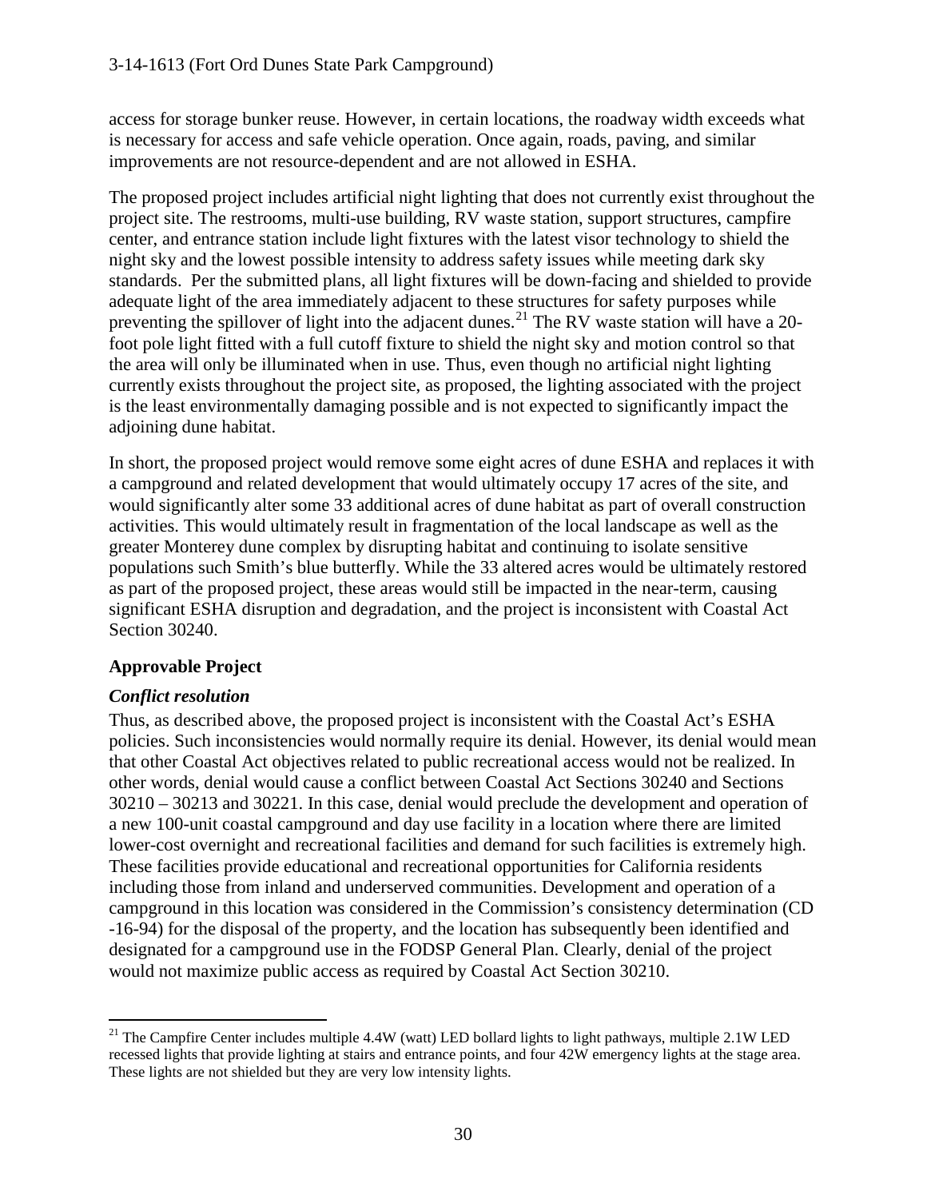access for storage bunker reuse. However, in certain locations, the roadway width exceeds what is necessary for access and safe vehicle operation. Once again, roads, paving, and similar improvements are not resource-dependent and are not allowed in ESHA.

The proposed project includes artificial night lighting that does not currently exist throughout the project site. The restrooms, multi-use building, RV waste station, support structures, campfire center, and entrance station include light fixtures with the latest visor technology to shield the night sky and the lowest possible intensity to address safety issues while meeting dark sky standards. Per the submitted plans, all light fixtures will be down-facing and shielded to provide adequate light of the area immediately adjacent to these structures for safety purposes while preventing the spillover of light into the adjacent dunes.[21] The RV waste station will have a 20-foot pole light fitted with a full cutoff fixture to shield the night sky and motion control so that the area will only be illuminated when in use. Thus, even though no artificial night lighting currently exists throughout the project site, as proposed, the lighting associated with the project is the least environmentally damaging possible and is not expected to significantly impact the adjoining dune habitat.

In short, the proposed project would remove some eight acres of dune ESHA and replaces it with a campground and related development that would ultimately occupy 17 acres of the site, and would significantly alter some 33 additional acres of dune habitat as part of overall construction activities. This would ultimately result in fragmentation of the local landscape as well as the greater Monterey dune complex by disrupting habitat and continuing to isolate sensitive populations such Smith's blue butterfly. While the 33 altered acres would be ultimately restored as part of the proposed project, these areas would still be impacted in the near-term, causing significant ESHA disruption and degradation, and the project is inconsistent with Coastal Act Section 30240.

## Approvable Project

### *Conflict resolution*

Thus, as described above, the proposed project is inconsistent with the Coastal Act's ESHA policies. Such inconsistencies would normally require its denial. However, its denial would mean that other Coastal Act objectives related to public recreational access would not be realized. In other words, denial would cause a conflict between Coastal Act Sections 30240 and Sections 30210 – 30213 and 30221. In this case, denial would preclude the development and operation of a new 100-unit coastal campground and day use facility in a location where there are limited lower-cost overnight and recreational facilities and demand for such facilities is extremely high. These facilities provide educational and recreational opportunities for California residents including those from inland and underserved communities. Development and operation of a campground in this location was considered in the Commission's consistency determination (CD -16-94) for the disposal of the property, and the location has subsequently been identified and designated for a campground use in the FODSP General Plan. Clearly, denial of the project would not maximize public access as required by Coastal Act Section 30210.

---

[21] The Campfire Center includes multiple 4.4W (watt) LED bollard lights to light pathways, multiple 2.1W LED recessed lights that provide lighting at stairs and entrance points, and four 42W emergency lights at the stage area. These lights are not shielded but they are very low intensity lights.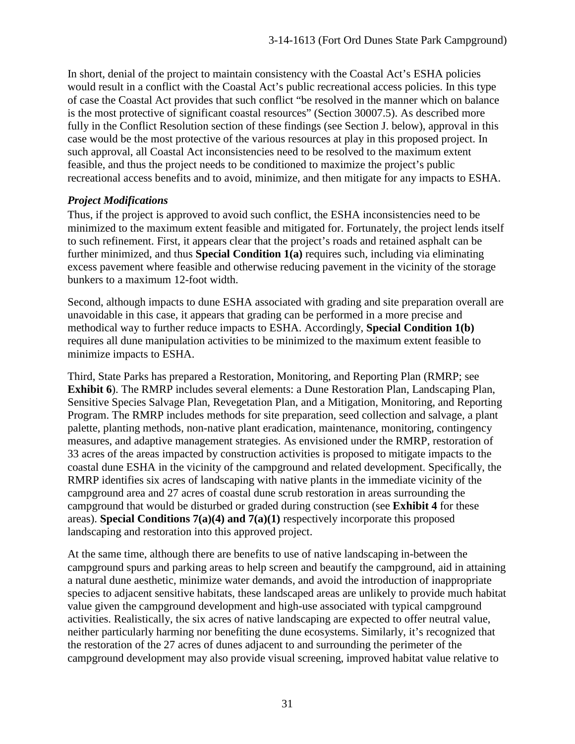In short, denial of the project to maintain consistency with the Coastal Act's ESHA policies would result in a conflict with the Coastal Act's public recreational access policies. In this type of case the Coastal Act provides that such conflict "be resolved in the manner which on balance is the most protective of significant coastal resources" (Section 30007.5). As described more fully in the Conflict Resolution section of these findings (see Section J. below), approval in this case would be the most protective of the various resources at play in this proposed project. In such approval, all Coastal Act inconsistencies need to be resolved to the maximum extent feasible, and thus the project needs to be conditioned to maximize the project's public recreational access benefits and to avoid, minimize, and then mitigate for any impacts to ESHA.

### *Project Modifications*

Thus, if the project is approved to avoid such conflict, the ESHA inconsistencies need to be minimized to the maximum extent feasible and mitigated for. Fortunately, the project lends itself to such refinement. First, it appears clear that the project's roads and retained asphalt can be further minimized, and thus **Special Condition 1(a)** requires such, including via eliminating excess pavement where feasible and otherwise reducing pavement in the vicinity of the storage bunkers to a maximum 12-foot width.

Second, although impacts to dune ESHA associated with grading and site preparation overall are unavoidable in this case, it appears that grading can be performed in a more precise and methodical way to further reduce impacts to ESHA. Accordingly, **Special Condition 1(b)** requires all dune manipulation activities to be minimized to the maximum extent feasible to minimize impacts to ESHA.

Third, State Parks has prepared a Restoration, Monitoring, and Reporting Plan (RMRP; see **Exhibit 6**). The RMRP includes several elements: a Dune Restoration Plan, Landscaping Plan, Sensitive Species Salvage Plan, Revegetation Plan, and a Mitigation, Monitoring, and Reporting Program. The RMRP includes methods for site preparation, seed collection and salvage, a plant palette, planting methods, non-native plant eradication, maintenance, monitoring, contingency measures, and adaptive management strategies. As envisioned under the RMRP, restoration of 33 acres of the areas impacted by construction activities is proposed to mitigate impacts to the coastal dune ESHA in the vicinity of the campground and related development. Specifically, the RMRP identifies six acres of landscaping with native plants in the immediate vicinity of the campground area and 27 acres of coastal dune scrub restoration in areas surrounding the campground that would be disturbed or graded during construction (see **Exhibit 4** for these areas). **Special Conditions 7(a)(4) and 7(a)(1)** respectively incorporate this proposed landscaping and restoration into this approved project.

At the same time, although there are benefits to use of native landscaping in-between the campground spurs and parking areas to help screen and beautify the campground, aid in attaining a natural dune aesthetic, minimize water demands, and avoid the introduction of inappropriate species to adjacent sensitive habitats, these landscaped areas are unlikely to provide much habitat value given the campground development and high-use associated with typical campground activities. Realistically, the six acres of native landscaping are expected to offer neutral value, neither particularly harming nor benefiting the dune ecosystems. Similarly, it's recognized that the restoration of the 27 acres of dunes adjacent to and surrounding the perimeter of the campground development may also provide visual screening, improved habitat value relative to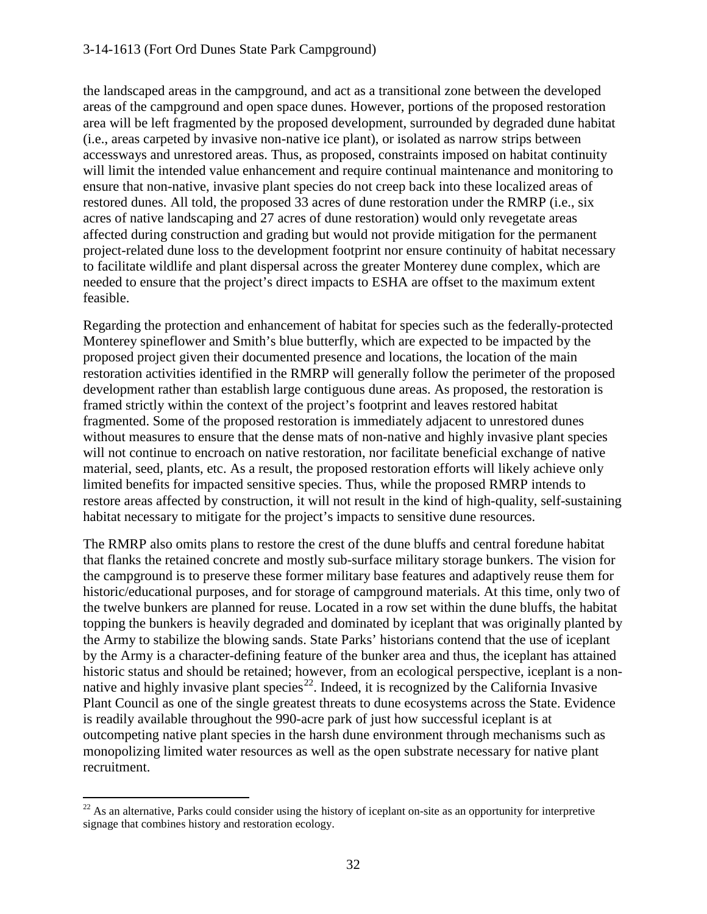the landscaped areas in the campground, and act as a transitional zone between the developed areas of the campground and open space dunes. However, portions of the proposed restoration area will be left fragmented by the proposed development, surrounded by degraded dune habitat (i.e., areas carpeted by invasive non-native ice plant), or isolated as narrow strips between accessways and unrestored areas. Thus, as proposed, constraints imposed on habitat continuity will limit the intended value enhancement and require continual maintenance and monitoring to ensure that non-native, invasive plant species do not creep back into these localized areas of restored dunes. All told, the proposed 33 acres of dune restoration under the RMRP (i.e., six acres of native landscaping and 27 acres of dune restoration) would only revegetate areas affected during construction and grading but would not provide mitigation for the permanent project-related dune loss to the development footprint nor ensure continuity of habitat necessary to facilitate wildlife and plant dispersal across the greater Monterey dune complex, which are needed to ensure that the project's direct impacts to ESHA are offset to the maximum extent feasible.

Regarding the protection and enhancement of habitat for species such as the federally-protected Monterey spineflower and Smith's blue butterfly, which are expected to be impacted by the proposed project given their documented presence and locations, the location of the main restoration activities identified in the RMRP will generally follow the perimeter of the proposed development rather than establish large contiguous dune areas. As proposed, the restoration is framed strictly within the context of the project's footprint and leaves restored habitat fragmented. Some of the proposed restoration is immediately adjacent to unrestored dunes without measures to ensure that the dense mats of non-native and highly invasive plant species will not continue to encroach on native restoration, nor facilitate beneficial exchange of native material, seed, plants, etc. As a result, the proposed restoration efforts will likely achieve only limited benefits for impacted sensitive species. Thus, while the proposed RMRP intends to restore areas affected by construction, it will not result in the kind of high-quality, self-sustaining habitat necessary to mitigate for the project's impacts to sensitive dune resources.

The RMRP also omits plans to restore the crest of the dune bluffs and central foredune habitat that flanks the retained concrete and mostly sub-surface military storage bunkers. The vision for the campground is to preserve these former military base features and adaptively reuse them for historic/educational purposes, and for storage of campground materials. At this time, only two of the twelve bunkers are planned for reuse. Located in a row set within the dune bluffs, the habitat topping the bunkers is heavily degraded and dominated by iceplant that was originally planted by the Army to stabilize the blowing sands. State Parks' historians contend that the use of iceplant by the Army is a character-defining feature of the bunker area and thus, the iceplant has attained historic status and should be retained; however, from an ecological perspective, iceplant is a non-native and highly invasive plant species[22]. Indeed, it is recognized by the California Invasive Plant Council as one of the single greatest threats to dune ecosystems across the State. Evidence is readily available throughout the 990-acre park of just how successful iceplant is at outcompeting native plant species in the harsh dune environment through mechanisms such as monopolizing limited water resources as well as the open substrate necessary for native plant recruitment.

[22] As an alternative, Parks could consider using the history of iceplant on-site as an opportunity for interpretive signage that combines history and restoration ecology.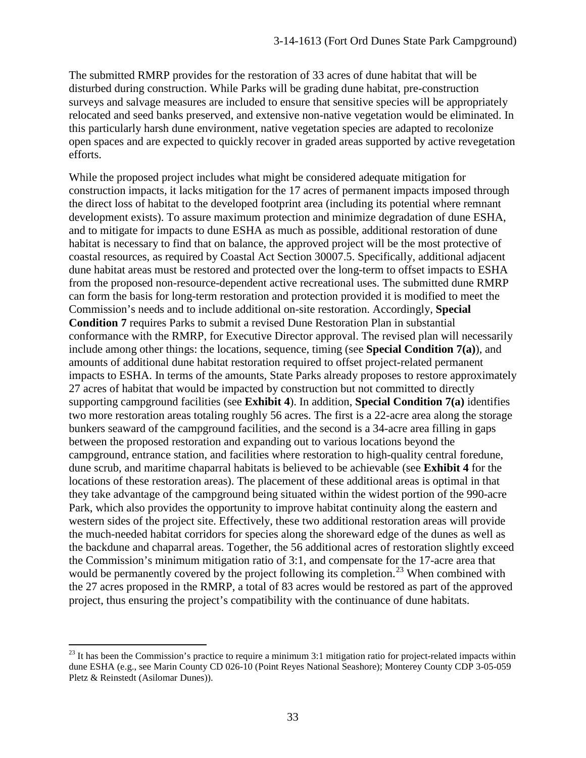The submitted RMRP provides for the restoration of 33 acres of dune habitat that will be disturbed during construction. While Parks will be grading dune habitat, pre-construction surveys and salvage measures are included to ensure that sensitive species will be appropriately relocated and seed banks preserved, and extensive non-native vegetation would be eliminated. In this particularly harsh dune environment, native vegetation species are adapted to recolonize open spaces and are expected to quickly recover in graded areas supported by active revegetation efforts.

While the proposed project includes what might be considered adequate mitigation for construction impacts, it lacks mitigation for the 17 acres of permanent impacts imposed through the direct loss of habitat to the developed footprint area (including its potential where remnant development exists). To assure maximum protection and minimize degradation of dune ESHA, and to mitigate for impacts to dune ESHA as much as possible, additional restoration of dune habitat is necessary to find that on balance, the approved project will be the most protective of coastal resources, as required by Coastal Act Section 30007.5. Specifically, additional adjacent dune habitat areas must be restored and protected over the long-term to offset impacts to ESHA from the proposed non-resource-dependent active recreational uses. The submitted dune RMRP can form the basis for long-term restoration and protection provided it is modified to meet the Commission's needs and to include additional on-site restoration. Accordingly, **Special Condition 7** requires Parks to submit a revised Dune Restoration Plan in substantial conformance with the RMRP, for Executive Director approval. The revised plan will necessarily include among other things: the locations, sequence, timing (see **Special Condition 7(a)**), and amounts of additional dune habitat restoration required to offset project-related permanent impacts to ESHA. In terms of the amounts, State Parks already proposes to restore approximately 27 acres of habitat that would be impacted by construction but not committed to directly supporting campground facilities (see **Exhibit 4**). In addition, **Special Condition 7(a)** identifies two more restoration areas totaling roughly 56 acres. The first is a 22-acre area along the storage bunkers seaward of the campground facilities, and the second is a 34-acre area filling in gaps between the proposed restoration and expanding out to various locations beyond the campground, entrance station, and facilities where restoration to high-quality central foredune, dune scrub, and maritime chaparral habitats is believed to be achievable (see **Exhibit 4** for the locations of these restoration areas). The placement of these additional areas is optimal in that they take advantage of the campground being situated within the widest portion of the 990-acre Park, which also provides the opportunity to improve habitat continuity along the eastern and western sides of the project site. Effectively, these two additional restoration areas will provide the much-needed habitat corridors for species along the shoreward edge of the dunes as well as the backdune and chaparral areas. Together, the 56 additional acres of restoration slightly exceed the Commission's minimum mitigation ratio of 3:1, and compensate for the 17-acre area that would be permanently covered by the project following its completion.[23] When combined with the 27 acres proposed in the RMRP, a total of 83 acres would be restored as part of the approved project, thus ensuring the project's compatibility with the continuance of dune habitats.

---

[23] It has been the Commission's practice to require a minimum 3:1 mitigation ratio for project-related impacts within dune ESHA (e.g., see Marin County CD 026-10 (Point Reyes National Seashore); Monterey County CDP 3-05-059 Pletz & Reinstedt (Asilomar Dunes)).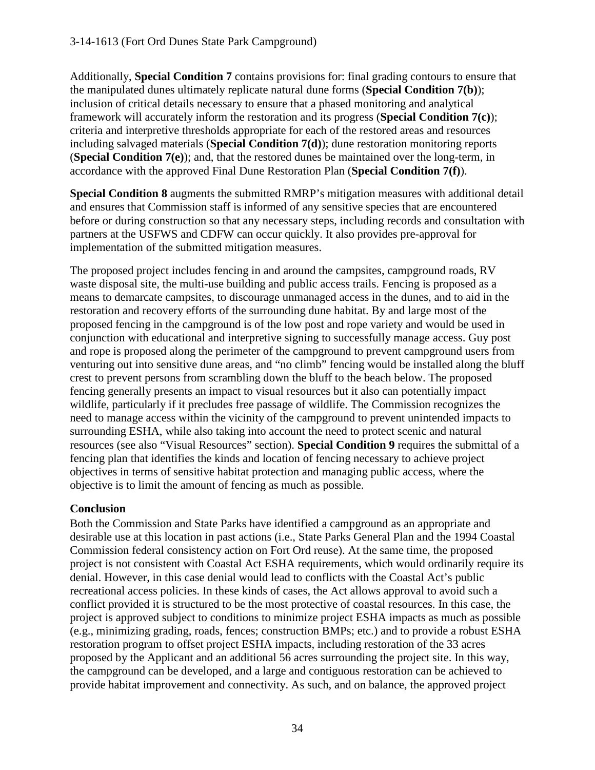Additionally, **Special Condition 7** contains provisions for: final grading contours to ensure that the manipulated dunes ultimately replicate natural dune forms (**Special Condition 7(b)**); inclusion of critical details necessary to ensure that a phased monitoring and analytical framework will accurately inform the restoration and its progress (**Special Condition 7(c)**); criteria and interpretive thresholds appropriate for each of the restored areas and resources including salvaged materials (**Special Condition 7(d)**); dune restoration monitoring reports (**Special Condition 7(e)**); and, that the restored dunes be maintained over the long-term, in accordance with the approved Final Dune Restoration Plan (**Special Condition 7(f)**).

**Special Condition 8** augments the submitted RMRP's mitigation measures with additional detail and ensures that Commission staff is informed of any sensitive species that are encountered before or during construction so that any necessary steps, including records and consultation with partners at the USFWS and CDFW can occur quickly. It also provides pre-approval for implementation of the submitted mitigation measures.

The proposed project includes fencing in and around the campsites, campground roads, RV waste disposal site, the multi-use building and public access trails. Fencing is proposed as a means to demarcate campsites, to discourage unmanaged access in the dunes, and to aid in the restoration and recovery efforts of the surrounding dune habitat. By and large most of the proposed fencing in the campground is of the low post and rope variety and would be used in conjunction with educational and interpretive signing to successfully manage access. Guy post and rope is proposed along the perimeter of the campground to prevent campground users from venturing out into sensitive dune areas, and "no climb" fencing would be installed along the bluff crest to prevent persons from scrambling down the bluff to the beach below. The proposed fencing generally presents an impact to visual resources but it also can potentially impact wildlife, particularly if it precludes free passage of wildlife. The Commission recognizes the need to manage access within the vicinity of the campground to prevent unintended impacts to surrounding ESHA, while also taking into account the need to protect scenic and natural resources (see also "Visual Resources" section). **Special Condition 9** requires the submittal of a fencing plan that identifies the kinds and location of fencing necessary to achieve project objectives in terms of sensitive habitat protection and managing public access, where the objective is to limit the amount of fencing as much as possible.

### Conclusion

Both the Commission and State Parks have identified a campground as an appropriate and desirable use at this location in past actions (i.e., State Parks General Plan and the 1994 Coastal Commission federal consistency action on Fort Ord reuse). At the same time, the proposed project is not consistent with Coastal Act ESHA requirements, which would ordinarily require its denial. However, in this case denial would lead to conflicts with the Coastal Act's public recreational access policies. In these kinds of cases, the Act allows approval to avoid such a conflict provided it is structured to be the most protective of coastal resources. In this case, the project is approved subject to conditions to minimize project ESHA impacts as much as possible (e.g., minimizing grading, roads, fences; construction BMPs; etc.) and to provide a robust ESHA restoration program to offset project ESHA impacts, including restoration of the 33 acres proposed by the Applicant and an additional 56 acres surrounding the project site. In this way, the campground can be developed, and a large and contiguous restoration can be achieved to provide habitat improvement and connectivity. As such, and on balance, the approved project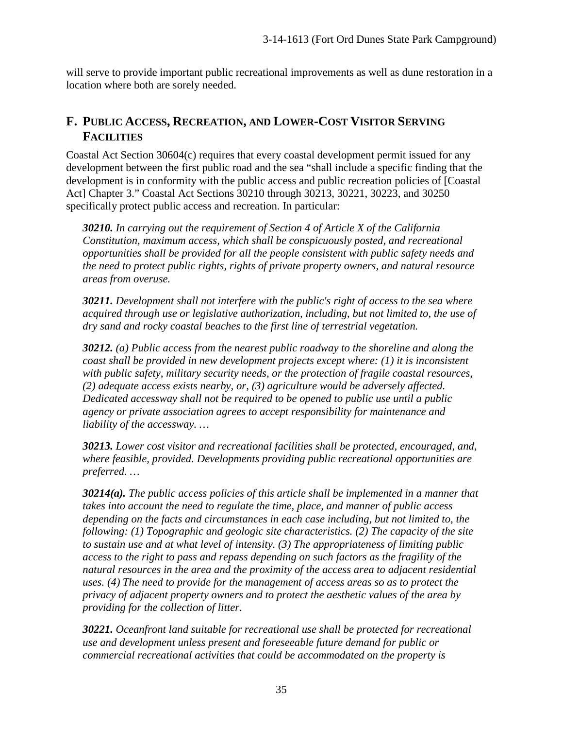will serve to provide important public recreational improvements as well as dune restoration in a location where both are sorely needed.

## F. Public Access, Recreation, and Lower-Cost Visitor Serving Facilities

Coastal Act Section 30604(c) requires that every coastal development permit issued for any development between the first public road and the sea "shall include a specific finding that the development is in conformity with the public access and public recreation policies of [Coastal Act] Chapter 3." Coastal Act Sections 30210 through 30213, 30221, 30223, and 30250 specifically protect public access and recreation. In particular:

> ***30210.*** *In carrying out the requirement of Section 4 of Article X of the California Constitution, maximum access, which shall be conspicuously posted, and recreational opportunities shall be provided for all the people consistent with public safety needs and the need to protect public rights, rights of private property owners, and natural resource areas from overuse.*
>
> ***30211.*** *Development shall not interfere with the public's right of access to the sea where acquired through use or legislative authorization, including, but not limited to, the use of dry sand and rocky coastal beaches to the first line of terrestrial vegetation.*
>
> ***30212.*** *(a) Public access from the nearest public roadway to the shoreline and along the coast shall be provided in new development projects except where: (1) it is inconsistent with public safety, military security needs, or the protection of fragile coastal resources, (2) adequate access exists nearby, or, (3) agriculture would be adversely affected. Dedicated accessway shall not be required to be opened to public use until a public agency or private association agrees to accept responsibility for maintenance and liability of the accessway. …*
>
> ***30213.*** *Lower cost visitor and recreational facilities shall be protected, encouraged, and, where feasible, provided. Developments providing public recreational opportunities are preferred. …*
>
> ***30214(a).*** *The public access policies of this article shall be implemented in a manner that takes into account the need to regulate the time, place, and manner of public access depending on the facts and circumstances in each case including, but not limited to, the following: (1) Topographic and geologic site characteristics. (2) The capacity of the site to sustain use and at what level of intensity. (3) The appropriateness of limiting public access to the right to pass and repass depending on such factors as the fragility of the natural resources in the area and the proximity of the access area to adjacent residential uses. (4) The need to provide for the management of access areas so as to protect the privacy of adjacent property owners and to protect the aesthetic values of the area by providing for the collection of litter.*
>
> ***30221.*** *Oceanfront land suitable for recreational use shall be protected for recreational use and development unless present and foreseeable future demand for public or commercial recreational activities that could be accommodated on the property is*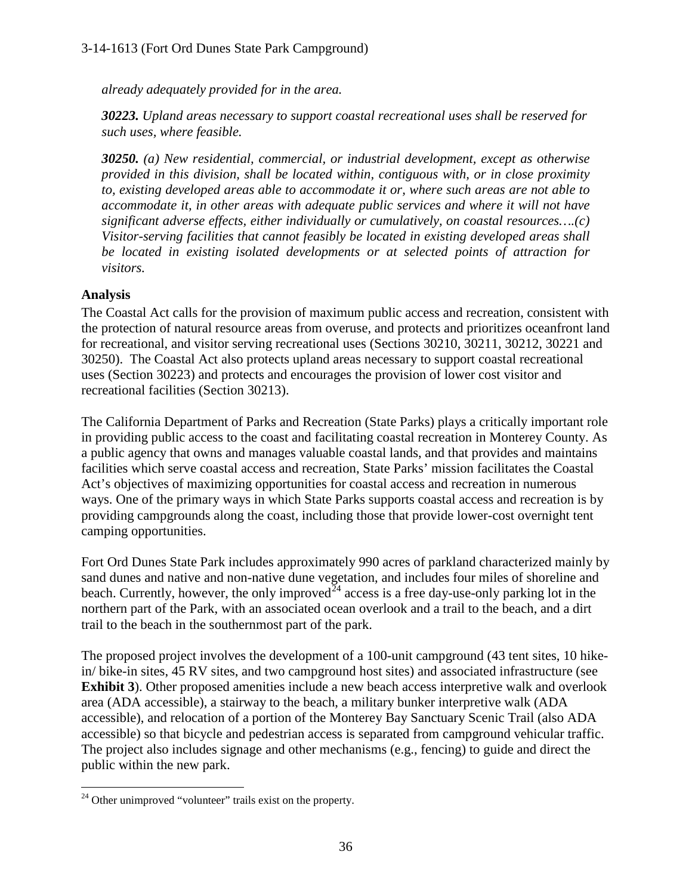*already adequately provided for in the area.*

***30223.*** *Upland areas necessary to support coastal recreational uses shall be reserved for such uses, where feasible.*

***30250.*** *(a) New residential, commercial, or industrial development, except as otherwise provided in this division, shall be located within, contiguous with, or in close proximity to, existing developed areas able to accommodate it or, where such areas are not able to accommodate it, in other areas with adequate public services and where it will not have significant adverse effects, either individually or cumulatively, on coastal resources….(c) Visitor-serving facilities that cannot feasibly be located in existing developed areas shall be located in existing isolated developments or at selected points of attraction for visitors.*

### Analysis

The Coastal Act calls for the provision of maximum public access and recreation, consistent with the protection of natural resource areas from overuse, and protects and prioritizes oceanfront land for recreational, and visitor serving recreational uses (Sections 30210, 30211, 30212, 30221 and 30250). The Coastal Act also protects upland areas necessary to support coastal recreational uses (Section 30223) and protects and encourages the provision of lower cost visitor and recreational facilities (Section 30213).

The California Department of Parks and Recreation (State Parks) plays a critically important role in providing public access to the coast and facilitating coastal recreation in Monterey County. As a public agency that owns and manages valuable coastal lands, and that provides and maintains facilities which serve coastal access and recreation, State Parks' mission facilitates the Coastal Act's objectives of maximizing opportunities for coastal access and recreation in numerous ways. One of the primary ways in which State Parks supports coastal access and recreation is by providing campgrounds along the coast, including those that provide lower-cost overnight tent camping opportunities.

Fort Ord Dunes State Park includes approximately 990 acres of parkland characterized mainly by sand dunes and native and non-native dune vegetation, and includes four miles of shoreline and beach. Currently, however, the only improved[24] access is a free day-use-only parking lot in the northern part of the Park, with an associated ocean overlook and a trail to the beach, and a dirt trail to the beach in the southernmost part of the park.

The proposed project involves the development of a 100-unit campground (43 tent sites, 10 hike-in/ bike-in sites, 45 RV sites, and two campground host sites) and associated infrastructure (see **Exhibit 3**). Other proposed amenities include a new beach access interpretive walk and overlook area (ADA accessible), a stairway to the beach, a military bunker interpretive walk (ADA accessible), and relocation of a portion of the Monterey Bay Sanctuary Scenic Trail (also ADA accessible) so that bicycle and pedestrian access is separated from campground vehicular traffic. The project also includes signage and other mechanisms (e.g., fencing) to guide and direct the public within the new park.

[24] Other unimproved "volunteer" trails exist on the property.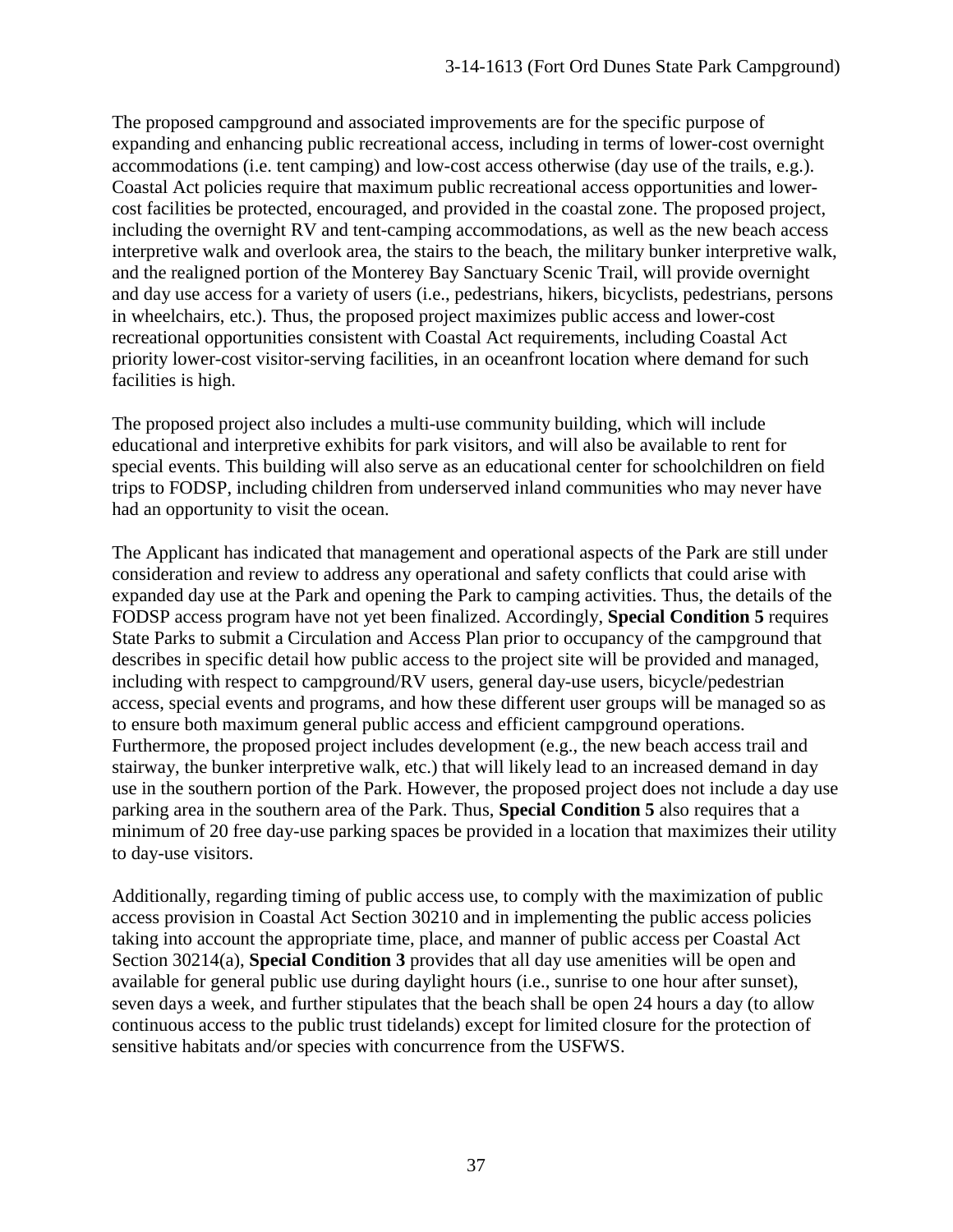The proposed campground and associated improvements are for the specific purpose of expanding and enhancing public recreational access, including in terms of lower-cost overnight accommodations (i.e. tent camping) and low-cost access otherwise (day use of the trails, e.g.). Coastal Act policies require that maximum public recreational access opportunities and lower-cost facilities be protected, encouraged, and provided in the coastal zone. The proposed project, including the overnight RV and tent-camping accommodations, as well as the new beach access interpretive walk and overlook area, the stairs to the beach, the military bunker interpretive walk, and the realigned portion of the Monterey Bay Sanctuary Scenic Trail, will provide overnight and day use access for a variety of users (i.e., pedestrians, hikers, bicyclists, pedestrians, persons in wheelchairs, etc.). Thus, the proposed project maximizes public access and lower-cost recreational opportunities consistent with Coastal Act requirements, including Coastal Act priority lower-cost visitor-serving facilities, in an oceanfront location where demand for such facilities is high.

The proposed project also includes a multi-use community building, which will include educational and interpretive exhibits for park visitors, and will also be available to rent for special events. This building will also serve as an educational center for schoolchildren on field trips to FODSP, including children from underserved inland communities who may never have had an opportunity to visit the ocean.

The Applicant has indicated that management and operational aspects of the Park are still under consideration and review to address any operational and safety conflicts that could arise with expanded day use at the Park and opening the Park to camping activities. Thus, the details of the FODSP access program have not yet been finalized. Accordingly, **Special Condition 5** requires State Parks to submit a Circulation and Access Plan prior to occupancy of the campground that describes in specific detail how public access to the project site will be provided and managed, including with respect to campground/RV users, general day-use users, bicycle/pedestrian access, special events and programs, and how these different user groups will be managed so as to ensure both maximum general public access and efficient campground operations. Furthermore, the proposed project includes development (e.g., the new beach access trail and stairway, the bunker interpretive walk, etc.) that will likely lead to an increased demand in day use in the southern portion of the Park. However, the proposed project does not include a day use parking area in the southern area of the Park. Thus, **Special Condition 5** also requires that a minimum of 20 free day-use parking spaces be provided in a location that maximizes their utility to day-use visitors.

Additionally, regarding timing of public access use, to comply with the maximization of public access provision in Coastal Act Section 30210 and in implementing the public access policies taking into account the appropriate time, place, and manner of public access per Coastal Act Section 30214(a), **Special Condition 3** provides that all day use amenities will be open and available for general public use during daylight hours (i.e., sunrise to one hour after sunset), seven days a week, and further stipulates that the beach shall be open 24 hours a day (to allow continuous access to the public trust tidelands) except for limited closure for the protection of sensitive habitats and/or species with concurrence from the USFWS.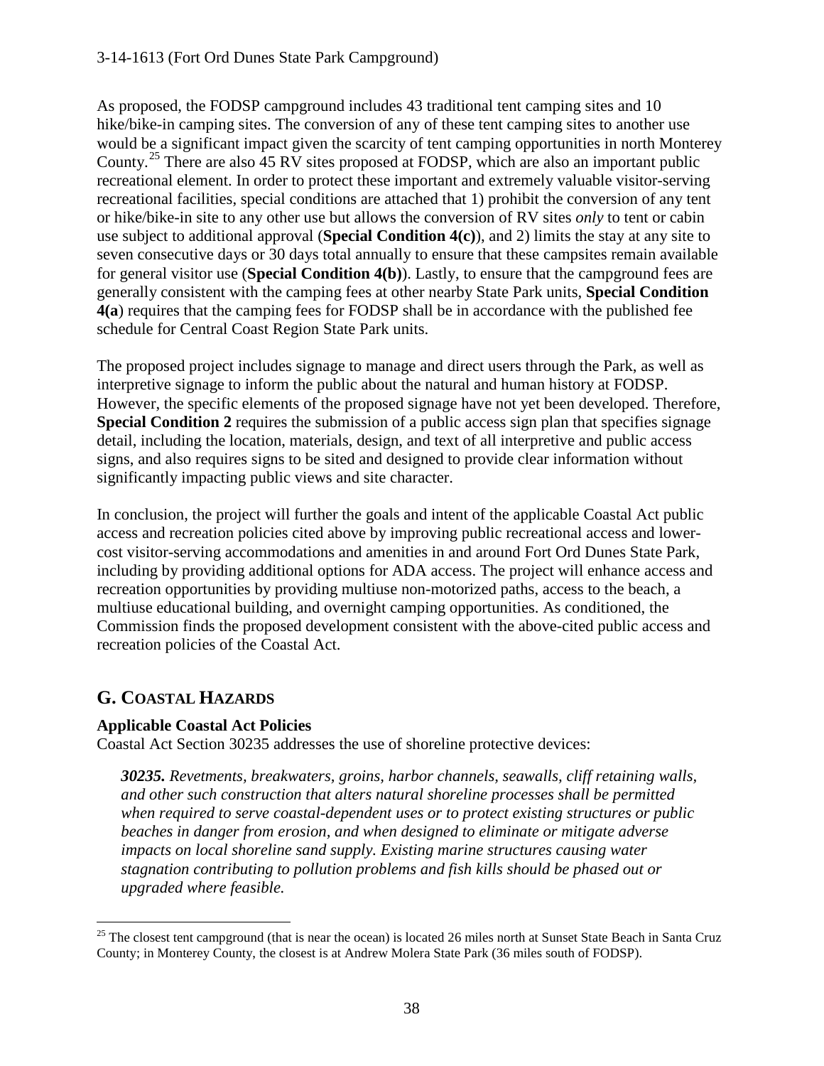As proposed, the FODSP campground includes 43 traditional tent camping sites and 10 hike/bike-in camping sites. The conversion of any of these tent camping sites to another use would be a significant impact given the scarcity of tent camping opportunities in north Monterey County.[25] There are also 45 RV sites proposed at FODSP, which are also an important public recreational element. In order to protect these important and extremely valuable visitor-serving recreational facilities, special conditions are attached that 1) prohibit the conversion of any tent or hike/bike-in site to any other use but allows the conversion of RV sites *only* to tent or cabin use subject to additional approval (**Special Condition 4(c)**), and 2) limits the stay at any site to seven consecutive days or 30 days total annually to ensure that these campsites remain available for general visitor use (**Special Condition 4(b)**). Lastly, to ensure that the campground fees are generally consistent with the camping fees at other nearby State Park units, **Special Condition 4(a**) requires that the camping fees for FODSP shall be in accordance with the published fee schedule for Central Coast Region State Park units.

The proposed project includes signage to manage and direct users through the Park, as well as interpretive signage to inform the public about the natural and human history at FODSP. However, the specific elements of the proposed signage have not yet been developed. Therefore, **Special Condition 2** requires the submission of a public access sign plan that specifies signage detail, including the location, materials, design, and text of all interpretive and public access signs, and also requires signs to be sited and designed to provide clear information without significantly impacting public views and site character.

In conclusion, the project will further the goals and intent of the applicable Coastal Act public access and recreation policies cited above by improving public recreational access and lower-cost visitor-serving accommodations and amenities in and around Fort Ord Dunes State Park, including by providing additional options for ADA access. The project will enhance access and recreation opportunities by providing multiuse non-motorized paths, access to the beach, a multiuse educational building, and overnight camping opportunities. As conditioned, the Commission finds the proposed development consistent with the above-cited public access and recreation policies of the Coastal Act.

## G. Coastal Hazards

**Applicable Coastal Act Policies**

Coastal Act Section 30235 addresses the use of shoreline protective devices:

> ***30235.*** *Revetments, breakwaters, groins, harbor channels, seawalls, cliff retaining walls, and other such construction that alters natural shoreline processes shall be permitted when required to serve coastal-dependent uses or to protect existing structures or public beaches in danger from erosion, and when designed to eliminate or mitigate adverse impacts on local shoreline sand supply. Existing marine structures causing water stagnation contributing to pollution problems and fish kills should be phased out or upgraded where feasible.*

[25] The closest tent campground (that is near the ocean) is located 26 miles north at Sunset State Beach in Santa Cruz County; in Monterey County, the closest is at Andrew Molera State Park (36 miles south of FODSP).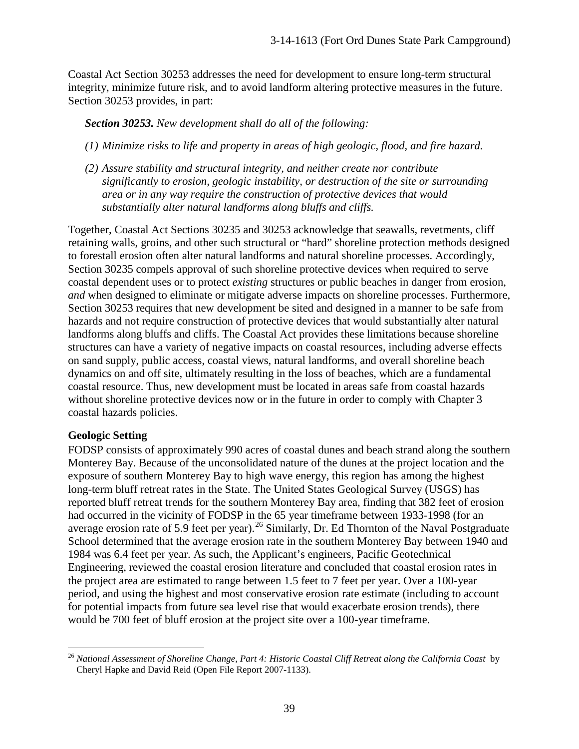Coastal Act Section 30253 addresses the need for development to ensure long-term structural integrity, minimize future risk, and to avoid landform altering protective measures in the future. Section 30253 provides, in part:

> ***Section 30253.*** *New development shall do all of the following:*
>
> *(1) Minimize risks to life and property in areas of high geologic, flood, and fire hazard.*
>
> *(2) Assure stability and structural integrity, and neither create nor contribute significantly to erosion, geologic instability, or destruction of the site or surrounding area or in any way require the construction of protective devices that would substantially alter natural landforms along bluffs and cliffs.*

Together, Coastal Act Sections 30235 and 30253 acknowledge that seawalls, revetments, cliff retaining walls, groins, and other such structural or "hard" shoreline protection methods designed to forestall erosion often alter natural landforms and natural shoreline processes. Accordingly, Section 30235 compels approval of such shoreline protective devices when required to serve coastal dependent uses or to protect *existing* structures or public beaches in danger from erosion, *and* when designed to eliminate or mitigate adverse impacts on shoreline processes. Furthermore, Section 30253 requires that new development be sited and designed in a manner to be safe from hazards and not require construction of protective devices that would substantially alter natural landforms along bluffs and cliffs. The Coastal Act provides these limitations because shoreline structures can have a variety of negative impacts on coastal resources, including adverse effects on sand supply, public access, coastal views, natural landforms, and overall shoreline beach dynamics on and off site, ultimately resulting in the loss of beaches, which are a fundamental coastal resource. Thus, new development must be located in areas safe from coastal hazards without shoreline protective devices now or in the future in order to comply with Chapter 3 coastal hazards policies.

**Geologic Setting**

FODSP consists of approximately 990 acres of coastal dunes and beach strand along the southern Monterey Bay. Because of the unconsolidated nature of the dunes at the project location and the exposure of southern Monterey Bay to high wave energy, this region has among the highest long-term bluff retreat rates in the State. The United States Geological Survey (USGS) has reported bluff retreat trends for the southern Monterey Bay area, finding that 382 feet of erosion had occurred in the vicinity of FODSP in the 65 year timeframe between 1933-1998 (for an average erosion rate of 5.9 feet per year).[26] Similarly, Dr. Ed Thornton of the Naval Postgraduate School determined that the average erosion rate in the southern Monterey Bay between 1940 and 1984 was 6.4 feet per year. As such, the Applicant's engineers, Pacific Geotechnical Engineering, reviewed the coastal erosion literature and concluded that coastal erosion rates in the project area are estimated to range between 1.5 feet to 7 feet per year. Over a 100-year period, and using the highest and most conservative erosion rate estimate (including to account for potential impacts from future sea level rise that would exacerbate erosion trends), there would be 700 feet of bluff erosion at the project site over a 100-year timeframe.

---

[26] *National Assessment of Shoreline Change, Part 4: Historic Coastal Cliff Retreat along the California Coast* by Cheryl Hapke and David Reid (Open File Report 2007-1133).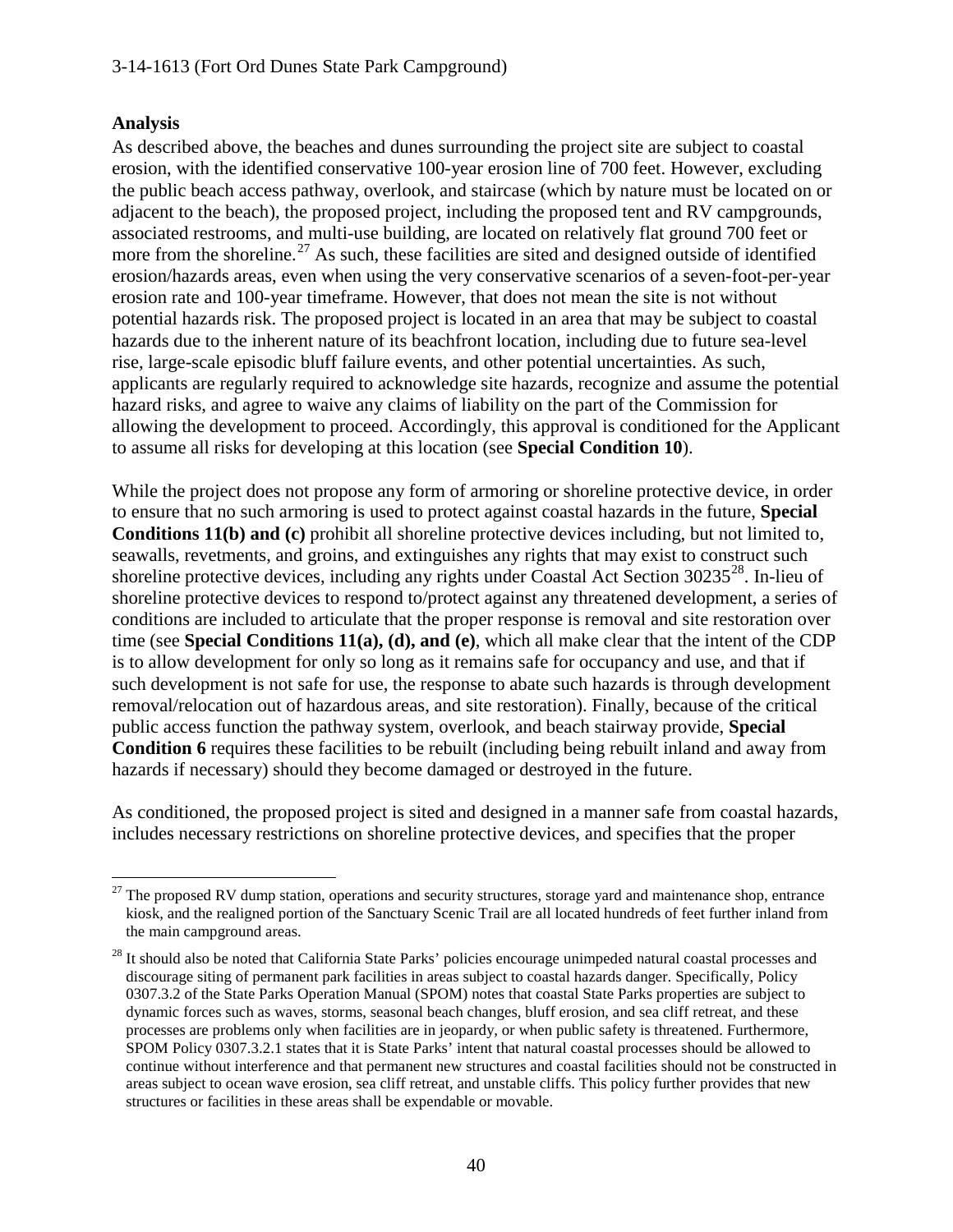**Analysis**

As described above, the beaches and dunes surrounding the project site are subject to coastal erosion, with the identified conservative 100-year erosion line of 700 feet. However, excluding the public beach access pathway, overlook, and staircase (which by nature must be located on or adjacent to the beach), the proposed project, including the proposed tent and RV campgrounds, associated restrooms, and multi-use building, are located on relatively flat ground 700 feet or more from the shoreline.[27] As such, these facilities are sited and designed outside of identified erosion/hazards areas, even when using the very conservative scenarios of a seven-foot-per-year erosion rate and 100-year timeframe. However, that does not mean the site is not without potential hazards risk. The proposed project is located in an area that may be subject to coastal hazards due to the inherent nature of its beachfront location, including due to future sea-level rise, large-scale episodic bluff failure events, and other potential uncertainties. As such, applicants are regularly required to acknowledge site hazards, recognize and assume the potential hazard risks, and agree to waive any claims of liability on the part of the Commission for allowing the development to proceed. Accordingly, this approval is conditioned for the Applicant to assume all risks for developing at this location (see **Special Condition 10**).

While the project does not propose any form of armoring or shoreline protective device, in order to ensure that no such armoring is used to protect against coastal hazards in the future, **Special Conditions 11(b) and (c)** prohibit all shoreline protective devices including, but not limited to, seawalls, revetments, and groins, and extinguishes any rights that may exist to construct such shoreline protective devices, including any rights under Coastal Act Section 30235[28]. In-lieu of shoreline protective devices to respond to/protect against any threatened development, a series of conditions are included to articulate that the proper response is removal and site restoration over time (see **Special Conditions 11(a), (d), and (e)**, which all make clear that the intent of the CDP is to allow development for only so long as it remains safe for occupancy and use, and that if such development is not safe for use, the response to abate such hazards is through development removal/relocation out of hazardous areas, and site restoration). Finally, because of the critical public access function the pathway system, overlook, and beach stairway provide, **Special Condition 6** requires these facilities to be rebuilt (including being rebuilt inland and away from hazards if necessary) should they become damaged or destroyed in the future.

As conditioned, the proposed project is sited and designed in a manner safe from coastal hazards, includes necessary restrictions on shoreline protective devices, and specifies that the proper

---

[27] The proposed RV dump station, operations and security structures, storage yard and maintenance shop, entrance kiosk, and the realigned portion of the Sanctuary Scenic Trail are all located hundreds of feet further inland from the main campground areas.

[28] It should also be noted that California State Parks' policies encourage unimpeded natural coastal processes and discourage siting of permanent park facilities in areas subject to coastal hazards danger. Specifically, Policy 0307.3.2 of the State Parks Operation Manual (SPOM) notes that coastal State Parks properties are subject to dynamic forces such as waves, storms, seasonal beach changes, bluff erosion, and sea cliff retreat, and these processes are problems only when facilities are in jeopardy, or when public safety is threatened. Furthermore, SPOM Policy 0307.3.2.1 states that it is State Parks' intent that natural coastal processes should be allowed to continue without interference and that permanent new structures and coastal facilities should not be constructed in areas subject to ocean wave erosion, sea cliff retreat, and unstable cliffs. This policy further provides that new structures or facilities in these areas shall be expendable or movable.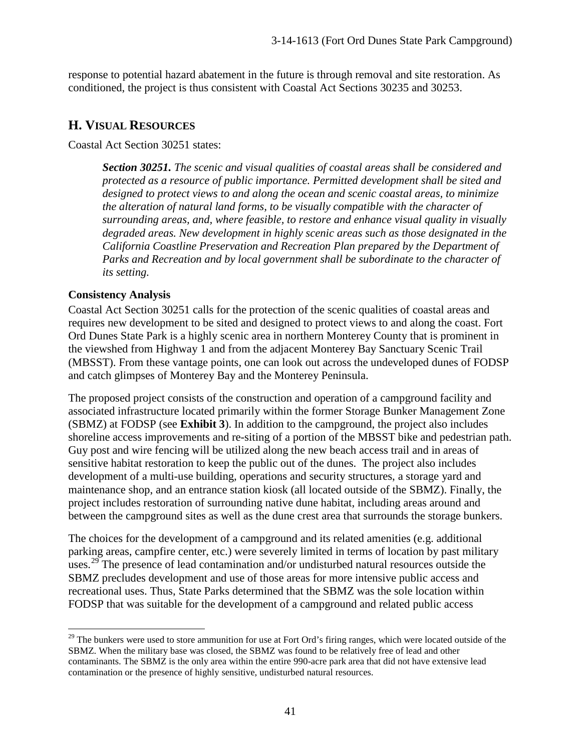response to potential hazard abatement in the future is through removal and site restoration. As conditioned, the project is thus consistent with Coastal Act Sections 30235 and 30253.

## H. Visual Resources

Coastal Act Section 30251 states:

> ***Section 30251.*** *The scenic and visual qualities of coastal areas shall be considered and protected as a resource of public importance. Permitted development shall be sited and designed to protect views to and along the ocean and scenic coastal areas, to minimize the alteration of natural land forms, to be visually compatible with the character of surrounding areas, and, where feasible, to restore and enhance visual quality in visually degraded areas. New development in highly scenic areas such as those designated in the California Coastline Preservation and Recreation Plan prepared by the Department of Parks and Recreation and by local government shall be subordinate to the character of its setting.*

### Consistency Analysis

Coastal Act Section 30251 calls for the protection of the scenic qualities of coastal areas and requires new development to be sited and designed to protect views to and along the coast. Fort Ord Dunes State Park is a highly scenic area in northern Monterey County that is prominent in the viewshed from Highway 1 and from the adjacent Monterey Bay Sanctuary Scenic Trail (MBSST). From these vantage points, one can look out across the undeveloped dunes of FODSP and catch glimpses of Monterey Bay and the Monterey Peninsula.

The proposed project consists of the construction and operation of a campground facility and associated infrastructure located primarily within the former Storage Bunker Management Zone (SBMZ) at FODSP (see **Exhibit 3**). In addition to the campground, the project also includes shoreline access improvements and re-siting of a portion of the MBSST bike and pedestrian path. Guy post and wire fencing will be utilized along the new beach access trail and in areas of sensitive habitat restoration to keep the public out of the dunes. The project also includes development of a multi-use building, operations and security structures, a storage yard and maintenance shop, and an entrance station kiosk (all located outside of the SBMZ). Finally, the project includes restoration of surrounding native dune habitat, including areas around and between the campground sites as well as the dune crest area that surrounds the storage bunkers.

The choices for the development of a campground and its related amenities (e.g. additional parking areas, campfire center, etc.) were severely limited in terms of location by past military uses.[29] The presence of lead contamination and/or undisturbed natural resources outside the SBMZ precludes development and use of those areas for more intensive public access and recreational uses. Thus, State Parks determined that the SBMZ was the sole location within FODSP that was suitable for the development of a campground and related public access

[29] The bunkers were used to store ammunition for use at Fort Ord's firing ranges, which were located outside of the SBMZ. When the military base was closed, the SBMZ was found to be relatively free of lead and other contaminants. The SBMZ is the only area within the entire 990-acre park area that did not have extensive lead contamination or the presence of highly sensitive, undisturbed natural resources.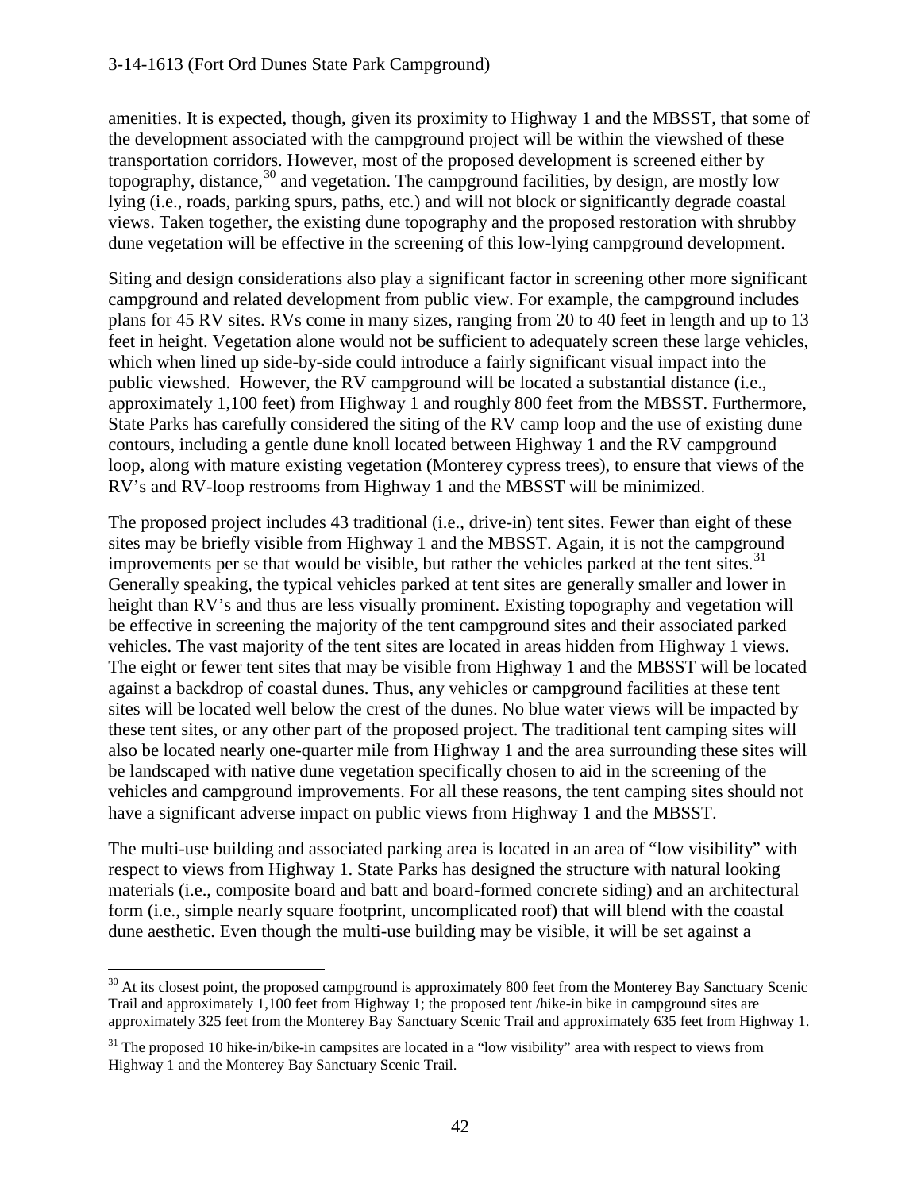amenities. It is expected, though, given its proximity to Highway 1 and the MBSST, that some of the development associated with the campground project will be within the viewshed of these transportation corridors. However, most of the proposed development is screened either by topography, distance,[30] and vegetation. The campground facilities, by design, are mostly low lying (i.e., roads, parking spurs, paths, etc.) and will not block or significantly degrade coastal views. Taken together, the existing dune topography and the proposed restoration with shrubby dune vegetation will be effective in the screening of this low-lying campground development.

Siting and design considerations also play a significant factor in screening other more significant campground and related development from public view. For example, the campground includes plans for 45 RV sites. RVs come in many sizes, ranging from 20 to 40 feet in length and up to 13 feet in height. Vegetation alone would not be sufficient to adequately screen these large vehicles, which when lined up side-by-side could introduce a fairly significant visual impact into the public viewshed. However, the RV campground will be located a substantial distance (i.e., approximately 1,100 feet) from Highway 1 and roughly 800 feet from the MBSST. Furthermore, State Parks has carefully considered the siting of the RV camp loop and the use of existing dune contours, including a gentle dune knoll located between Highway 1 and the RV campground loop, along with mature existing vegetation (Monterey cypress trees), to ensure that views of the RV's and RV-loop restrooms from Highway 1 and the MBSST will be minimized.

The proposed project includes 43 traditional (i.e., drive-in) tent sites. Fewer than eight of these sites may be briefly visible from Highway 1 and the MBSST. Again, it is not the campground improvements per se that would be visible, but rather the vehicles parked at the tent sites.[31] Generally speaking, the typical vehicles parked at tent sites are generally smaller and lower in height than RV's and thus are less visually prominent. Existing topography and vegetation will be effective in screening the majority of the tent campground sites and their associated parked vehicles. The vast majority of the tent sites are located in areas hidden from Highway 1 views. The eight or fewer tent sites that may be visible from Highway 1 and the MBSST will be located against a backdrop of coastal dunes. Thus, any vehicles or campground facilities at these tent sites will be located well below the crest of the dunes. No blue water views will be impacted by these tent sites, or any other part of the proposed project. The traditional tent camping sites will also be located nearly one-quarter mile from Highway 1 and the area surrounding these sites will be landscaped with native dune vegetation specifically chosen to aid in the screening of the vehicles and campground improvements. For all these reasons, the tent camping sites should not have a significant adverse impact on public views from Highway 1 and the MBSST.

The multi-use building and associated parking area is located in an area of "low visibility" with respect to views from Highway 1. State Parks has designed the structure with natural looking materials (i.e., composite board and batt and board-formed concrete siding) and an architectural form (i.e., simple nearly square footprint, uncomplicated roof) that will blend with the coastal dune aesthetic. Even though the multi-use building may be visible, it will be set against a

[30] At its closest point, the proposed campground is approximately 800 feet from the Monterey Bay Sanctuary Scenic Trail and approximately 1,100 feet from Highway 1; the proposed tent /hike-in bike in campground sites are approximately 325 feet from the Monterey Bay Sanctuary Scenic Trail and approximately 635 feet from Highway 1.

[31] The proposed 10 hike-in/bike-in campsites are located in a "low visibility" area with respect to views from Highway 1 and the Monterey Bay Sanctuary Scenic Trail.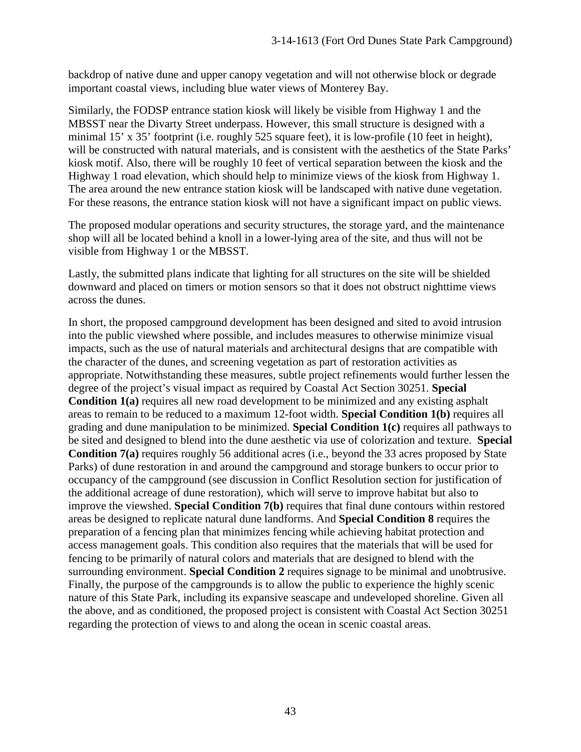backdrop of native dune and upper canopy vegetation and will not otherwise block or degrade important coastal views, including blue water views of Monterey Bay.

Similarly, the FODSP entrance station kiosk will likely be visible from Highway 1 and the MBSST near the Divarty Street underpass. However, this small structure is designed with a minimal 15' x 35' footprint (i.e. roughly 525 square feet), it is low-profile (10 feet in height), will be constructed with natural materials, and is consistent with the aesthetics of the State Parks' kiosk motif. Also, there will be roughly 10 feet of vertical separation between the kiosk and the Highway 1 road elevation, which should help to minimize views of the kiosk from Highway 1. The area around the new entrance station kiosk will be landscaped with native dune vegetation. For these reasons, the entrance station kiosk will not have a significant impact on public views.

The proposed modular operations and security structures, the storage yard, and the maintenance shop will all be located behind a knoll in a lower-lying area of the site, and thus will not be visible from Highway 1 or the MBSST.

Lastly, the submitted plans indicate that lighting for all structures on the site will be shielded downward and placed on timers or motion sensors so that it does not obstruct nighttime views across the dunes.

In short, the proposed campground development has been designed and sited to avoid intrusion into the public viewshed where possible, and includes measures to otherwise minimize visual impacts, such as the use of natural materials and architectural designs that are compatible with the character of the dunes, and screening vegetation as part of restoration activities as appropriate. Notwithstanding these measures, subtle project refinements would further lessen the degree of the project's visual impact as required by Coastal Act Section 30251. **Special Condition 1(a)** requires all new road development to be minimized and any existing asphalt areas to remain to be reduced to a maximum 12-foot width. **Special Condition 1(b)** requires all grading and dune manipulation to be minimized. **Special Condition 1(c)** requires all pathways to be sited and designed to blend into the dune aesthetic via use of colorization and texture. **Special Condition 7(a)** requires roughly 56 additional acres (i.e., beyond the 33 acres proposed by State Parks) of dune restoration in and around the campground and storage bunkers to occur prior to occupancy of the campground (see discussion in Conflict Resolution section for justification of the additional acreage of dune restoration), which will serve to improve habitat but also to improve the viewshed. **Special Condition 7(b)** requires that final dune contours within restored areas be designed to replicate natural dune landforms. And **Special Condition 8** requires the preparation of a fencing plan that minimizes fencing while achieving habitat protection and access management goals. This condition also requires that the materials that will be used for fencing to be primarily of natural colors and materials that are designed to blend with the surrounding environment. **Special Condition 2** requires signage to be minimal and unobtrusive. Finally, the purpose of the campgrounds is to allow the public to experience the highly scenic nature of this State Park, including its expansive seascape and undeveloped shoreline. Given all the above, and as conditioned, the proposed project is consistent with Coastal Act Section 30251 regarding the protection of views to and along the ocean in scenic coastal areas.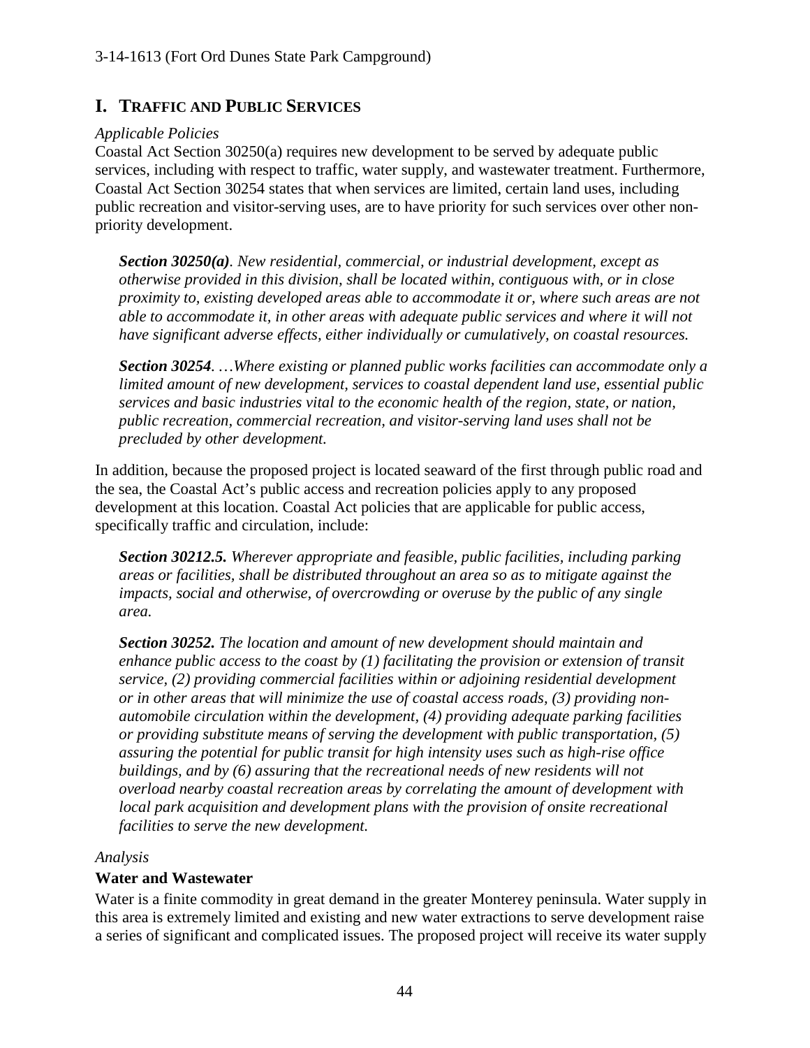## I. Traffic and Public Services

*Applicable Policies*

Coastal Act Section 30250(a) requires new development to be served by adequate public services, including with respect to traffic, water supply, and wastewater treatment. Furthermore, Coastal Act Section 30254 states that when services are limited, certain land uses, including public recreation and visitor-serving uses, are to have priority for such services over other non-priority development.

> ***Section 30250(a)****. New residential, commercial, or industrial development, except as otherwise provided in this division, shall be located within, contiguous with, or in close proximity to, existing developed areas able to accommodate it or, where such areas are not able to accommodate it, in other areas with adequate public services and where it will not have significant adverse effects, either individually or cumulatively, on coastal resources.*
>
> ***Section 30254****. …Where existing or planned public works facilities can accommodate only a limited amount of new development, services to coastal dependent land use, essential public services and basic industries vital to the economic health of the region, state, or nation, public recreation, commercial recreation, and visitor-serving land uses shall not be precluded by other development.*

In addition, because the proposed project is located seaward of the first through public road and the sea, the Coastal Act's public access and recreation policies apply to any proposed development at this location. Coastal Act policies that are applicable for public access, specifically traffic and circulation, include:

> ***Section 30212.5.*** *Wherever appropriate and feasible, public facilities, including parking areas or facilities, shall be distributed throughout an area so as to mitigate against the impacts, social and otherwise, of overcrowding or overuse by the public of any single area.*
>
> ***Section 30252.*** *The location and amount of new development should maintain and enhance public access to the coast by (1) facilitating the provision or extension of transit service, (2) providing commercial facilities within or adjoining residential development or in other areas that will minimize the use of coastal access roads, (3) providing non-automobile circulation within the development, (4) providing adequate parking facilities or providing substitute means of serving the development with public transportation, (5) assuring the potential for public transit for high intensity uses such as high-rise office buildings, and by (6) assuring that the recreational needs of new residents will not overload nearby coastal recreation areas by correlating the amount of development with local park acquisition and development plans with the provision of onsite recreational facilities to serve the new development.*

*Analysis*

**Water and Wastewater**

Water is a finite commodity in great demand in the greater Monterey peninsula. Water supply in this area is extremely limited and existing and new water extractions to serve development raise a series of significant and complicated issues. The proposed project will receive its water supply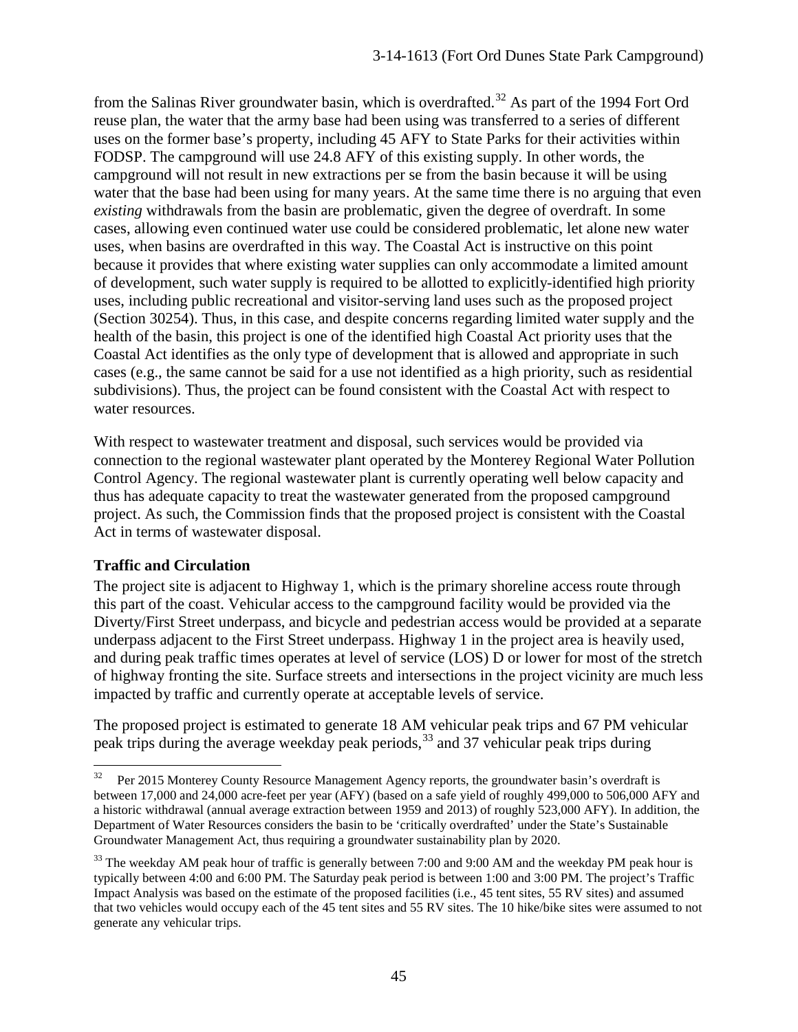from the Salinas River groundwater basin, which is overdrafted.[32] As part of the 1994 Fort Ord reuse plan, the water that the army base had been using was transferred to a series of different uses on the former base's property, including 45 AFY to State Parks for their activities within FODSP. The campground will use 24.8 AFY of this existing supply. In other words, the campground will not result in new extractions per se from the basin because it will be using water that the base had been using for many years. At the same time there is no arguing that even *existing* withdrawals from the basin are problematic, given the degree of overdraft. In some cases, allowing even continued water use could be considered problematic, let alone new water uses, when basins are overdrafted in this way. The Coastal Act is instructive on this point because it provides that where existing water supplies can only accommodate a limited amount of development, such water supply is required to be allotted to explicitly-identified high priority uses, including public recreational and visitor-serving land uses such as the proposed project (Section 30254). Thus, in this case, and despite concerns regarding limited water supply and the health of the basin, this project is one of the identified high Coastal Act priority uses that the Coastal Act identifies as the only type of development that is allowed and appropriate in such cases (e.g., the same cannot be said for a use not identified as a high priority, such as residential subdivisions). Thus, the project can be found consistent with the Coastal Act with respect to water resources.

With respect to wastewater treatment and disposal, such services would be provided via connection to the regional wastewater plant operated by the Monterey Regional Water Pollution Control Agency. The regional wastewater plant is currently operating well below capacity and thus has adequate capacity to treat the wastewater generated from the proposed campground project. As such, the Commission finds that the proposed project is consistent with the Coastal Act in terms of wastewater disposal.

**Traffic and Circulation**

The project site is adjacent to Highway 1, which is the primary shoreline access route through this part of the coast. Vehicular access to the campground facility would be provided via the Diverty/First Street underpass, and bicycle and pedestrian access would be provided at a separate underpass adjacent to the First Street underpass. Highway 1 in the project area is heavily used, and during peak traffic times operates at level of service (LOS) D or lower for most of the stretch of highway fronting the site. Surface streets and intersections in the project vicinity are much less impacted by traffic and currently operate at acceptable levels of service.

The proposed project is estimated to generate 18 AM vehicular peak trips and 67 PM vehicular peak trips during the average weekday peak periods,[33] and 37 vehicular peak trips during

---

[32] Per 2015 Monterey County Resource Management Agency reports, the groundwater basin's overdraft is between 17,000 and 24,000 acre-feet per year (AFY) (based on a safe yield of roughly 499,000 to 506,000 AFY and a historic withdrawal (annual average extraction between 1959 and 2013) of roughly 523,000 AFY). In addition, the Department of Water Resources considers the basin to be 'critically overdrafted' under the State's Sustainable Groundwater Management Act, thus requiring a groundwater sustainability plan by 2020.

[33] The weekday AM peak hour of traffic is generally between 7:00 and 9:00 AM and the weekday PM peak hour is typically between 4:00 and 6:00 PM. The Saturday peak period is between 1:00 and 3:00 PM. The project's Traffic Impact Analysis was based on the estimate of the proposed facilities (i.e., 45 tent sites, 55 RV sites) and assumed that two vehicles would occupy each of the 45 tent sites and 55 RV sites. The 10 hike/bike sites were assumed to not generate any vehicular trips.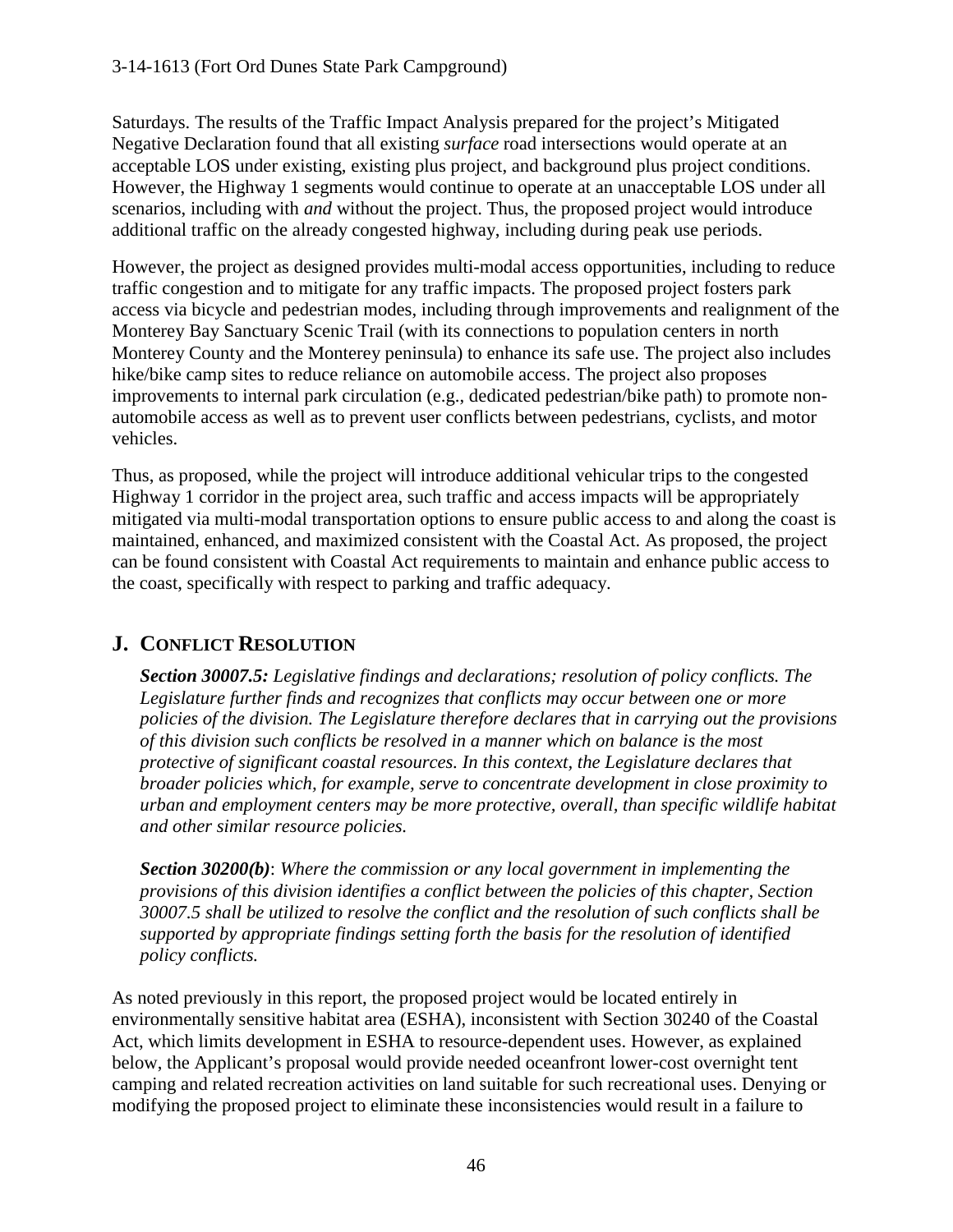Saturdays. The results of the Traffic Impact Analysis prepared for the project's Mitigated Negative Declaration found that all existing *surface* road intersections would operate at an acceptable LOS under existing, existing plus project, and background plus project conditions. However, the Highway 1 segments would continue to operate at an unacceptable LOS under all scenarios, including with *and* without the project. Thus, the proposed project would introduce additional traffic on the already congested highway, including during peak use periods.

However, the project as designed provides multi-modal access opportunities, including to reduce traffic congestion and to mitigate for any traffic impacts. The proposed project fosters park access via bicycle and pedestrian modes, including through improvements and realignment of the Monterey Bay Sanctuary Scenic Trail (with its connections to population centers in north Monterey County and the Monterey peninsula) to enhance its safe use. The project also includes hike/bike camp sites to reduce reliance on automobile access. The project also proposes improvements to internal park circulation (e.g., dedicated pedestrian/bike path) to promote non-automobile access as well as to prevent user conflicts between pedestrians, cyclists, and motor vehicles.

Thus, as proposed, while the project will introduce additional vehicular trips to the congested Highway 1 corridor in the project area, such traffic and access impacts will be appropriately mitigated via multi-modal transportation options to ensure public access to and along the coast is maintained, enhanced, and maximized consistent with the Coastal Act. As proposed, the project can be found consistent with Coastal Act requirements to maintain and enhance public access to the coast, specifically with respect to parking and traffic adequacy.

## J. Conflict Resolution

> ***Section 30007.5:*** *Legislative findings and declarations; resolution of policy conflicts. The Legislature further finds and recognizes that conflicts may occur between one or more policies of the division. The Legislature therefore declares that in carrying out the provisions of this division such conflicts be resolved in a manner which on balance is the most protective of significant coastal resources. In this context, the Legislature declares that broader policies which, for example, serve to concentrate development in close proximity to urban and employment centers may be more protective, overall, than specific wildlife habitat and other similar resource policies.*
>
> ***Section 30200(b)***: *Where the commission or any local government in implementing the provisions of this division identifies a conflict between the policies of this chapter, Section 30007.5 shall be utilized to resolve the conflict and the resolution of such conflicts shall be supported by appropriate findings setting forth the basis for the resolution of identified policy conflicts.*

As noted previously in this report, the proposed project would be located entirely in environmentally sensitive habitat area (ESHA), inconsistent with Section 30240 of the Coastal Act, which limits development in ESHA to resource-dependent uses. However, as explained below, the Applicant's proposal would provide needed oceanfront lower-cost overnight tent camping and related recreation activities on land suitable for such recreational uses. Denying or modifying the proposed project to eliminate these inconsistencies would result in a failure to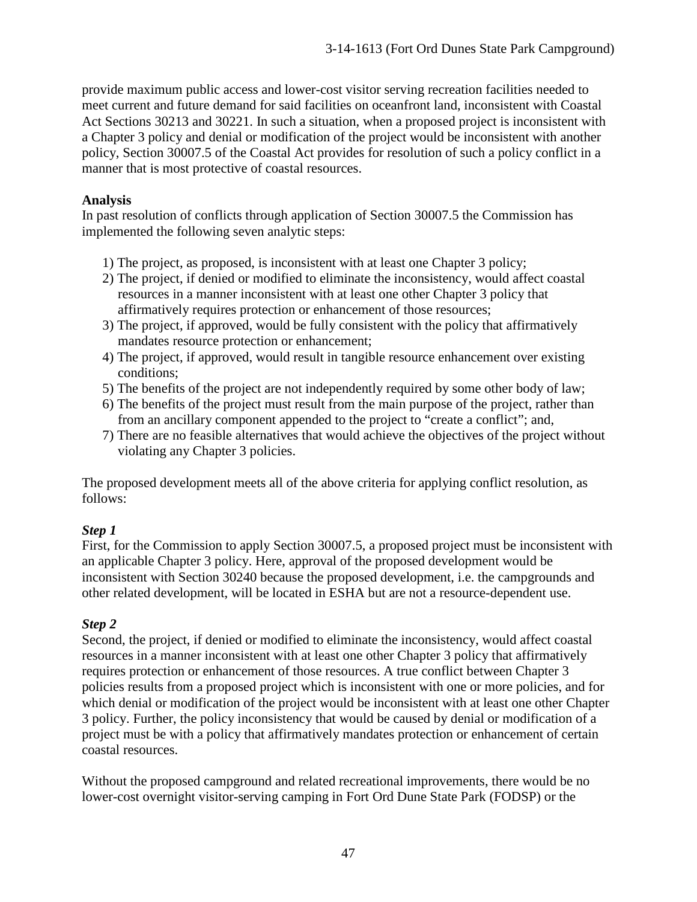provide maximum public access and lower-cost visitor serving recreation facilities needed to meet current and future demand for said facilities on oceanfront land, inconsistent with Coastal Act Sections 30213 and 30221. In such a situation, when a proposed project is inconsistent with a Chapter 3 policy and denial or modification of the project would be inconsistent with another policy, Section 30007.5 of the Coastal Act provides for resolution of such a policy conflict in a manner that is most protective of coastal resources.

**Analysis**

In past resolution of conflicts through application of Section 30007.5 the Commission has implemented the following seven analytic steps:

1) The project, as proposed, is inconsistent with at least one Chapter 3 policy;
2) The project, if denied or modified to eliminate the inconsistency, would affect coastal resources in a manner inconsistent with at least one other Chapter 3 policy that affirmatively requires protection or enhancement of those resources;
3) The project, if approved, would be fully consistent with the policy that affirmatively mandates resource protection or enhancement;
4) The project, if approved, would result in tangible resource enhancement over existing conditions;
5) The benefits of the project are not independently required by some other body of law;
6) The benefits of the project must result from the main purpose of the project, rather than from an ancillary component appended to the project to "create a conflict"; and,
7) There are no feasible alternatives that would achieve the objectives of the project without violating any Chapter 3 policies.

The proposed development meets all of the above criteria for applying conflict resolution, as follows:

***Step 1***

First, for the Commission to apply Section 30007.5, a proposed project must be inconsistent with an applicable Chapter 3 policy. Here, approval of the proposed development would be inconsistent with Section 30240 because the proposed development, i.e. the campgrounds and other related development, will be located in ESHA but are not a resource-dependent use.

***Step 2***

Second, the project, if denied or modified to eliminate the inconsistency, would affect coastal resources in a manner inconsistent with at least one other Chapter 3 policy that affirmatively requires protection or enhancement of those resources. A true conflict between Chapter 3 policies results from a proposed project which is inconsistent with one or more policies, and for which denial or modification of the project would be inconsistent with at least one other Chapter 3 policy. Further, the policy inconsistency that would be caused by denial or modification of a project must be with a policy that affirmatively mandates protection or enhancement of certain coastal resources.

Without the proposed campground and related recreational improvements, there would be no lower-cost overnight visitor-serving camping in Fort Ord Dune State Park (FODSP) or the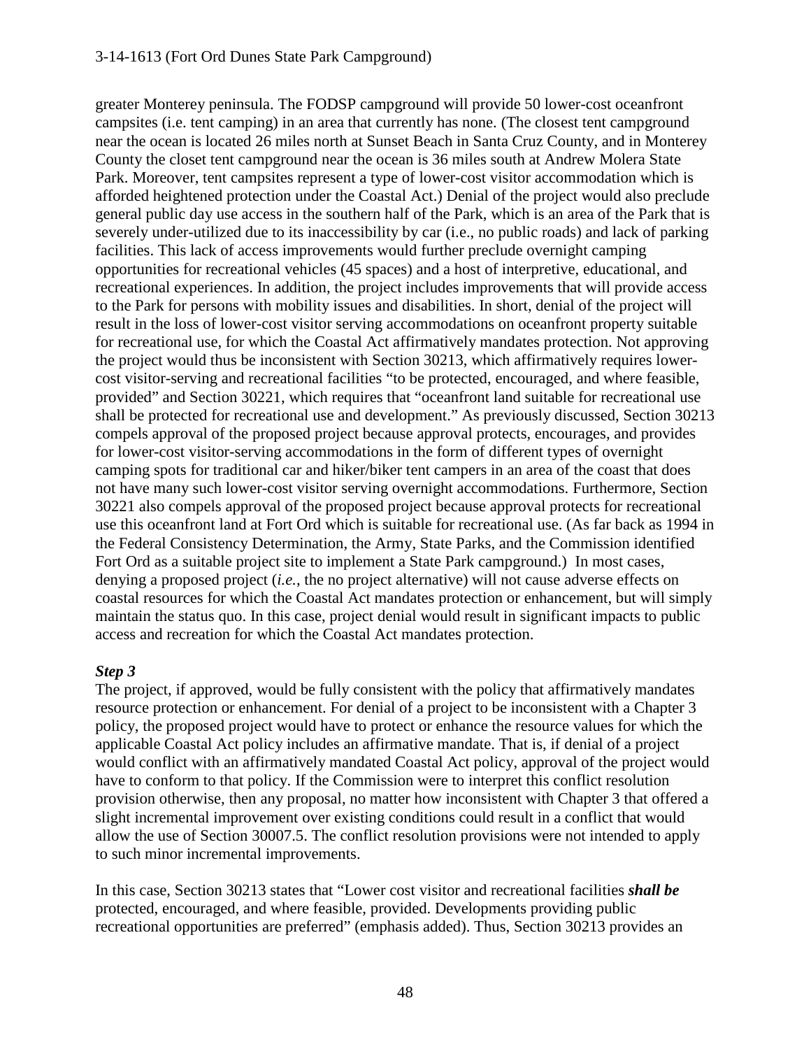greater Monterey peninsula. The FODSP campground will provide 50 lower-cost oceanfront campsites (i.e. tent camping) in an area that currently has none. (The closest tent campground near the ocean is located 26 miles north at Sunset Beach in Santa Cruz County, and in Monterey County the closet tent campground near the ocean is 36 miles south at Andrew Molera State Park. Moreover, tent campsites represent a type of lower-cost visitor accommodation which is afforded heightened protection under the Coastal Act.) Denial of the project would also preclude general public day use access in the southern half of the Park, which is an area of the Park that is severely under-utilized due to its inaccessibility by car (i.e., no public roads) and lack of parking facilities. This lack of access improvements would further preclude overnight camping opportunities for recreational vehicles (45 spaces) and a host of interpretive, educational, and recreational experiences. In addition, the project includes improvements that will provide access to the Park for persons with mobility issues and disabilities. In short, denial of the project will result in the loss of lower-cost visitor serving accommodations on oceanfront property suitable for recreational use, for which the Coastal Act affirmatively mandates protection. Not approving the project would thus be inconsistent with Section 30213, which affirmatively requires lower-cost visitor-serving and recreational facilities "to be protected, encouraged, and where feasible, provided" and Section 30221, which requires that "oceanfront land suitable for recreational use shall be protected for recreational use and development." As previously discussed, Section 30213 compels approval of the proposed project because approval protects, encourages, and provides for lower-cost visitor-serving accommodations in the form of different types of overnight camping spots for traditional car and hiker/biker tent campers in an area of the coast that does not have many such lower-cost visitor serving overnight accommodations. Furthermore, Section 30221 also compels approval of the proposed project because approval protects for recreational use this oceanfront land at Fort Ord which is suitable for recreational use. (As far back as 1994 in the Federal Consistency Determination, the Army, State Parks, and the Commission identified Fort Ord as a suitable project site to implement a State Park campground.) In most cases, denying a proposed project (*i.e.*, the no project alternative) will not cause adverse effects on coastal resources for which the Coastal Act mandates protection or enhancement, but will simply maintain the status quo. In this case, project denial would result in significant impacts to public access and recreation for which the Coastal Act mandates protection.

***Step 3***

The project, if approved, would be fully consistent with the policy that affirmatively mandates resource protection or enhancement. For denial of a project to be inconsistent with a Chapter 3 policy, the proposed project would have to protect or enhance the resource values for which the applicable Coastal Act policy includes an affirmative mandate. That is, if denial of a project would conflict with an affirmatively mandated Coastal Act policy, approval of the project would have to conform to that policy. If the Commission were to interpret this conflict resolution provision otherwise, then any proposal, no matter how inconsistent with Chapter 3 that offered a slight incremental improvement over existing conditions could result in a conflict that would allow the use of Section 30007.5. The conflict resolution provisions were not intended to apply to such minor incremental improvements.

In this case, Section 30213 states that "Lower cost visitor and recreational facilities ***shall be*** protected, encouraged, and where feasible, provided. Developments providing public recreational opportunities are preferred" (emphasis added). Thus, Section 30213 provides an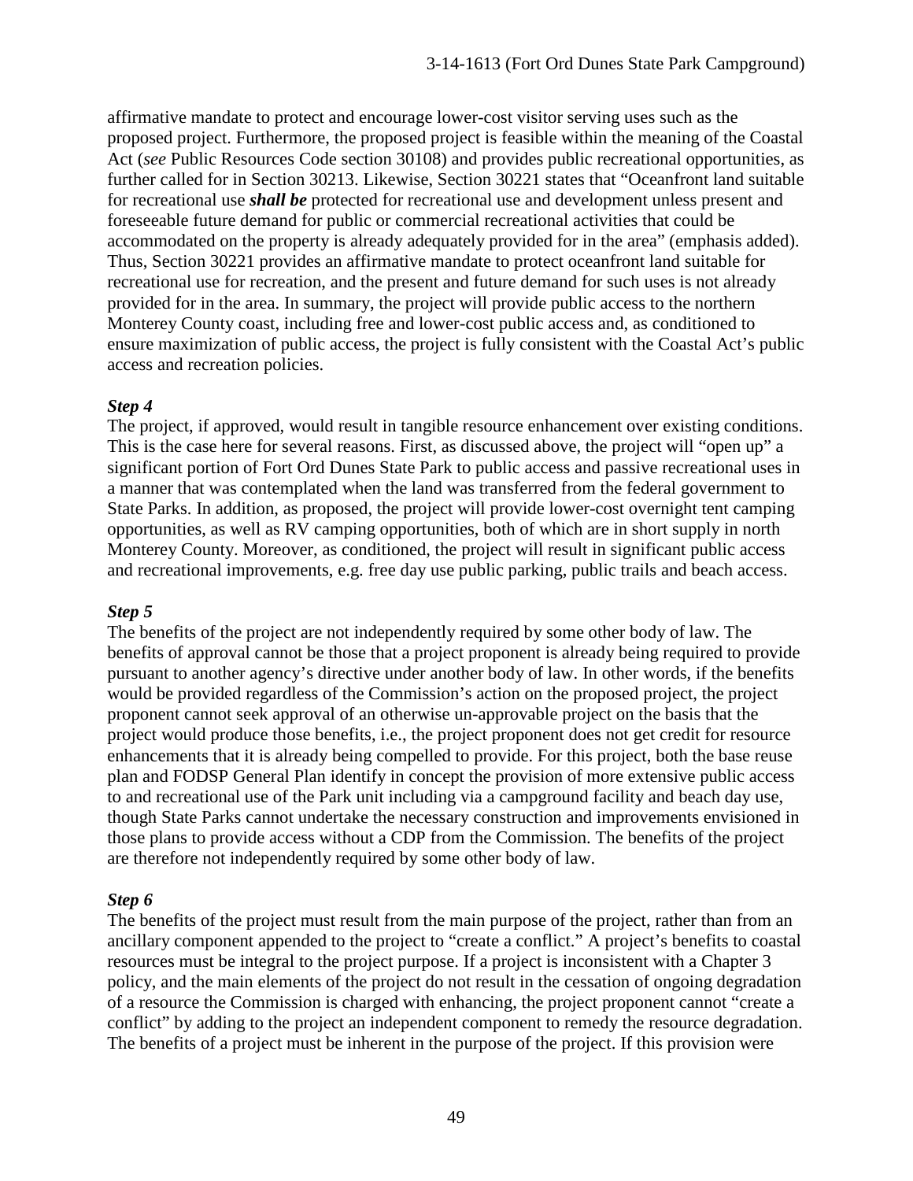affirmative mandate to protect and encourage lower-cost visitor serving uses such as the proposed project. Furthermore, the proposed project is feasible within the meaning of the Coastal Act (*see* Public Resources Code section 30108) and provides public recreational opportunities, as further called for in Section 30213. Likewise, Section 30221 states that "Oceanfront land suitable for recreational use ***shall be*** protected for recreational use and development unless present and foreseeable future demand for public or commercial recreational activities that could be accommodated on the property is already adequately provided for in the area" (emphasis added). Thus, Section 30221 provides an affirmative mandate to protect oceanfront land suitable for recreational use for recreation, and the present and future demand for such uses is not already provided for in the area. In summary, the project will provide public access to the northern Monterey County coast, including free and lower-cost public access and, as conditioned to ensure maximization of public access, the project is fully consistent with the Coastal Act's public access and recreation policies.

***Step 4***

The project, if approved, would result in tangible resource enhancement over existing conditions. This is the case here for several reasons. First, as discussed above, the project will "open up" a significant portion of Fort Ord Dunes State Park to public access and passive recreational uses in a manner that was contemplated when the land was transferred from the federal government to State Parks. In addition, as proposed, the project will provide lower-cost overnight tent camping opportunities, as well as RV camping opportunities, both of which are in short supply in north Monterey County. Moreover, as conditioned, the project will result in significant public access and recreational improvements, e.g. free day use public parking, public trails and beach access.

***Step 5***

The benefits of the project are not independently required by some other body of law. The benefits of approval cannot be those that a project proponent is already being required to provide pursuant to another agency's directive under another body of law. In other words, if the benefits would be provided regardless of the Commission's action on the proposed project, the project proponent cannot seek approval of an otherwise un-approvable project on the basis that the project would produce those benefits, i.e., the project proponent does not get credit for resource enhancements that it is already being compelled to provide. For this project, both the base reuse plan and FODSP General Plan identify in concept the provision of more extensive public access to and recreational use of the Park unit including via a campground facility and beach day use, though State Parks cannot undertake the necessary construction and improvements envisioned in those plans to provide access without a CDP from the Commission. The benefits of the project are therefore not independently required by some other body of law.

***Step 6***

The benefits of the project must result from the main purpose of the project, rather than from an ancillary component appended to the project to "create a conflict." A project's benefits to coastal resources must be integral to the project purpose. If a project is inconsistent with a Chapter 3 policy, and the main elements of the project do not result in the cessation of ongoing degradation of a resource the Commission is charged with enhancing, the project proponent cannot "create a conflict" by adding to the project an independent component to remedy the resource degradation. The benefits of a project must be inherent in the purpose of the project. If this provision were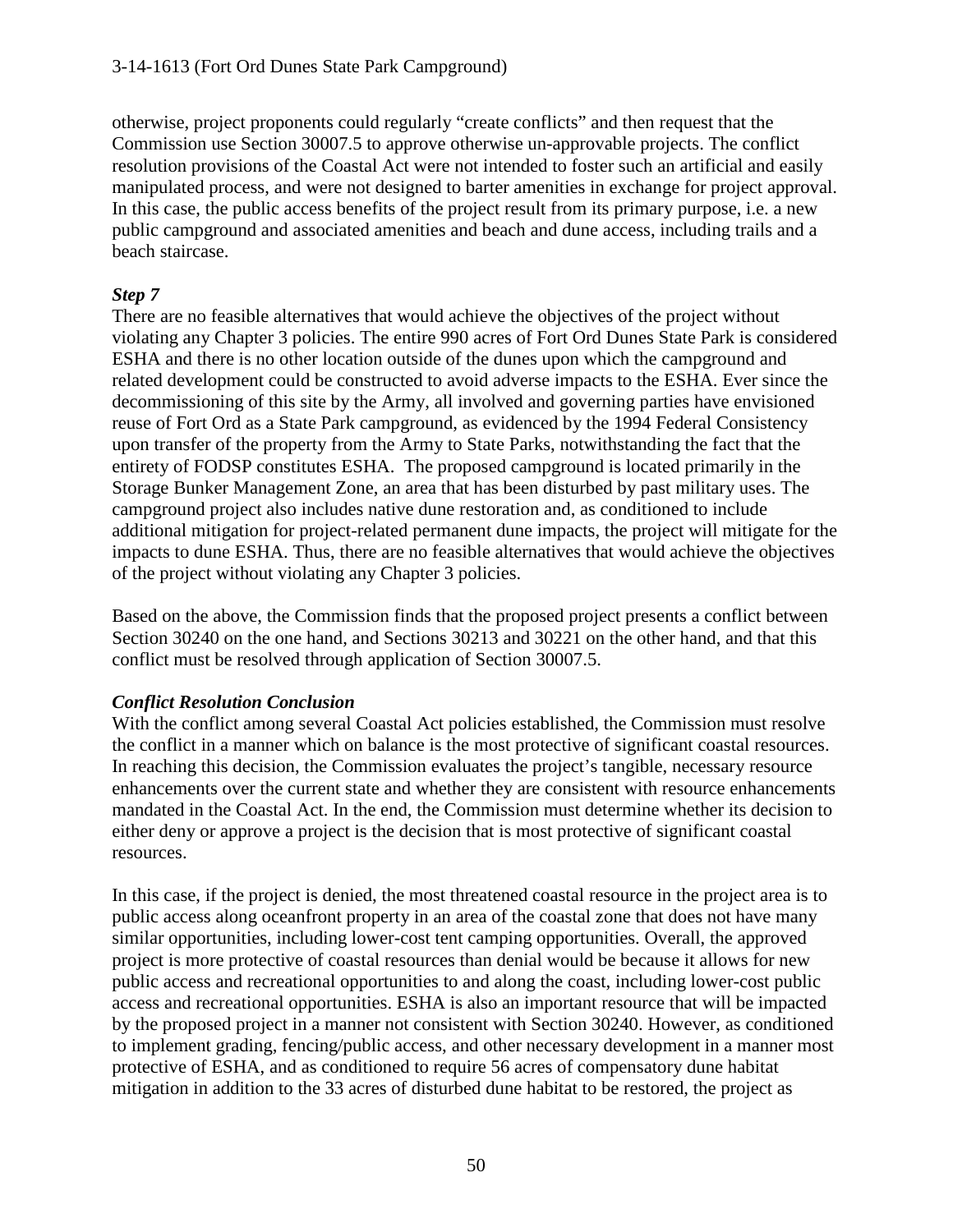otherwise, project proponents could regularly "create conflicts" and then request that the Commission use Section 30007.5 to approve otherwise un-approvable projects. The conflict resolution provisions of the Coastal Act were not intended to foster such an artificial and easily manipulated process, and were not designed to barter amenities in exchange for project approval. In this case, the public access benefits of the project result from its primary purpose, i.e. a new public campground and associated amenities and beach and dune access, including trails and a beach staircase.

***Step 7***

There are no feasible alternatives that would achieve the objectives of the project without violating any Chapter 3 policies. The entire 990 acres of Fort Ord Dunes State Park is considered ESHA and there is no other location outside of the dunes upon which the campground and related development could be constructed to avoid adverse impacts to the ESHA. Ever since the decommissioning of this site by the Army, all involved and governing parties have envisioned reuse of Fort Ord as a State Park campground, as evidenced by the 1994 Federal Consistency upon transfer of the property from the Army to State Parks, notwithstanding the fact that the entirety of FODSP constitutes ESHA. The proposed campground is located primarily in the Storage Bunker Management Zone, an area that has been disturbed by past military uses. The campground project also includes native dune restoration and, as conditioned to include additional mitigation for project-related permanent dune impacts, the project will mitigate for the impacts to dune ESHA. Thus, there are no feasible alternatives that would achieve the objectives of the project without violating any Chapter 3 policies.

Based on the above, the Commission finds that the proposed project presents a conflict between Section 30240 on the one hand, and Sections 30213 and 30221 on the other hand, and that this conflict must be resolved through application of Section 30007.5.

***Conflict Resolution Conclusion***

With the conflict among several Coastal Act policies established, the Commission must resolve the conflict in a manner which on balance is the most protective of significant coastal resources. In reaching this decision, the Commission evaluates the project's tangible, necessary resource enhancements over the current state and whether they are consistent with resource enhancements mandated in the Coastal Act. In the end, the Commission must determine whether its decision to either deny or approve a project is the decision that is most protective of significant coastal resources.

In this case, if the project is denied, the most threatened coastal resource in the project area is to public access along oceanfront property in an area of the coastal zone that does not have many similar opportunities, including lower-cost tent camping opportunities. Overall, the approved project is more protective of coastal resources than denial would be because it allows for new public access and recreational opportunities to and along the coast, including lower-cost public access and recreational opportunities. ESHA is also an important resource that will be impacted by the proposed project in a manner not consistent with Section 30240. However, as conditioned to implement grading, fencing/public access, and other necessary development in a manner most protective of ESHA, and as conditioned to require 56 acres of compensatory dune habitat mitigation in addition to the 33 acres of disturbed dune habitat to be restored, the project as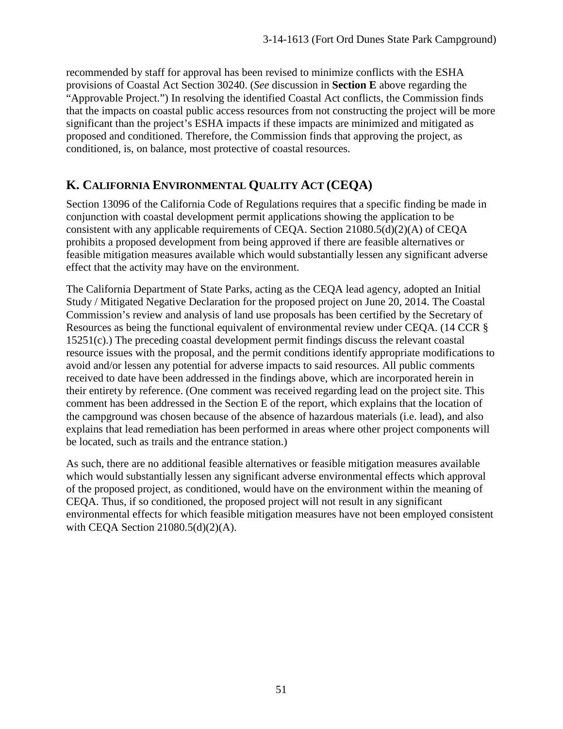recommended by staff for approval has been revised to minimize conflicts with the ESHA provisions of Coastal Act Section 30240. (*See* discussion in **Section E** above regarding the "Approvable Project.") In resolving the identified Coastal Act conflicts, the Commission finds that the impacts on coastal public access resources from not constructing the project will be more significant than the project's ESHA impacts if these impacts are minimized and mitigated as proposed and conditioned. Therefore, the Commission finds that approving the project, as conditioned, is, on balance, most protective of coastal resources.

## K. California Environmental Quality Act (CEQA)

Section 13096 of the California Code of Regulations requires that a specific finding be made in conjunction with coastal development permit applications showing the application to be consistent with any applicable requirements of CEQA. Section 21080.5(d)(2)(A) of CEQA prohibits a proposed development from being approved if there are feasible alternatives or feasible mitigation measures available which would substantially lessen any significant adverse effect that the activity may have on the environment.

The California Department of State Parks, acting as the CEQA lead agency, adopted an Initial Study / Mitigated Negative Declaration for the proposed project on June 20, 2014. The Coastal Commission's review and analysis of land use proposals has been certified by the Secretary of Resources as being the functional equivalent of environmental review under CEQA. (14 CCR § 15251(c).) The preceding coastal development permit findings discuss the relevant coastal resource issues with the proposal, and the permit conditions identify appropriate modifications to avoid and/or lessen any potential for adverse impacts to said resources. All public comments received to date have been addressed in the findings above, which are incorporated herein in their entirety by reference. (One comment was received regarding lead on the project site. This comment has been addressed in the Section E of the report, which explains that the location of the campground was chosen because of the absence of hazardous materials (i.e. lead), and also explains that lead remediation has been performed in areas where other project components will be located, such as trails and the entrance station.)

As such, there are no additional feasible alternatives or feasible mitigation measures available which would substantially lessen any significant adverse environmental effects which approval of the proposed project, as conditioned, would have on the environment within the meaning of CEQA. Thus, if so conditioned, the proposed project will not result in any significant environmental effects for which feasible mitigation measures have not been employed consistent with CEQA Section 21080.5(d)(2)(A).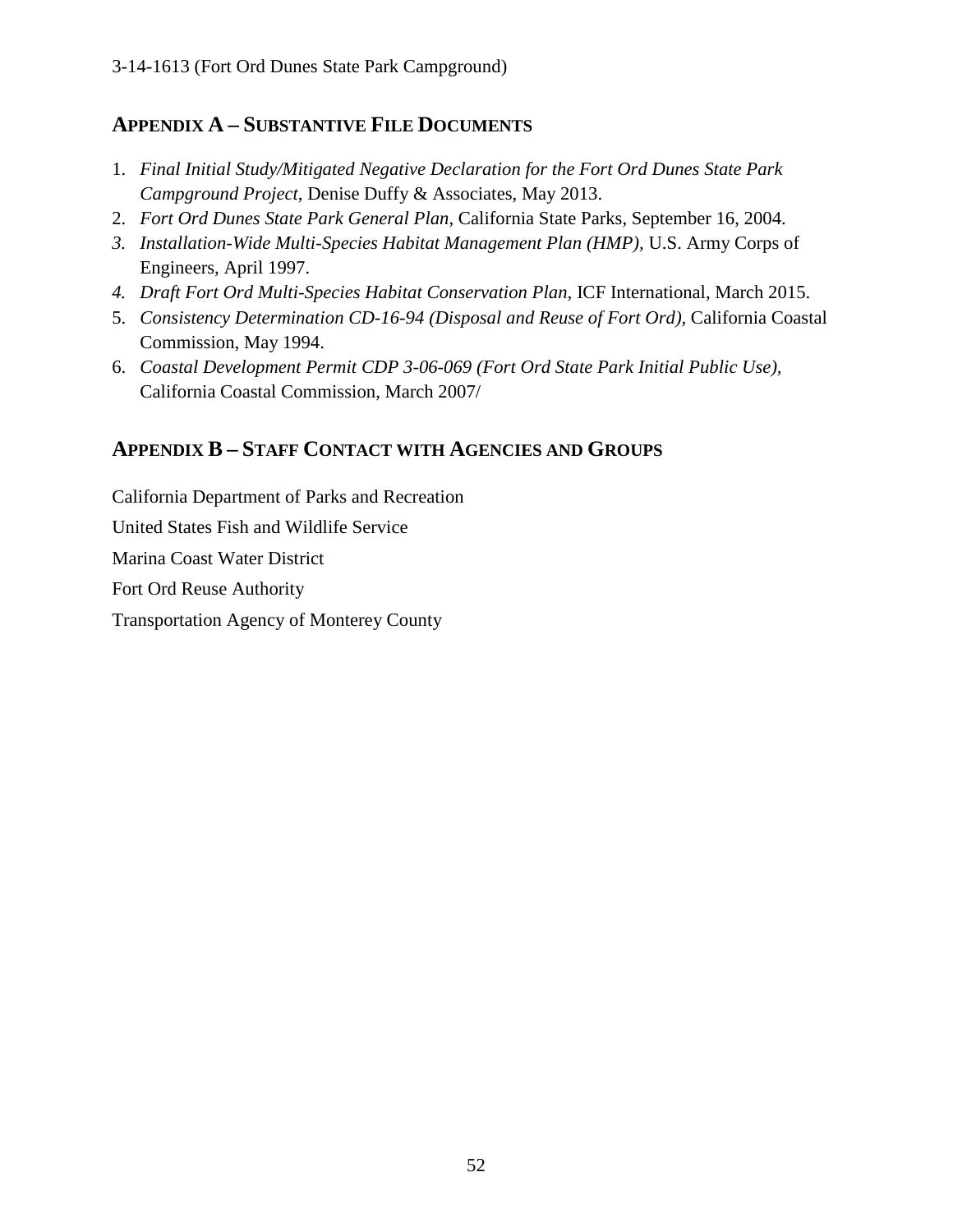## APPENDIX A – SUBSTANTIVE FILE DOCUMENTS

1. *Final Initial Study/Mitigated Negative Declaration for the Fort Ord Dunes State Park Campground Project,* Denise Duffy & Associates, May 2013.
2. *Fort Ord Dunes State Park General Plan,* California State Parks, September 16, 2004.
3. *Installation-Wide Multi-Species Habitat Management Plan (HMP),* U.S. Army Corps of Engineers, April 1997.
4. *Draft Fort Ord Multi-Species Habitat Conservation Plan,* ICF International, March 2015.
5. *Consistency Determination CD-16-94 (Disposal and Reuse of Fort Ord),* California Coastal Commission, May 1994.
6. *Coastal Development Permit CDP 3-06-069 (Fort Ord State Park Initial Public Use),* California Coastal Commission, March 2007/

## APPENDIX B – STAFF CONTACT WITH AGENCIES AND GROUPS

California Department of Parks and Recreation

United States Fish and Wildlife Service

Marina Coast Water District

Fort Ord Reuse Authority

Transportation Agency of Monterey County